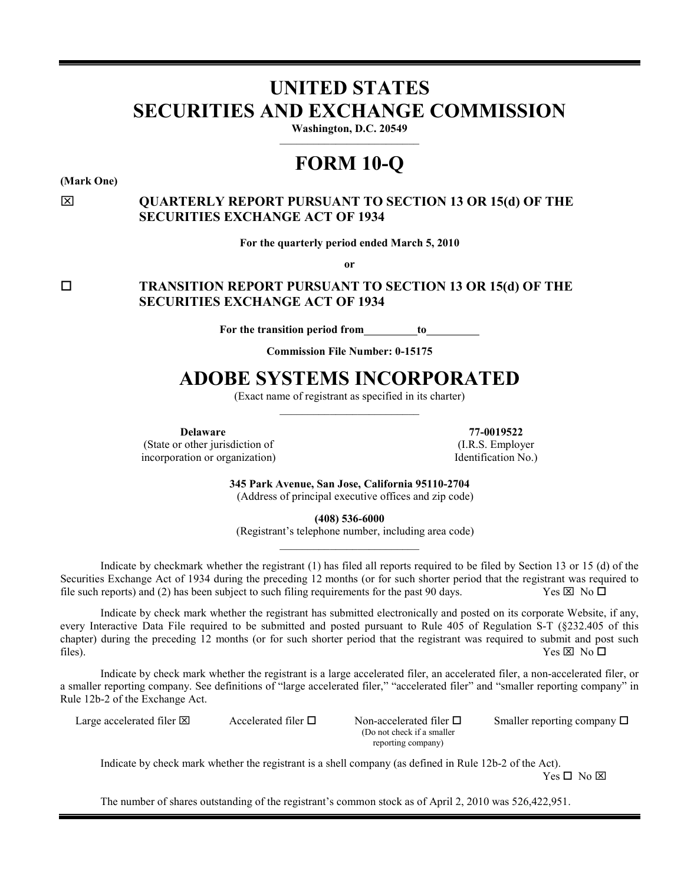# UNITED STATES
# SECURITIES AND EXCHANGE COMMISSION

**Washington, D.C. 20549**

# FORM 10-Q

**(Mark One)**

☒ **QUARTERLY REPORT PURSUANT TO SECTION 13 OR 15(d) OF THE SECURITIES EXCHANGE ACT OF 1934**

**For the quarterly period ended March 5, 2010**

**or**

☐ **TRANSITION REPORT PURSUANT TO SECTION 13 OR 15(d) OF THE SECURITIES EXCHANGE ACT OF 1934**

**For the transition period from\_\_\_\_\_\_\_\_\_to\_\_\_\_\_\_\_\_\_**

**Commission File Number: 0-15175**

# ADOBE SYSTEMS INCORPORATED

(Exact name of registrant as specified in its charter)

| **Delaware** | **77-0019522** |
|---|---|
| (State or other jurisdiction of incorporation or organization) | (I.R.S. Employer Identification No.) |

**345 Park Avenue, San Jose, California 95110-2704**
(Address of principal executive offices and zip code)

**(408) 536-6000**
(Registrant's telephone number, including area code)

Indicate by checkmark whether the registrant (1) has filed all reports required to be filed by Section 13 or 15 (d) of the Securities Exchange Act of 1934 during the preceding 12 months (or for such shorter period that the registrant was required to file such reports) and (2) has been subject to such filing requirements for the past 90 days. Yes ☒ No ☐

Indicate by check mark whether the registrant has submitted electronically and posted on its corporate Website, if any, every Interactive Data File required to be submitted and posted pursuant to Rule 405 of Regulation S-T (§232.405 of this chapter) during the preceding 12 months (or for such shorter period that the registrant was required to submit and post such files). Yes ☒ No ☐

Indicate by check mark whether the registrant is a large accelerated filer, an accelerated filer, a non-accelerated filer, or a smaller reporting company. See definitions of "large accelerated filer," "accelerated filer" and "smaller reporting company" in Rule 12b-2 of the Exchange Act.

| Large accelerated filer ☒ | Accelerated filer ☐ | Non-accelerated filer ☐ (Do not check if a smaller reporting company) | Smaller reporting company ☐ |
|---|---|---|---|

Indicate by check mark whether the registrant is a shell company (as defined in Rule 12b-2 of the Act). Yes ☐ No ☒

The number of shares outstanding of the registrant's common stock as of April 2, 2010 was 526,422,951.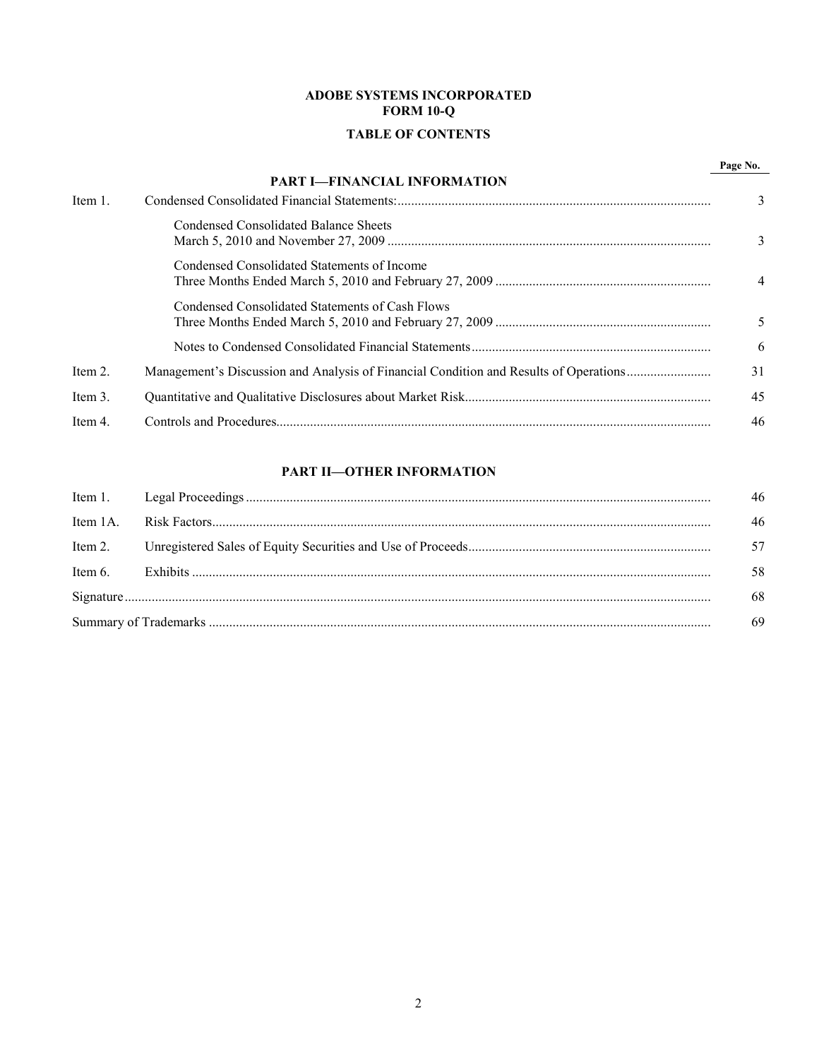**ADOBE SYSTEMS INCORPORATED**
**FORM 10-Q**

**TABLE OF CONTENTS**

| | | Page No. |
|---|---|---|
| | **PART I—FINANCIAL INFORMATION** | |
| Item 1. | Condensed Consolidated Financial Statements: | 3 |
| | Condensed Consolidated Balance Sheets March 5, 2010 and November 27, 2009 | 3 |
| | Condensed Consolidated Statements of Income Three Months Ended March 5, 2010 and February 27, 2009 | 4 |
| | Condensed Consolidated Statements of Cash Flows Three Months Ended March 5, 2010 and February 27, 2009 | 5 |
| | Notes to Condensed Consolidated Financial Statements | 6 |
| Item 2. | Management's Discussion and Analysis of Financial Condition and Results of Operations | 31 |
| Item 3. | Quantitative and Qualitative Disclosures about Market Risk | 45 |
| Item 4. | Controls and Procedures | 46 |
| | **PART II—OTHER INFORMATION** | |
| Item 1. | Legal Proceedings | 46 |
| Item 1A. | Risk Factors | 46 |
| Item 2. | Unregistered Sales of Equity Securities and Use of Proceeds | 57 |
| Item 6. | Exhibits | 58 |
| Signature | | 68 |
| Summary of Trademarks | | 69 |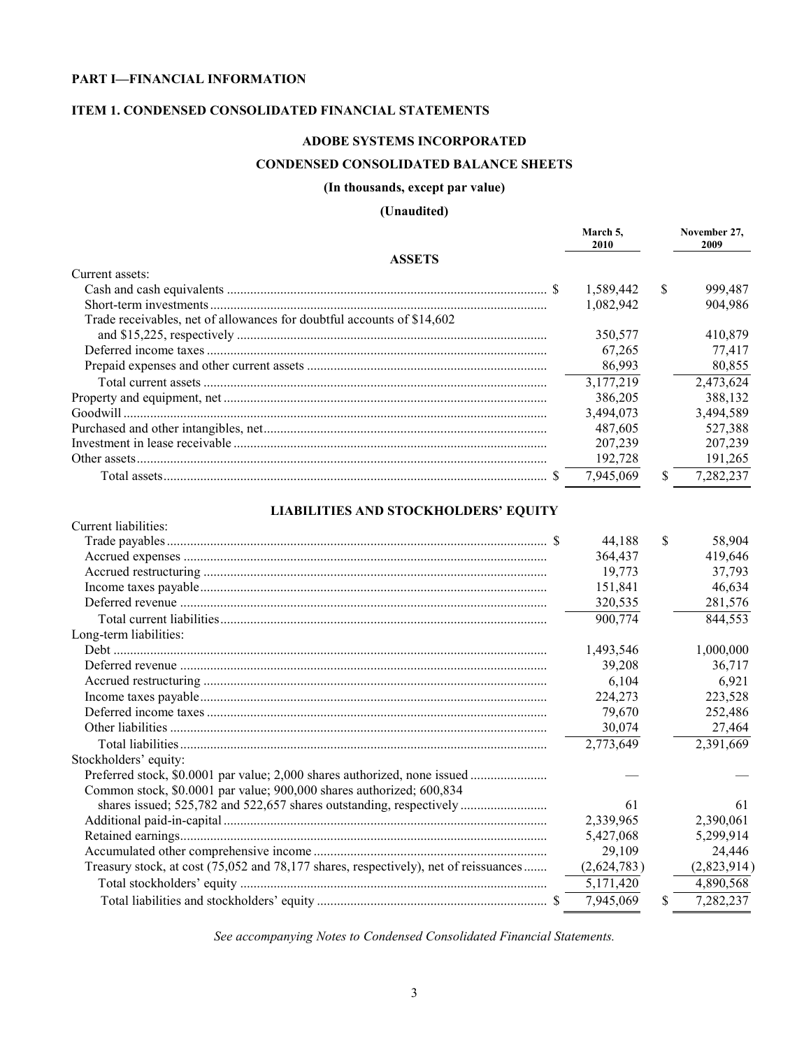# PART I—FINANCIAL INFORMATION

## ITEM 1. CONDENSED CONSOLIDATED FINANCIAL STATEMENTS

### ADOBE SYSTEMS INCORPORATED

### CONDENSED CONSOLIDATED BALANCE SHEETS

**(In thousands, except par value)**

**(Unaudited)**

| | March 5, 2010 | November 27, 2009 |
|---|---|---|
| **ASSETS** | | |
| Current assets: | | |
| Cash and cash equivalents | $ 1,589,442 | $ 999,487 |
| Short-term investments | 1,082,942 | 904,986 |
| Trade receivables, net of allowances for doubtful accounts of $14,602 and $15,225, respectively | 350,577 | 410,879 |
| Deferred income taxes | 67,265 | 77,417 |
| Prepaid expenses and other current assets | 86,993 | 80,855 |
| Total current assets | 3,177,219 | 2,473,624 |
| Property and equipment, net | 386,205 | 388,132 |
| Goodwill | 3,494,073 | 3,494,589 |
| Purchased and other intangibles, net | 487,605 | 527,388 |
| Investment in lease receivable | 207,239 | 207,239 |
| Other assets | 192,728 | 191,265 |
| Total assets | $ 7,945,069 | $ 7,282,237 |
| **LIABILITIES AND STOCKHOLDERS' EQUITY** | | |
| Current liabilities: | | |
| Trade payables | $ 44,188 | $ 58,904 |
| Accrued expenses | 364,437 | 419,646 |
| Accrued restructuring | 19,773 | 37,793 |
| Income taxes payable | 151,841 | 46,634 |
| Deferred revenue | 320,535 | 281,576 |
| Total current liabilities | 900,774 | 844,553 |
| Long-term liabilities: | | |
| Debt | 1,493,546 | 1,000,000 |
| Deferred revenue | 39,208 | 36,717 |
| Accrued restructuring | 6,104 | 6,921 |
| Income taxes payable | 224,273 | 223,528 |
| Deferred income taxes | 79,670 | 252,486 |
| Other liabilities | 30,074 | 27,464 |
| Total liabilities | 2,773,649 | 2,391,669 |
| Stockholders' equity: | | |
| Preferred stock, $0.0001 par value; 2,000 shares authorized, none issued | — | — |
| Common stock, $0.0001 par value; 900,000 shares authorized; 600,834 shares issued; 525,782 and 522,657 shares outstanding, respectively | 61 | 61 |
| Additional paid-in-capital | 2,339,965 | 2,390,061 |
| Retained earnings | 5,427,068 | 5,299,914 |
| Accumulated other comprehensive income | 29,109 | 24,446 |
| Treasury stock, at cost (75,052 and 78,177 shares, respectively), net of reissuances | (2,624,783) | (2,823,914) |
| Total stockholders' equity | 5,171,420 | 4,890,568 |
| Total liabilities and stockholders' equity | $ 7,945,069 | $ 7,282,237 |

*See accompanying Notes to Condensed Consolidated Financial Statements.*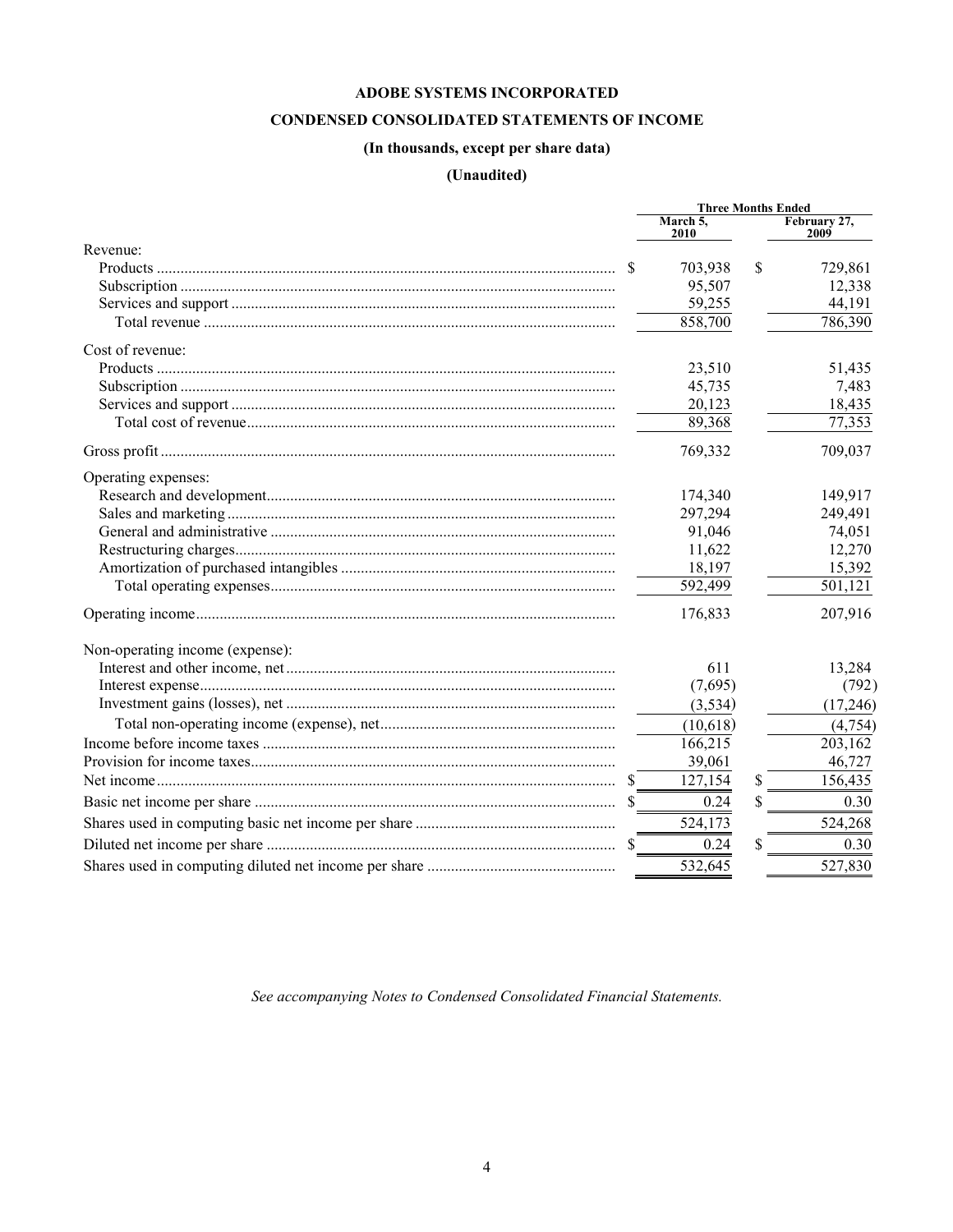**ADOBE SYSTEMS INCORPORATED**

**CONDENSED CONSOLIDATED STATEMENTS OF INCOME**

**(In thousands, except per share data)**

**(Unaudited)**

| | Three Months Ended | |
|---|---|---|
| | March 5, 2010 | February 27, 2009 |
| Revenue: | | |
| Products | $ 703,938 | $ 729,861 |
| Subscription | 95,507 | 12,338 |
| Services and support | 59,255 | 44,191 |
| Total revenue | 858,700 | 786,390 |
| Cost of revenue: | | |
| Products | 23,510 | 51,435 |
| Subscription | 45,735 | 7,483 |
| Services and support | 20,123 | 18,435 |
| Total cost of revenue | 89,368 | 77,353 |
| Gross profit | 769,332 | 709,037 |
| Operating expenses: | | |
| Research and development | 174,340 | 149,917 |
| Sales and marketing | 297,294 | 249,491 |
| General and administrative | 91,046 | 74,051 |
| Restructuring charges | 11,622 | 12,270 |
| Amortization of purchased intangibles | 18,197 | 15,392 |
| Total operating expenses | 592,499 | 501,121 |
| Operating income | 176,833 | 207,916 |
| Non-operating income (expense): | | |
| Interest and other income, net | 611 | 13,284 |
| Interest expense | (7,695) | (792) |
| Investment gains (losses), net | (3,534) | (17,246) |
| Total non-operating income (expense), net | (10,618) | (4,754) |
| Income before income taxes | 166,215 | 203,162 |
| Provision for income taxes | 39,061 | 46,727 |
| Net income | $ 127,154 | $ 156,435 |
| Basic net income per share | $ 0.24 | $ 0.30 |
| Shares used in computing basic net income per share | 524,173 | 524,268 |
| Diluted net income per share | $ 0.24 | $ 0.30 |
| Shares used in computing diluted net income per share | 532,645 | 527,830 |

*See accompanying Notes to Condensed Consolidated Financial Statements.*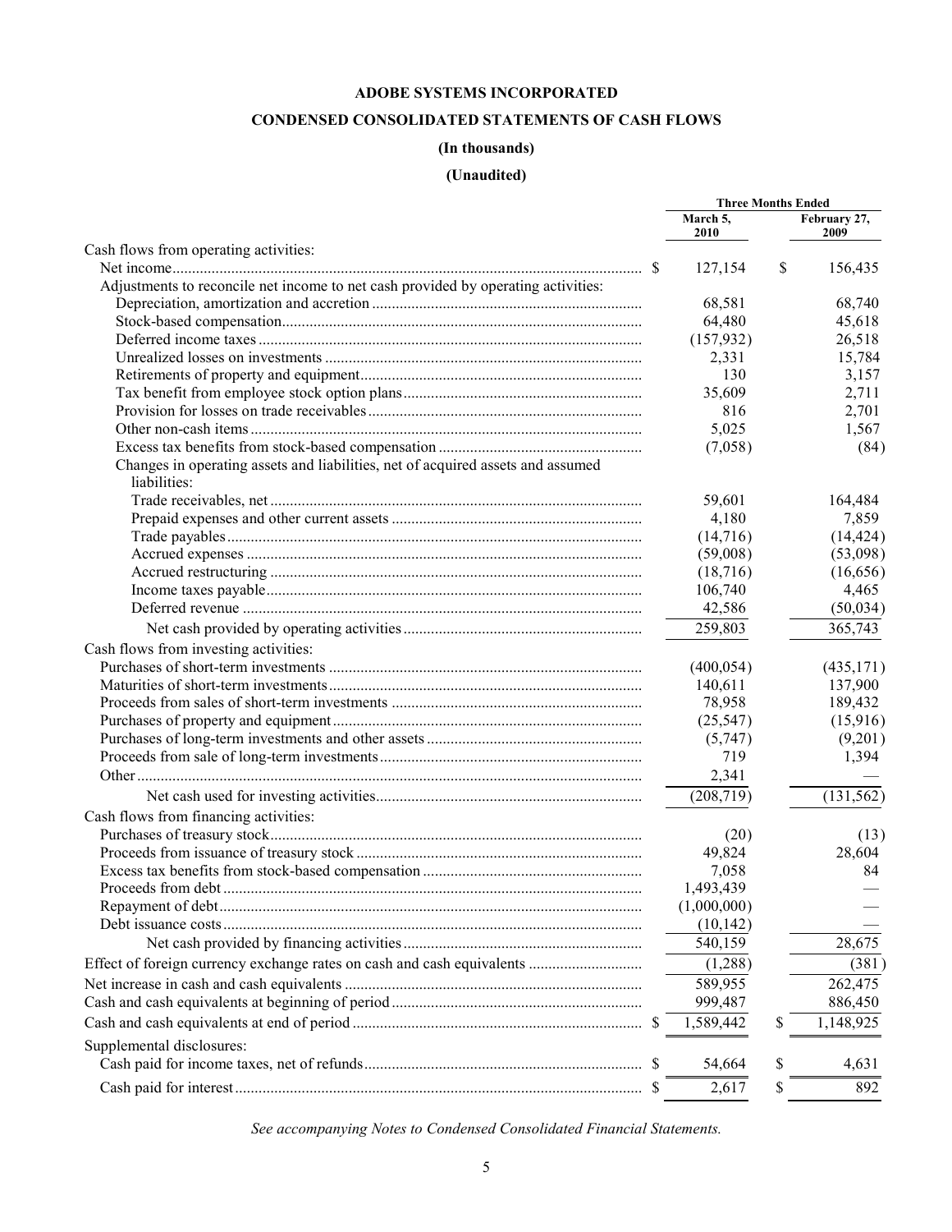# ADOBE SYSTEMS INCORPORATED

## CONDENSED CONSOLIDATED STATEMENTS OF CASH FLOWS

### (In thousands)

### (Unaudited)

| | Three Months Ended | |
|---|---|---|
| | March 5, 2010 | February 27, 2009 |
| Cash flows from operating activities: | | |
| Net income | $ 127,154 | $ 156,435 |
| Adjustments to reconcile net income to net cash provided by operating activities: | | |
| Depreciation, amortization and accretion | 68,581 | 68,740 |
| Stock-based compensation | 64,480 | 45,618 |
| Deferred income taxes | (157,932) | 26,518 |
| Unrealized losses on investments | 2,331 | 15,784 |
| Retirements of property and equipment | 130 | 3,157 |
| Tax benefit from employee stock option plans | 35,609 | 2,711 |
| Provision for losses on trade receivables | 816 | 2,701 |
| Other non-cash items | 5,025 | 1,567 |
| Excess tax benefits from stock-based compensation | (7,058) | (84) |
| Changes in operating assets and liabilities, net of acquired assets and assumed liabilities: | | |
| Trade receivables, net | 59,601 | 164,484 |
| Prepaid expenses and other current assets | 4,180 | 7,859 |
| Trade payables | (14,716) | (14,424) |
| Accrued expenses | (59,008) | (53,098) |
| Accrued restructuring | (18,716) | (16,656) |
| Income taxes payable | 106,740 | 4,465 |
| Deferred revenue | 42,586 | (50,034) |
| Net cash provided by operating activities | 259,803 | 365,743 |
| Cash flows from investing activities: | | |
| Purchases of short-term investments | (400,054) | (435,171) |
| Maturities of short-term investments | 140,611 | 137,900 |
| Proceeds from sales of short-term investments | 78,958 | 189,432 |
| Purchases of property and equipment | (25,547) | (15,916) |
| Purchases of long-term investments and other assets | (5,747) | (9,201) |
| Proceeds from sale of long-term investments | 719 | 1,394 |
| Other | 2,341 | — |
| Net cash used for investing activities | (208,719) | (131,562) |
| Cash flows from financing activities: | | |
| Purchases of treasury stock | (20) | (13) |
| Proceeds from issuance of treasury stock | 49,824 | 28,604 |
| Excess tax benefits from stock-based compensation | 7,058 | 84 |
| Proceeds from debt | 1,493,439 | — |
| Repayment of debt | (1,000,000) | — |
| Debt issuance costs | (10,142) | — |
| Net cash provided by financing activities | 540,159 | 28,675 |
| Effect of foreign currency exchange rates on cash and cash equivalents | (1,288) | (381) |
| Net increase in cash and cash equivalents | 589,955 | 262,475 |
| Cash and cash equivalents at beginning of period | 999,487 | 886,450 |
| Cash and cash equivalents at end of period | $ 1,589,442 | $ 1,148,925 |
| Supplemental disclosures: | | |
| Cash paid for income taxes, net of refunds | $ 54,664 | $ 4,631 |
| Cash paid for interest | $ 2,617 | $ 892 |

*See accompanying Notes to Condensed Consolidated Financial Statements.*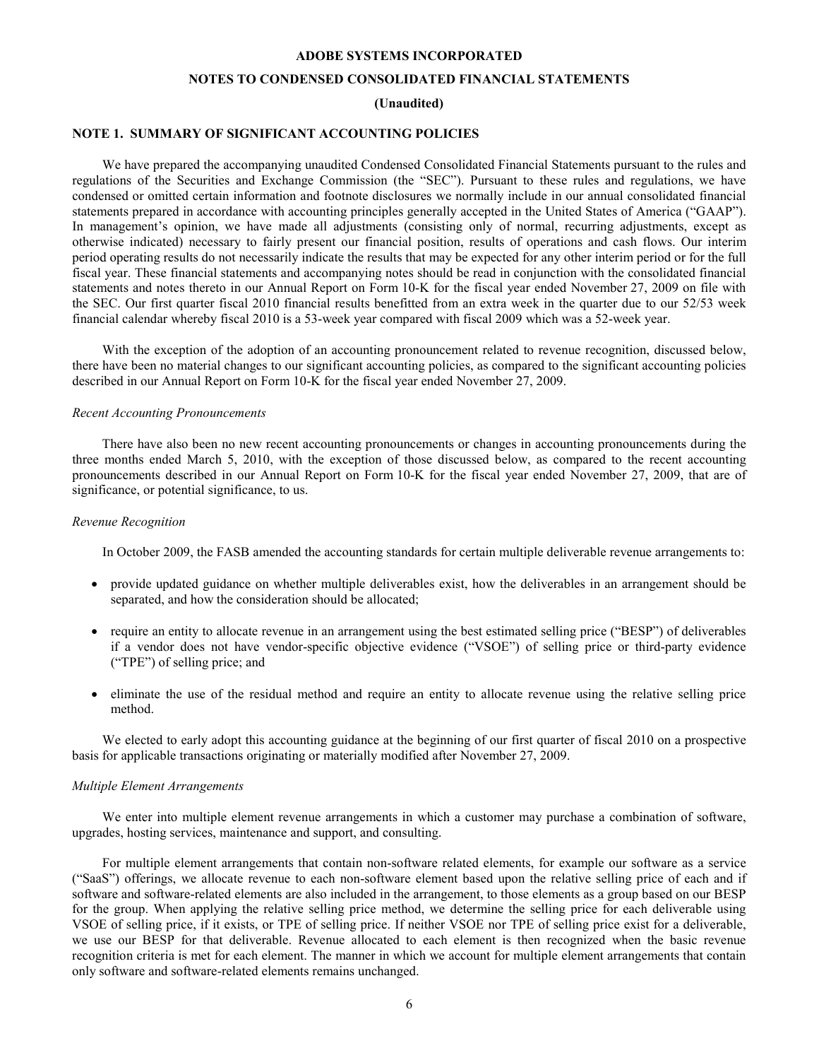**ADOBE SYSTEMS INCORPORATED**

**NOTES TO CONDENSED CONSOLIDATED FINANCIAL STATEMENTS**

**(Unaudited)**

## NOTE 1. SUMMARY OF SIGNIFICANT ACCOUNTING POLICIES

We have prepared the accompanying unaudited Condensed Consolidated Financial Statements pursuant to the rules and regulations of the Securities and Exchange Commission (the "SEC"). Pursuant to these rules and regulations, we have condensed or omitted certain information and footnote disclosures we normally include in our annual consolidated financial statements prepared in accordance with accounting principles generally accepted in the United States of America ("GAAP"). In management's opinion, we have made all adjustments (consisting only of normal, recurring adjustments, except as otherwise indicated) necessary to fairly present our financial position, results of operations and cash flows. Our interim period operating results do not necessarily indicate the results that may be expected for any other interim period or for the full fiscal year. These financial statements and accompanying notes should be read in conjunction with the consolidated financial statements and notes thereto in our Annual Report on Form 10-K for the fiscal year ended November 27, 2009 on file with the SEC. Our first quarter fiscal 2010 financial results benefitted from an extra week in the quarter due to our 52/53 week financial calendar whereby fiscal 2010 is a 53-week year compared with fiscal 2009 which was a 52-week year.

With the exception of the adoption of an accounting pronouncement related to revenue recognition, discussed below, there have been no material changes to our significant accounting policies, as compared to the significant accounting policies described in our Annual Report on Form 10-K for the fiscal year ended November 27, 2009.

*Recent Accounting Pronouncements*

There have also been no new recent accounting pronouncements or changes in accounting pronouncements during the three months ended March 5, 2010, with the exception of those discussed below, as compared to the recent accounting pronouncements described in our Annual Report on Form 10-K for the fiscal year ended November 27, 2009, that are of significance, or potential significance, to us.

*Revenue Recognition*

In October 2009, the FASB amended the accounting standards for certain multiple deliverable revenue arrangements to:

- provide updated guidance on whether multiple deliverables exist, how the deliverables in an arrangement should be separated, and how the consideration should be allocated;
- require an entity to allocate revenue in an arrangement using the best estimated selling price ("BESP") of deliverables if a vendor does not have vendor-specific objective evidence ("VSOE") of selling price or third-party evidence ("TPE") of selling price; and
- eliminate the use of the residual method and require an entity to allocate revenue using the relative selling price method.

We elected to early adopt this accounting guidance at the beginning of our first quarter of fiscal 2010 on a prospective basis for applicable transactions originating or materially modified after November 27, 2009.

*Multiple Element Arrangements*

We enter into multiple element revenue arrangements in which a customer may purchase a combination of software, upgrades, hosting services, maintenance and support, and consulting.

For multiple element arrangements that contain non-software related elements, for example our software as a service ("SaaS") offerings, we allocate revenue to each non-software element based upon the relative selling price of each and if software and software-related elements are also included in the arrangement, to those elements as a group based on our BESP for the group. When applying the relative selling price method, we determine the selling price for each deliverable using VSOE of selling price, if it exists, or TPE of selling price. If neither VSOE nor TPE of selling price exist for a deliverable, we use our BESP for that deliverable. Revenue allocated to each element is then recognized when the basic revenue recognition criteria is met for each element. The manner in which we account for multiple element arrangements that contain only software and software-related elements remains unchanged.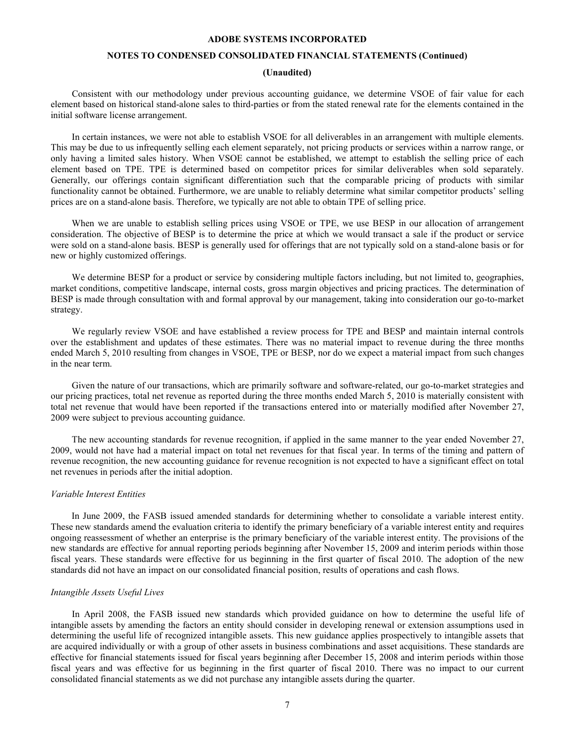Consistent with our methodology under previous accounting guidance, we determine VSOE of fair value for each element based on historical stand-alone sales to third-parties or from the stated renewal rate for the elements contained in the initial software license arrangement.

In certain instances, we were not able to establish VSOE for all deliverables in an arrangement with multiple elements. This may be due to us infrequently selling each element separately, not pricing products or services within a narrow range, or only having a limited sales history. When VSOE cannot be established, we attempt to establish the selling price of each element based on TPE. TPE is determined based on competitor prices for similar deliverables when sold separately. Generally, our offerings contain significant differentiation such that the comparable pricing of products with similar functionality cannot be obtained. Furthermore, we are unable to reliably determine what similar competitor products' selling prices are on a stand-alone basis. Therefore, we typically are not able to obtain TPE of selling price.

When we are unable to establish selling prices using VSOE or TPE, we use BESP in our allocation of arrangement consideration. The objective of BESP is to determine the price at which we would transact a sale if the product or service were sold on a stand-alone basis. BESP is generally used for offerings that are not typically sold on a stand-alone basis or for new or highly customized offerings.

We determine BESP for a product or service by considering multiple factors including, but not limited to, geographies, market conditions, competitive landscape, internal costs, gross margin objectives and pricing practices. The determination of BESP is made through consultation with and formal approval by our management, taking into consideration our go-to-market strategy.

We regularly review VSOE and have established a review process for TPE and BESP and maintain internal controls over the establishment and updates of these estimates. There was no material impact to revenue during the three months ended March 5, 2010 resulting from changes in VSOE, TPE or BESP, nor do we expect a material impact from such changes in the near term.

Given the nature of our transactions, which are primarily software and software-related, our go-to-market strategies and our pricing practices, total net revenue as reported during the three months ended March 5, 2010 is materially consistent with total net revenue that would have been reported if the transactions entered into or materially modified after November 27, 2009 were subject to previous accounting guidance.

The new accounting standards for revenue recognition, if applied in the same manner to the year ended November 27, 2009, would not have had a material impact on total net revenues for that fiscal year. In terms of the timing and pattern of revenue recognition, the new accounting guidance for revenue recognition is not expected to have a significant effect on total net revenues in periods after the initial adoption.

*Variable Interest Entities*

In June 2009, the FASB issued amended standards for determining whether to consolidate a variable interest entity. These new standards amend the evaluation criteria to identify the primary beneficiary of a variable interest entity and requires ongoing reassessment of whether an enterprise is the primary beneficiary of the variable interest entity. The provisions of the new standards are effective for annual reporting periods beginning after November 15, 2009 and interim periods within those fiscal years. These standards were effective for us beginning in the first quarter of fiscal 2010. The adoption of the new standards did not have an impact on our consolidated financial position, results of operations and cash flows.

*Intangible Assets Useful Lives*

In April 2008, the FASB issued new standards which provided guidance on how to determine the useful life of intangible assets by amending the factors an entity should consider in developing renewal or extension assumptions used in determining the useful life of recognized intangible assets. This new guidance applies prospectively to intangible assets that are acquired individually or with a group of other assets in business combinations and asset acquisitions. These standards are effective for financial statements issued for fiscal years beginning after December 15, 2008 and interim periods within those fiscal years and was effective for us beginning in the first quarter of fiscal 2010. There was no impact to our current consolidated financial statements as we did not purchase any intangible assets during the quarter.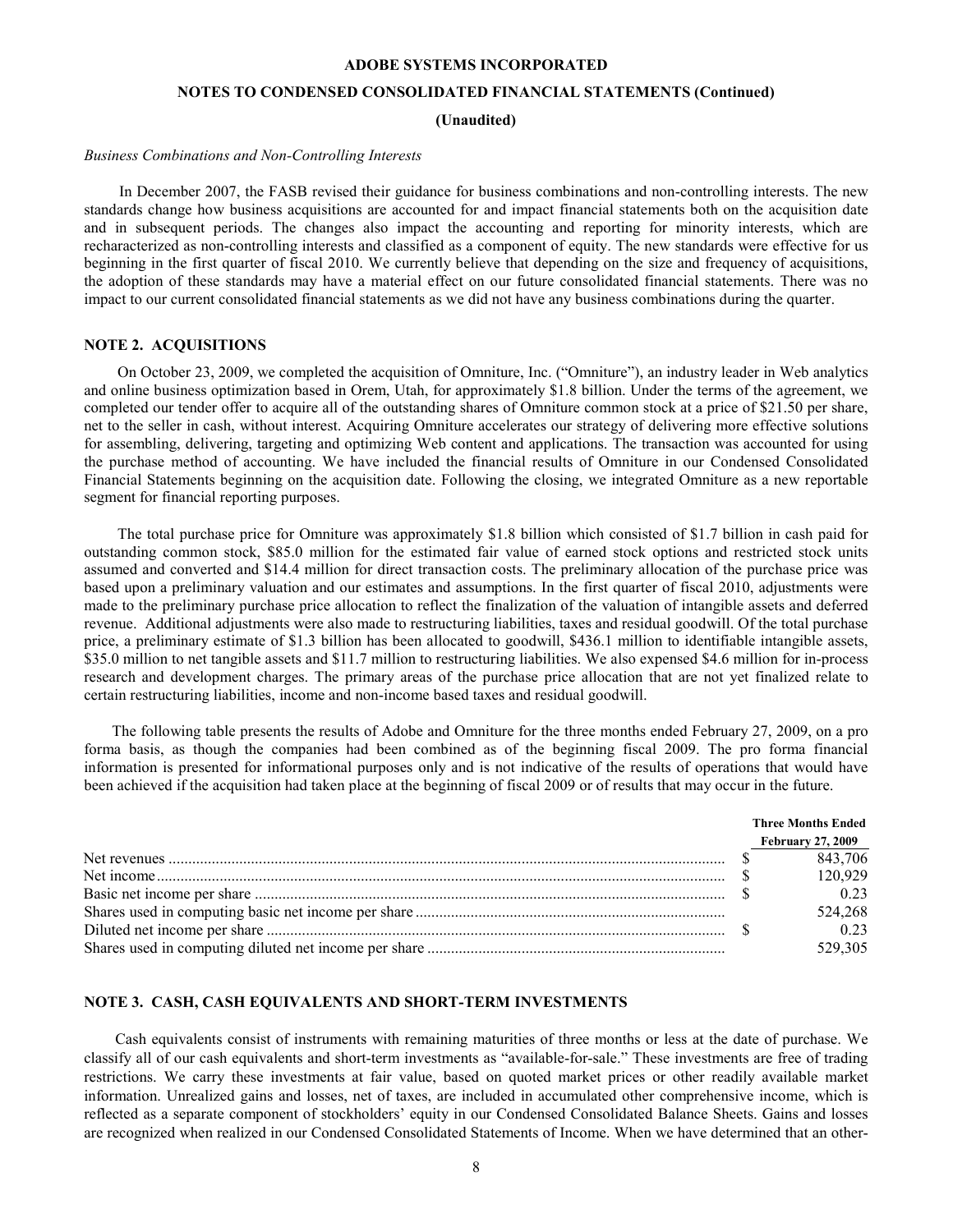*Business Combinations and Non-Controlling Interests*

In December 2007, the FASB revised their guidance for business combinations and non-controlling interests. The new standards change how business acquisitions are accounted for and impact financial statements both on the acquisition date and in subsequent periods. The changes also impact the accounting and reporting for minority interests, which are recharacterized as non-controlling interests and classified as a component of equity. The new standards were effective for us beginning in the first quarter of fiscal 2010. We currently believe that depending on the size and frequency of acquisitions, the adoption of these standards may have a material effect on our future consolidated financial statements. There was no impact to our current consolidated financial statements as we did not have any business combinations during the quarter.

## NOTE 2. ACQUISITIONS

On October 23, 2009, we completed the acquisition of Omniture, Inc. ("Omniture"), an industry leader in Web analytics and online business optimization based in Orem, Utah, for approximately $1.8 billion. Under the terms of the agreement, we completed our tender offer to acquire all of the outstanding shares of Omniture common stock at a price of $21.50 per share, net to the seller in cash, without interest. Acquiring Omniture accelerates our strategy of delivering more effective solutions for assembling, delivering, targeting and optimizing Web content and applications. The transaction was accounted for using the purchase method of accounting. We have included the financial results of Omniture in our Condensed Consolidated Financial Statements beginning on the acquisition date. Following the closing, we integrated Omniture as a new reportable segment for financial reporting purposes.

The total purchase price for Omniture was approximately $1.8 billion which consisted of $1.7 billion in cash paid for outstanding common stock, $85.0 million for the estimated fair value of earned stock options and restricted stock units assumed and converted and $14.4 million for direct transaction costs. The preliminary allocation of the purchase price was based upon a preliminary valuation and our estimates and assumptions. In the first quarter of fiscal 2010, adjustments were made to the preliminary purchase price allocation to reflect the finalization of the valuation of intangible assets and deferred revenue. Additional adjustments were also made to restructuring liabilities, taxes and residual goodwill. Of the total purchase price, a preliminary estimate of $1.3 billion has been allocated to goodwill, $436.1 million to identifiable intangible assets, $35.0 million to net tangible assets and $11.7 million to restructuring liabilities. We also expensed $4.6 million for in-process research and development charges. The primary areas of the purchase price allocation that are not yet finalized relate to certain restructuring liabilities, income and non-income based taxes and residual goodwill.

The following table presents the results of Adobe and Omniture for the three months ended February 27, 2009, on a pro forma basis, as though the companies had been combined as of the beginning fiscal 2009. The pro forma financial information is presented for informational purposes only and is not indicative of the results of operations that would have been achieved if the acquisition had taken place at the beginning of fiscal 2009 or of results that may occur in the future.

| | Three Months Ended February 27, 2009 |
|---|---|
| Net revenues | $ 843,706 |
| Net income | $ 120,929 |
| Basic net income per share | $ 0.23 |
| Shares used in computing basic net income per share | 524,268 |
| Diluted net income per share | $ 0.23 |
| Shares used in computing diluted net income per share | 529,305 |

## NOTE 3. CASH, CASH EQUIVALENTS AND SHORT-TERM INVESTMENTS

Cash equivalents consist of instruments with remaining maturities of three months or less at the date of purchase. We classify all of our cash equivalents and short-term investments as "available-for-sale." These investments are free of trading restrictions. We carry these investments at fair value, based on quoted market prices or other readily available market information. Unrealized gains and losses, net of taxes, are included in accumulated other comprehensive income, which is reflected as a separate component of stockholders' equity in our Condensed Consolidated Balance Sheets. Gains and losses are recognized when realized in our Condensed Consolidated Statements of Income. When we have determined that an other-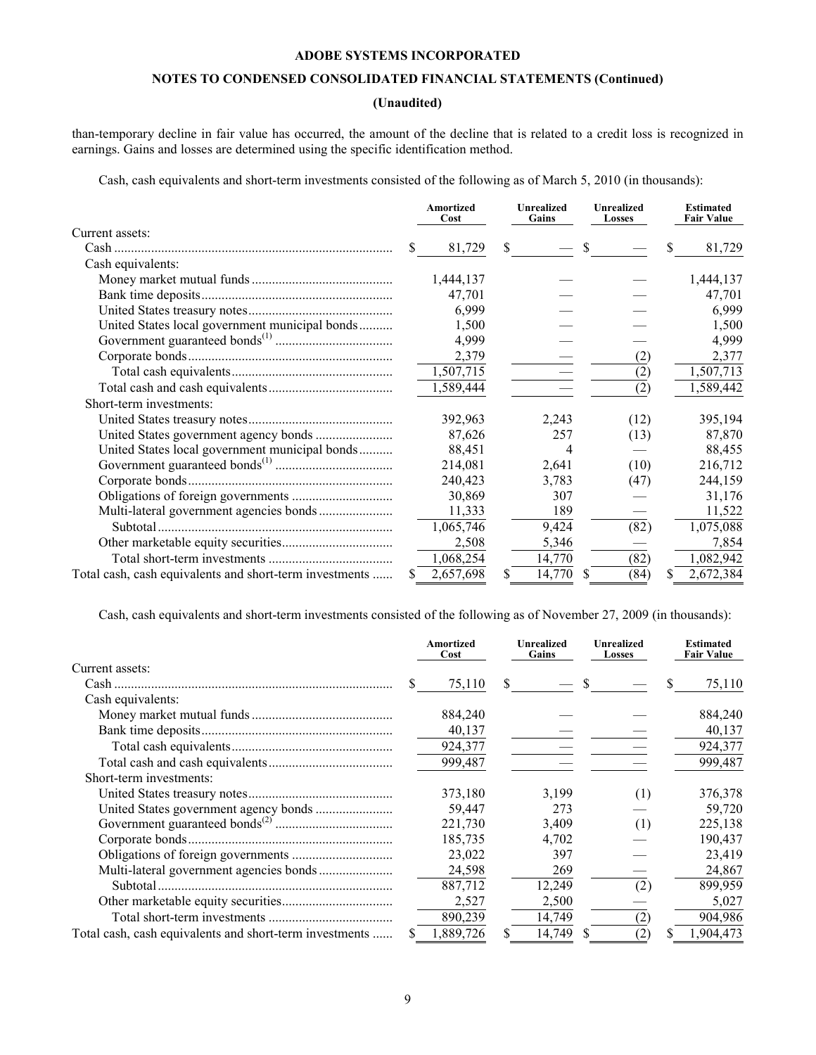than-temporary decline in fair value has occurred, the amount of the decline that is related to a credit loss is recognized in earnings. Gains and losses are determined using the specific identification method.

Cash, cash equivalents and short-term investments consisted of the following as of March 5, 2010 (in thousands):

| | Amortized Cost | Unrealized Gains | Unrealized Losses | Estimated Fair Value |
|---|---|---|---|---|
| Current assets: | | | | |
| Cash | $ 81,729 | $ — | $ — | $ 81,729 |
| Cash equivalents: | | | | |
| Money market mutual funds | 1,444,137 | — | — | 1,444,137 |
| Bank time deposits | 47,701 | — | — | 47,701 |
| United States treasury notes | 6,999 | — | — | 6,999 |
| United States local government municipal bonds | 1,500 | — | — | 1,500 |
| Government guaranteed bonds[(1)] | 4,999 | — | — | 4,999 |
| Corporate bonds | 2,379 | — | (2) | 2,377 |
| Total cash equivalents | 1,507,715 | — | (2) | 1,507,713 |
| Total cash and cash equivalents | 1,589,444 | — | (2) | 1,589,442 |
| Short-term investments: | | | | |
| United States treasury notes | 392,963 | 2,243 | (12) | 395,194 |
| United States government agency bonds | 87,626 | 257 | (13) | 87,870 |
| United States local government municipal bonds | 88,451 | 4 | — | 88,455 |
| Government guaranteed bonds[(1)] | 214,081 | 2,641 | (10) | 216,712 |
| Corporate bonds | 240,423 | 3,783 | (47) | 244,159 |
| Obligations of foreign governments | 30,869 | 307 | — | 31,176 |
| Multi-lateral government agencies bonds | 11,333 | 189 | — | 11,522 |
| Subtotal | 1,065,746 | 9,424 | (82) | 1,075,088 |
| Other marketable equity securities | 2,508 | 5,346 | — | 7,854 |
| Total short-term investments | 1,068,254 | 14,770 | (82) | 1,082,942 |
| Total cash, cash equivalents and short-term investments | $ 2,657,698 | $ 14,770 | $ (84) | $ 2,672,384 |

Cash, cash equivalents and short-term investments consisted of the following as of November 27, 2009 (in thousands):

| | Amortized Cost | Unrealized Gains | Unrealized Losses | Estimated Fair Value |
|---|---|---|---|---|
| Current assets: | | | | |
| Cash | $ 75,110 | $ — | $ — | $ 75,110 |
| Cash equivalents: | | | | |
| Money market mutual funds | 884,240 | — | — | 884,240 |
| Bank time deposits | 40,137 | — | — | 40,137 |
| Total cash equivalents | 924,377 | — | — | 924,377 |
| Total cash and cash equivalents | 999,487 | — | — | 999,487 |
| Short-term investments: | | | | |
| United States treasury notes | 373,180 | 3,199 | (1) | 376,378 |
| United States government agency bonds | 59,447 | 273 | — | 59,720 |
| Government guaranteed bonds[(2)] | 221,730 | 3,409 | (1) | 225,138 |
| Corporate bonds | 185,735 | 4,702 | — | 190,437 |
| Obligations of foreign governments | 23,022 | 397 | — | 23,419 |
| Multi-lateral government agencies bonds | 24,598 | 269 | — | 24,867 |
| Subtotal | 887,712 | 12,249 | (2) | 899,959 |
| Other marketable equity securities | 2,527 | 2,500 | — | 5,027 |
| Total short-term investments | 890,239 | 14,749 | (2) | 904,986 |
| Total cash, cash equivalents and short-term investments | $ 1,889,726 | $ 14,749 | $ (2) | $ 1,904,473 |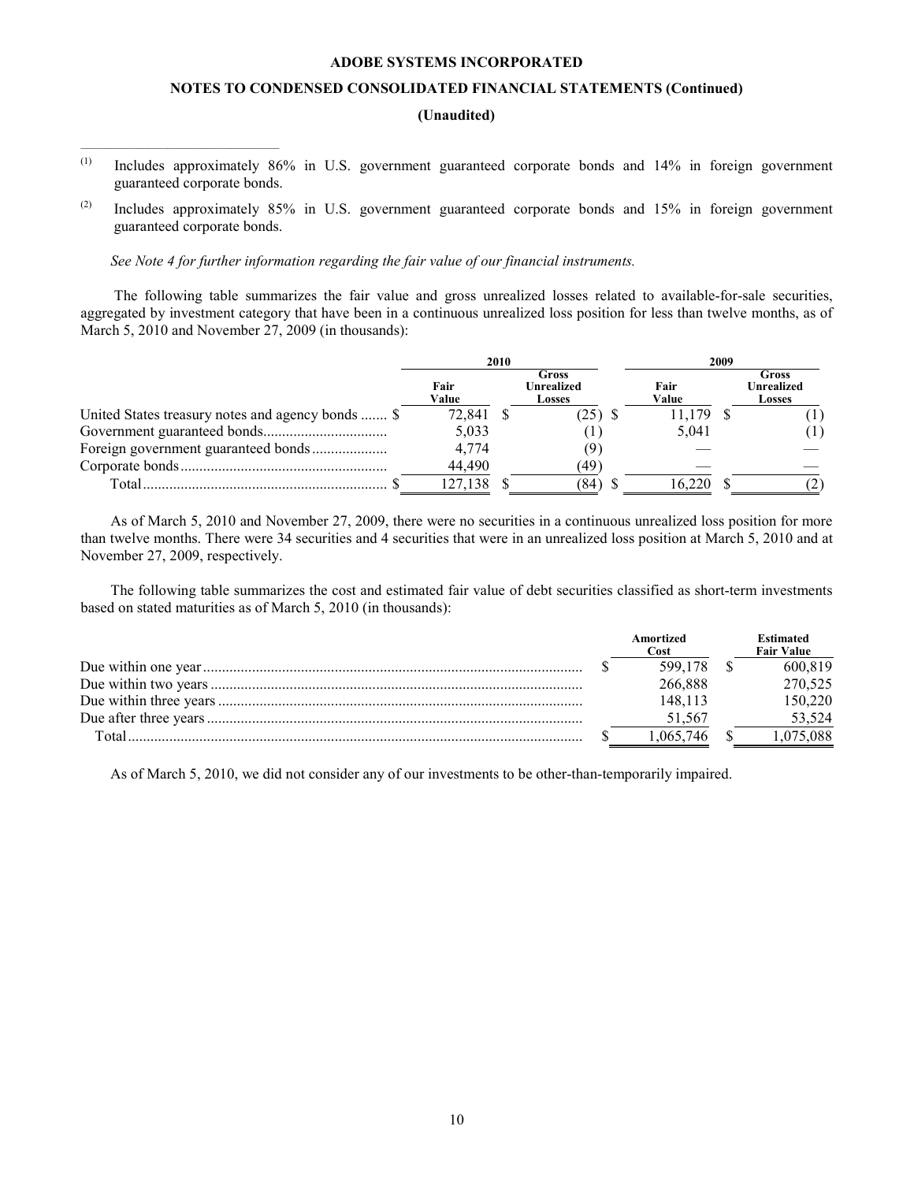(1) Includes approximately 86% in U.S. government guaranteed corporate bonds and 14% in foreign government guaranteed corporate bonds.

(2) Includes approximately 85% in U.S. government guaranteed corporate bonds and 15% in foreign government guaranteed corporate bonds.

*See Note 4 for further information regarding the fair value of our financial instruments.*

The following table summarizes the fair value and gross unrealized losses related to available-for-sale securities, aggregated by investment category that have been in a continuous unrealized loss position for less than twelve months, as of March 5, 2010 and November 27, 2009 (in thousands):

| | 2010 | | 2009 | |
|---|---|---|---|---|
| | Fair Value | Gross Unrealized Losses | Fair Value | Gross Unrealized Losses |
| United States treasury notes and agency bonds | $ 72,841 | $ (25) | $ 11,179 | $ (1) |
| Government guaranteed bonds | 5,033 | (1) | 5,041 | (1) |
| Foreign government guaranteed bonds | 4,774 | (9) | — | — |
| Corporate bonds | 44,490 | (49) | — | — |
| Total | $ 127,138 | $ (84) | $ 16,220 | $ (2) |

As of March 5, 2010 and November 27, 2009, there were no securities in a continuous unrealized loss position for more than twelve months. There were 34 securities and 4 securities that were in an unrealized loss position at March 5, 2010 and at November 27, 2009, respectively.

The following table summarizes the cost and estimated fair value of debt securities classified as short-term investments based on stated maturities as of March 5, 2010 (in thousands):

| | Amortized Cost | Estimated Fair Value |
|---|---|---|
| Due within one year | $ 599,178 | $ 600,819 |
| Due within two years | 266,888 | 270,525 |
| Due within three years | 148,113 | 150,220 |
| Due after three years | 51,567 | 53,524 |
| Total | $ 1,065,746 | $ 1,075,088 |

As of March 5, 2010, we did not consider any of our investments to be other-than-temporarily impaired.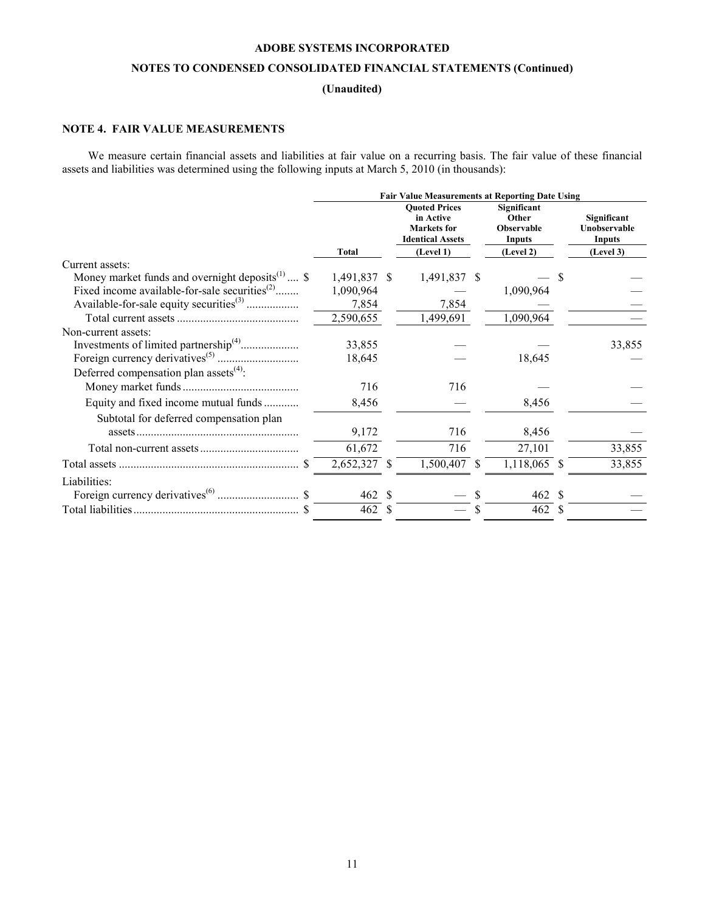## NOTE 4. FAIR VALUE MEASUREMENTS

We measure certain financial assets and liabilities at fair value on a recurring basis. The fair value of these financial assets and liabilities was determined using the following inputs at March 5, 2010 (in thousands):

| | | Fair Value Measurements at Reporting Date Using | | |
|---|---|---|---|---|
| | Total | Quoted Prices in Active Markets for Identical Assets (Level 1) | Significant Other Observable Inputs (Level 2) | Significant Unobservable Inputs (Level 3) |
| Current assets: | | | | |
| Money market funds and overnight deposits[(1)] | $ 1,491,837 | $ 1,491,837 | $ — | $ — |
| Fixed income available-for-sale securities[(2)] | 1,090,964 | — | 1,090,964 | — |
| Available-for-sale equity securities[(3)] | 7,854 | 7,854 | — | — |
| Total current assets | 2,590,655 | 1,499,691 | 1,090,964 | — |
| Non-current assets: | | | | |
| Investments of limited partnership[(4)] | 33,855 | — | — | 33,855 |
| Foreign currency derivatives[(5)] | 18,645 | — | 18,645 | — |
| Deferred compensation plan assets[(4)]: | | | | |
| Money market funds | 716 | 716 | — | — |
| Equity and fixed income mutual funds | 8,456 | — | 8,456 | — |
| Subtotal for deferred compensation plan assets | 9,172 | 716 | 8,456 | — |
| Total non-current assets | 61,672 | 716 | 27,101 | 33,855 |
| Total assets | $ 2,652,327 | $ 1,500,407 | $ 1,118,065 | $ 33,855 |
| Liabilities: | | | | |
| Foreign currency derivatives[(6)] | $ 462 | $ — | $ 462 | $ — |
| Total liabilities | $ 462 | $ — | $ 462 | $ — |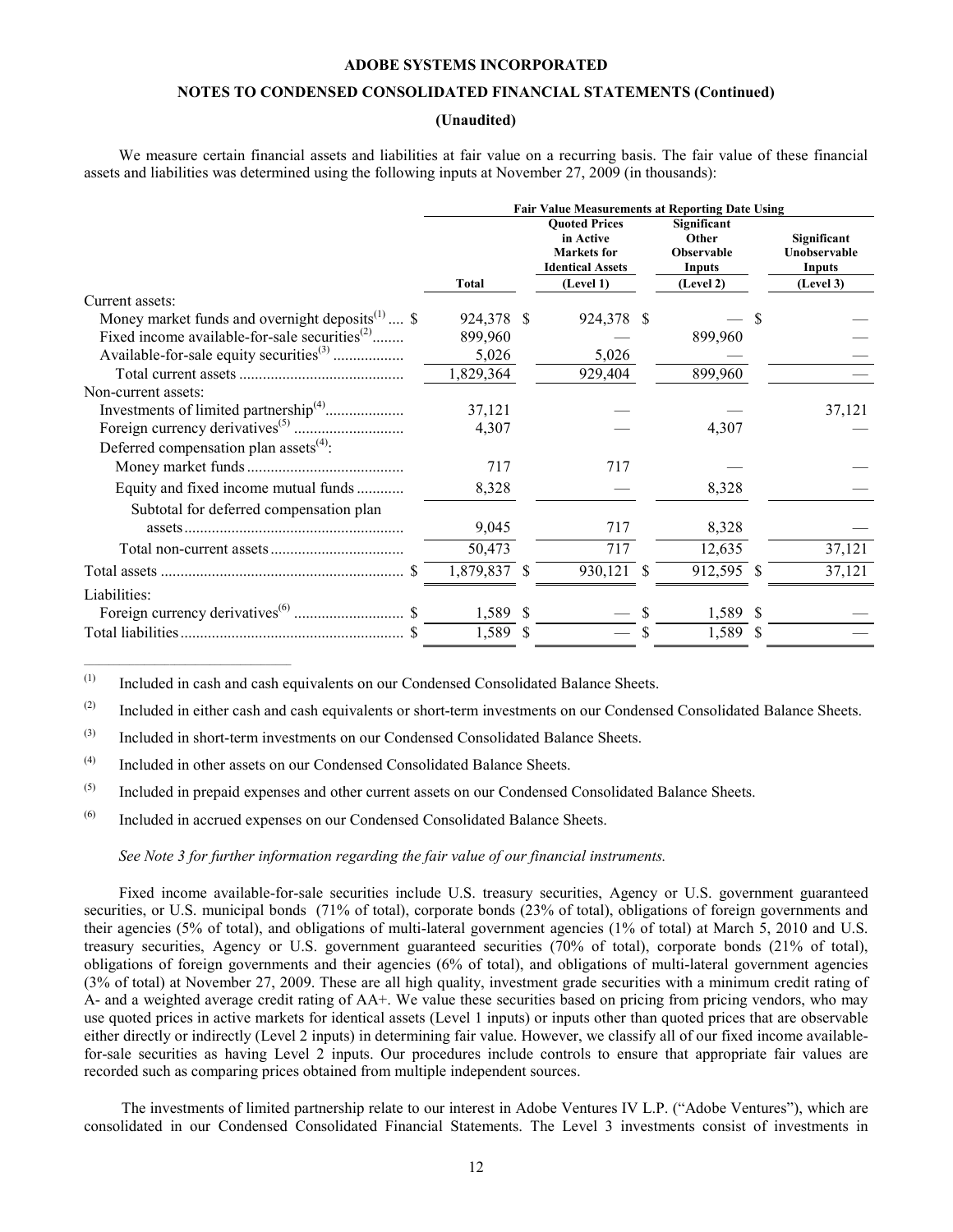ADOBE SYSTEMS INCORPORATED

NOTES TO CONDENSED CONSOLIDATED FINANCIAL STATEMENTS (Continued)

(Unaudited)

We measure certain financial assets and liabilities at fair value on a recurring basis. The fair value of these financial assets and liabilities was determined using the following inputs at November 27, 2009 (in thousands):

| | | Fair Value Measurements at Reporting Date Using | | |
|---|---|---|---|---|
| | Total | Quoted Prices in Active Markets for Identical Assets (Level 1) | Significant Other Observable Inputs (Level 2) | Significant Unobservable Inputs (Level 3) |
| Current assets: | | | | |
| Money market funds and overnight deposits[(1)] | $ 924,378 | $ 924,378 | $ — | $ — |
| Fixed income available-for-sale securities[(2)] | 899,960 | — | 899,960 | — |
| Available-for-sale equity securities[(3)] | 5,026 | 5,026 | — | — |
| Total current assets | 1,829,364 | 929,404 | 899,960 | — |
| Non-current assets: | | | | |
| Investments of limited partnership[(4)] | 37,121 | — | — | 37,121 |
| Foreign currency derivatives[(5)] | 4,307 | — | 4,307 | — |
| Deferred compensation plan assets[(4)]: | | | | |
| Money market funds | 717 | 717 | — | — |
| Equity and fixed income mutual funds | 8,328 | — | 8,328 | — |
| Subtotal for deferred compensation plan assets | 9,045 | 717 | 8,328 | — |
| Total non-current assets | 50,473 | 717 | 12,635 | 37,121 |
| Total assets | $ 1,879,837 | $ 930,121 | $ 912,595 | $ 37,121 |
| Liabilities: | | | | |
| Foreign currency derivatives[(6)] | $ 1,589 | $ — | $ 1,589 | $ — |
| Total liabilities | $ 1,589 | $ — | $ 1,589 | $ — |

(1) Included in cash and cash equivalents on our Condensed Consolidated Balance Sheets.

(2) Included in either cash and cash equivalents or short-term investments on our Condensed Consolidated Balance Sheets.

(3) Included in short-term investments on our Condensed Consolidated Balance Sheets.

(4) Included in other assets on our Condensed Consolidated Balance Sheets.

(5) Included in prepaid expenses and other current assets on our Condensed Consolidated Balance Sheets.

(6) Included in accrued expenses on our Condensed Consolidated Balance Sheets.

*See Note 3 for further information regarding the fair value of our financial instruments.*

Fixed income available-for-sale securities include U.S. treasury securities, Agency or U.S. government guaranteed securities, or U.S. municipal bonds (71% of total), corporate bonds (23% of total), obligations of foreign governments and their agencies (5% of total), and obligations of multi-lateral government agencies (1% of total) at March 5, 2010 and U.S. treasury securities, Agency or U.S. government guaranteed securities (70% of total), corporate bonds (21% of total), obligations of foreign governments and their agencies (6% of total), and obligations of multi-lateral government agencies (3% of total) at November 27, 2009. These are all high quality, investment grade securities with a minimum credit rating of A- and a weighted average credit rating of AA+. We value these securities based on pricing from pricing vendors, who may use quoted prices in active markets for identical assets (Level 1 inputs) or inputs other than quoted prices that are observable either directly or indirectly (Level 2 inputs) in determining fair value. However, we classify all of our fixed income available-for-sale securities as having Level 2 inputs. Our procedures include controls to ensure that appropriate fair values are recorded such as comparing prices obtained from multiple independent sources.

The investments of limited partnership relate to our interest in Adobe Ventures IV L.P. ("Adobe Ventures"), which are consolidated in our Condensed Consolidated Financial Statements. The Level 3 investments consist of investments in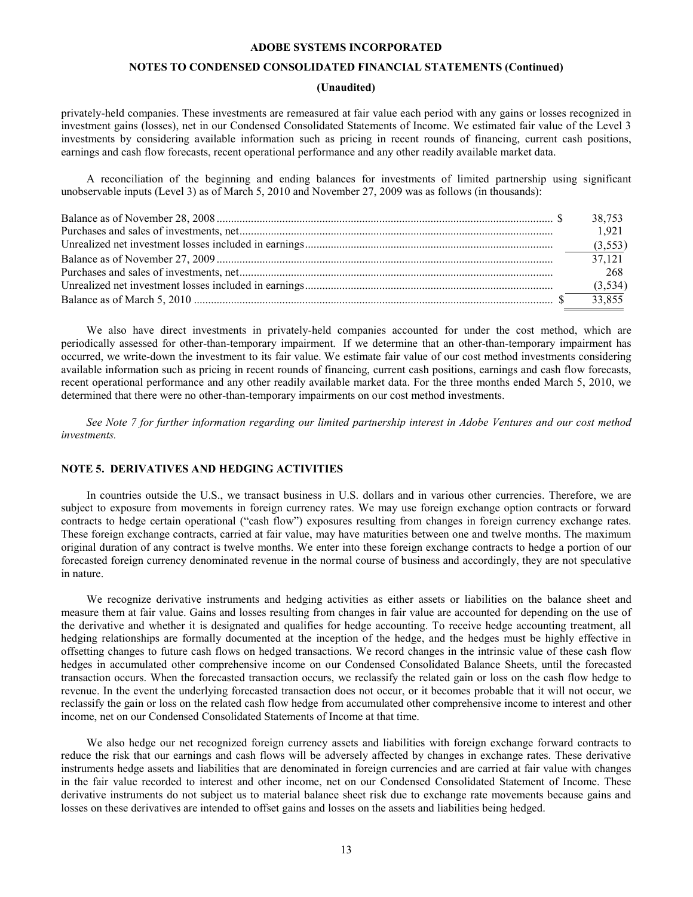privately-held companies. These investments are remeasured at fair value each period with any gains or losses recognized in investment gains (losses), net in our Condensed Consolidated Statements of Income. We estimated fair value of the Level 3 investments by considering available information such as pricing in recent rounds of financing, current cash positions, earnings and cash flow forecasts, recent operational performance and any other readily available market data.

A reconciliation of the beginning and ending balances for investments of limited partnership using significant unobservable inputs (Level 3) as of March 5, 2010 and November 27, 2009 was as follows (in thousands):

| | |
|---|---|
| Balance as of November 28, 2008 | $ 38,753 |
| Purchases and sales of investments, net | 1,921 |
| Unrealized net investment losses included in earnings | (3,553) |
| Balance as of November 27, 2009 | 37,121 |
| Purchases and sales of investments, net | 268 |
| Unrealized net investment losses included in earnings | (3,534) |
| Balance as of March 5, 2010 | $ 33,855 |

We also have direct investments in privately-held companies accounted for under the cost method, which are periodically assessed for other-than-temporary impairment. If we determine that an other-than-temporary impairment has occurred, we write-down the investment to its fair value. We estimate fair value of our cost method investments considering available information such as pricing in recent rounds of financing, current cash positions, earnings and cash flow forecasts, recent operational performance and any other readily available market data. For the three months ended March 5, 2010, we determined that there were no other-than-temporary impairments on our cost method investments.

*See Note 7 for further information regarding our limited partnership interest in Adobe Ventures and our cost method investments.*

## NOTE 5. DERIVATIVES AND HEDGING ACTIVITIES

In countries outside the U.S., we transact business in U.S. dollars and in various other currencies. Therefore, we are subject to exposure from movements in foreign currency rates. We may use foreign exchange option contracts or forward contracts to hedge certain operational ("cash flow") exposures resulting from changes in foreign currency exchange rates. These foreign exchange contracts, carried at fair value, may have maturities between one and twelve months. The maximum original duration of any contract is twelve months. We enter into these foreign exchange contracts to hedge a portion of our forecasted foreign currency denominated revenue in the normal course of business and accordingly, they are not speculative in nature.

We recognize derivative instruments and hedging activities as either assets or liabilities on the balance sheet and measure them at fair value. Gains and losses resulting from changes in fair value are accounted for depending on the use of the derivative and whether it is designated and qualifies for hedge accounting. To receive hedge accounting treatment, all hedging relationships are formally documented at the inception of the hedge, and the hedges must be highly effective in offsetting changes to future cash flows on hedged transactions. We record changes in the intrinsic value of these cash flow hedges in accumulated other comprehensive income on our Condensed Consolidated Balance Sheets, until the forecasted transaction occurs. When the forecasted transaction occurs, we reclassify the related gain or loss on the cash flow hedge to revenue. In the event the underlying forecasted transaction does not occur, or it becomes probable that it will not occur, we reclassify the gain or loss on the related cash flow hedge from accumulated other comprehensive income to interest and other income, net on our Condensed Consolidated Statements of Income at that time.

We also hedge our net recognized foreign currency assets and liabilities with foreign exchange forward contracts to reduce the risk that our earnings and cash flows will be adversely affected by changes in exchange rates. These derivative instruments hedge assets and liabilities that are denominated in foreign currencies and are carried at fair value with changes in the fair value recorded to interest and other income, net on our Condensed Consolidated Statement of Income. These derivative instruments do not subject us to material balance sheet risk due to exchange rate movements because gains and losses on these derivatives are intended to offset gains and losses on the assets and liabilities being hedged.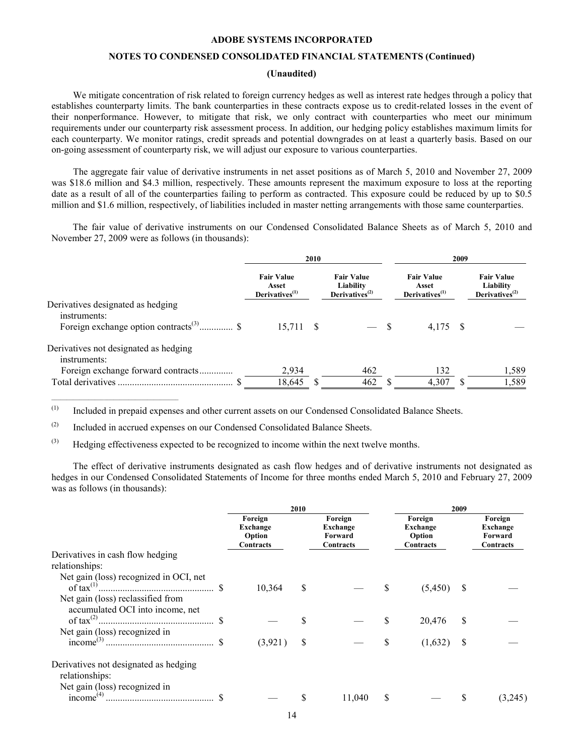**ADOBE SYSTEMS INCORPORATED**

**NOTES TO CONDENSED CONSOLIDATED FINANCIAL STATEMENTS (Continued)**

**(Unaudited)**

We mitigate concentration of risk related to foreign currency hedges as well as interest rate hedges through a policy that establishes counterparty limits. The bank counterparties in these contracts expose us to credit-related losses in the event of their nonperformance. However, to mitigate that risk, we only contract with counterparties who meet our minimum requirements under our counterparty risk assessment process. In addition, our hedging policy establishes maximum limits for each counterparty. We monitor ratings, credit spreads and potential downgrades on at least a quarterly basis. Based on our on-going assessment of counterparty risk, we will adjust our exposure to various counterparties.

The aggregate fair value of derivative instruments in net asset positions as of March 5, 2010 and November 27, 2009 was $18.6 million and $4.3 million, respectively. These amounts represent the maximum exposure to loss at the reporting date as a result of all of the counterparties failing to perform as contracted. This exposure could be reduced by up to $0.5 million and $1.6 million, respectively, of liabilities included in master netting arrangements with those same counterparties.

The fair value of derivative instruments on our Condensed Consolidated Balance Sheets as of March 5, 2010 and November 27, 2009 were as follows (in thousands):

| | 2010 | | 2009 | |
|---|---|---|---|---|
| | Fair Value Asset Derivatives[(1)] | Fair Value Liability Derivatives[(2)] | Fair Value Asset Derivatives[(1)] | Fair Value Liability Derivatives[(2)] |
| Derivatives designated as hedging instruments: | | | | |
| Foreign exchange option contracts[(3)] | $ 15,711 | $ — | $ 4,175 | $ — |
| Derivatives not designated as hedging instruments: | | | | |
| Foreign exchange forward contracts | 2,934 | 462 | 132 | 1,589 |
| Total derivatives | $ 18,645 | $ 462 | $ 4,307 | $ 1,589 |

(1) Included in prepaid expenses and other current assets on our Condensed Consolidated Balance Sheets.

(2) Included in accrued expenses on our Condensed Consolidated Balance Sheets.

(3) Hedging effectiveness expected to be recognized to income within the next twelve months.

The effect of derivative instruments designated as cash flow hedges and of derivative instruments not designated as hedges in our Condensed Consolidated Statements of Income for three months ended March 5, 2010 and February 27, 2009 was as follows (in thousands):

| | 2010 | | 2009 | |
|---|---|---|---|---|
| | Foreign Exchange Option Contracts | Foreign Exchange Forward Contracts | Foreign Exchange Option Contracts | Foreign Exchange Forward Contracts |
| Derivatives in cash flow hedging relationships: | | | | |
| Net gain (loss) recognized in OCI, net of tax[(1)] | $ 10,364 | $ — | $ (5,450) | $ — |
| Net gain (loss) reclassified from accumulated OCI into income, net of tax[(2)] | $ — | $ — | $ 20,476 | $ — |
| Net gain (loss) recognized in income[(3)] | $ (3,921) | $ — | $ (1,632) | $ — |
| Derivatives not designated as hedging relationships: | | | | |
| Net gain (loss) recognized in income[(4)] | $ — | $ 11,040 | $ — | $ (3,245) |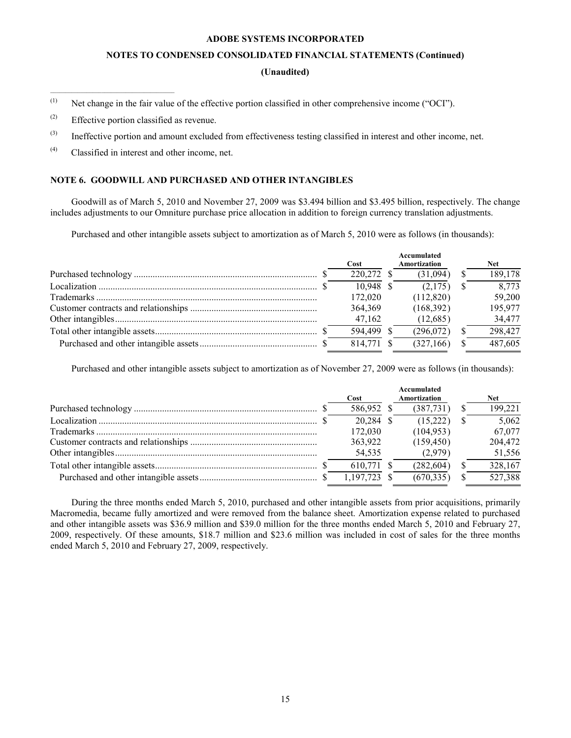(1) Net change in the fair value of the effective portion classified in other comprehensive income ("OCI").

(2) Effective portion classified as revenue.

(3) Ineffective portion and amount excluded from effectiveness testing classified in interest and other income, net.

(4) Classified in interest and other income, net.

## NOTE 6. GOODWILL AND PURCHASED AND OTHER INTANGIBLES

Goodwill as of March 5, 2010 and November 27, 2009 was $3.494 billion and $3.495 billion, respectively. The change includes adjustments to our Omniture purchase price allocation in addition to foreign currency translation adjustments.

Purchased and other intangible assets subject to amortization as of March 5, 2010 were as follows (in thousands):

| | Cost | Accumulated Amortization | Net |
|---|---|---|---|
| Purchased technology | $ 220,272 | $ (31,094) | $ 189,178 |
| Localization | $ 10,948 | $ (2,175) | $ 8,773 |
| Trademarks | 172,020 | (112,820) | 59,200 |
| Customer contracts and relationships | 364,369 | (168,392) | 195,977 |
| Other intangibles | 47,162 | (12,685) | 34,477 |
| Total other intangible assets | $ 594,499 | $ (296,072) | $ 298,427 |
| Purchased and other intangible assets | $ 814,771 | $ (327,166) | $ 487,605 |

Purchased and other intangible assets subject to amortization as of November 27, 2009 were as follows (in thousands):

| | Cost | Accumulated Amortization | Net |
|---|---|---|---|
| Purchased technology | $ 586,952 | $ (387,731) | $ 199,221 |
| Localization | $ 20,284 | $ (15,222) | $ 5,062 |
| Trademarks | 172,030 | (104,953) | 67,077 |
| Customer contracts and relationships | 363,922 | (159,450) | 204,472 |
| Other intangibles | 54,535 | (2,979) | 51,556 |
| Total other intangible assets | $ 610,771 | $ (282,604) | $ 328,167 |
| Purchased and other intangible assets | $ 1,197,723 | $ (670,335) | $ 527,388 |

During the three months ended March 5, 2010, purchased and other intangible assets from prior acquisitions, primarily Macromedia, became fully amortized and were removed from the balance sheet. Amortization expense related to purchased and other intangible assets was $36.9 million and $39.0 million for the three months ended March 5, 2010 and February 27, 2009, respectively. Of these amounts, $18.7 million and $23.6 million was included in cost of sales for the three months ended March 5, 2010 and February 27, 2009, respectively.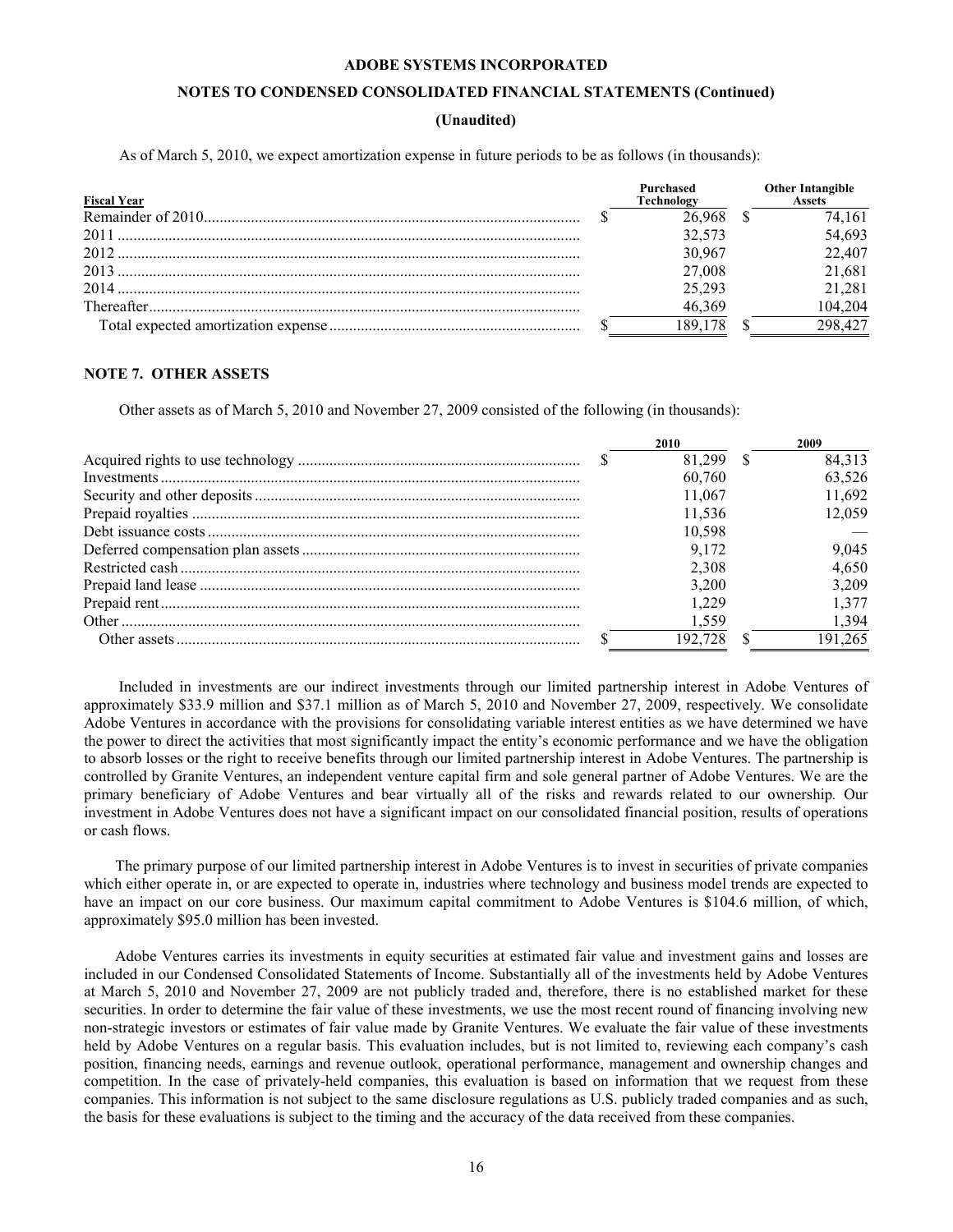ADOBE SYSTEMS INCORPORATED

NOTES TO CONDENSED CONSOLIDATED FINANCIAL STATEMENTS (Continued)

(Unaudited)

As of March 5, 2010, we expect amortization expense in future periods to be as follows (in thousands):

| Fiscal Year | Purchased Technology | Other Intangible Assets |
|---|---|---|
| Remainder of 2010 | $ 26,968 | $ 74,161 |
| 2011 | 32,573 | 54,693 |
| 2012 | 30,967 | 22,407 |
| 2013 | 27,008 | 21,681 |
| 2014 | 25,293 | 21,281 |
| Thereafter | 46,369 | 104,204 |
| Total expected amortization expense | $ 189,178 | $ 298,427 |

## NOTE 7. OTHER ASSETS

Other assets as of March 5, 2010 and November 27, 2009 consisted of the following (in thousands):

| | 2010 | 2009 |
|---|---|---|
| Acquired rights to use technology | $ 81,299 | $ 84,313 |
| Investments | 60,760 | 63,526 |
| Security and other deposits | 11,067 | 11,692 |
| Prepaid royalties | 11,536 | 12,059 |
| Debt issuance costs | 10,598 | — |
| Deferred compensation plan assets | 9,172 | 9,045 |
| Restricted cash | 2,308 | 4,650 |
| Prepaid land lease | 3,200 | 3,209 |
| Prepaid rent | 1,229 | 1,377 |
| Other | 1,559 | 1,394 |
| Other assets | $ 192,728 | $ 191,265 |

Included in investments are our indirect investments through our limited partnership interest in Adobe Ventures of approximately $33.9 million and $37.1 million as of March 5, 2010 and November 27, 2009, respectively. We consolidate Adobe Ventures in accordance with the provisions for consolidating variable interest entities as we have determined we have the power to direct the activities that most significantly impact the entity's economic performance and we have the obligation to absorb losses or the right to receive benefits through our limited partnership interest in Adobe Ventures. The partnership is controlled by Granite Ventures, an independent venture capital firm and sole general partner of Adobe Ventures. We are the primary beneficiary of Adobe Ventures and bear virtually all of the risks and rewards related to our ownership. Our investment in Adobe Ventures does not have a significant impact on our consolidated financial position, results of operations or cash flows.

The primary purpose of our limited partnership interest in Adobe Ventures is to invest in securities of private companies which either operate in, or are expected to operate in, industries where technology and business model trends are expected to have an impact on our core business. Our maximum capital commitment to Adobe Ventures is $104.6 million, of which, approximately $95.0 million has been invested.

Adobe Ventures carries its investments in equity securities at estimated fair value and investment gains and losses are included in our Condensed Consolidated Statements of Income. Substantially all of the investments held by Adobe Ventures at March 5, 2010 and November 27, 2009 are not publicly traded and, therefore, there is no established market for these securities. In order to determine the fair value of these investments, we use the most recent round of financing involving new non-strategic investors or estimates of fair value made by Granite Ventures. We evaluate the fair value of these investments held by Adobe Ventures on a regular basis. This evaluation includes, but is not limited to, reviewing each company's cash position, financing needs, earnings and revenue outlook, operational performance, management and ownership changes and competition. In the case of privately-held companies, this evaluation is based on information that we request from these companies. This information is not subject to the same disclosure regulations as U.S. publicly traded companies and as such, the basis for these evaluations is subject to the timing and the accuracy of the data received from these companies.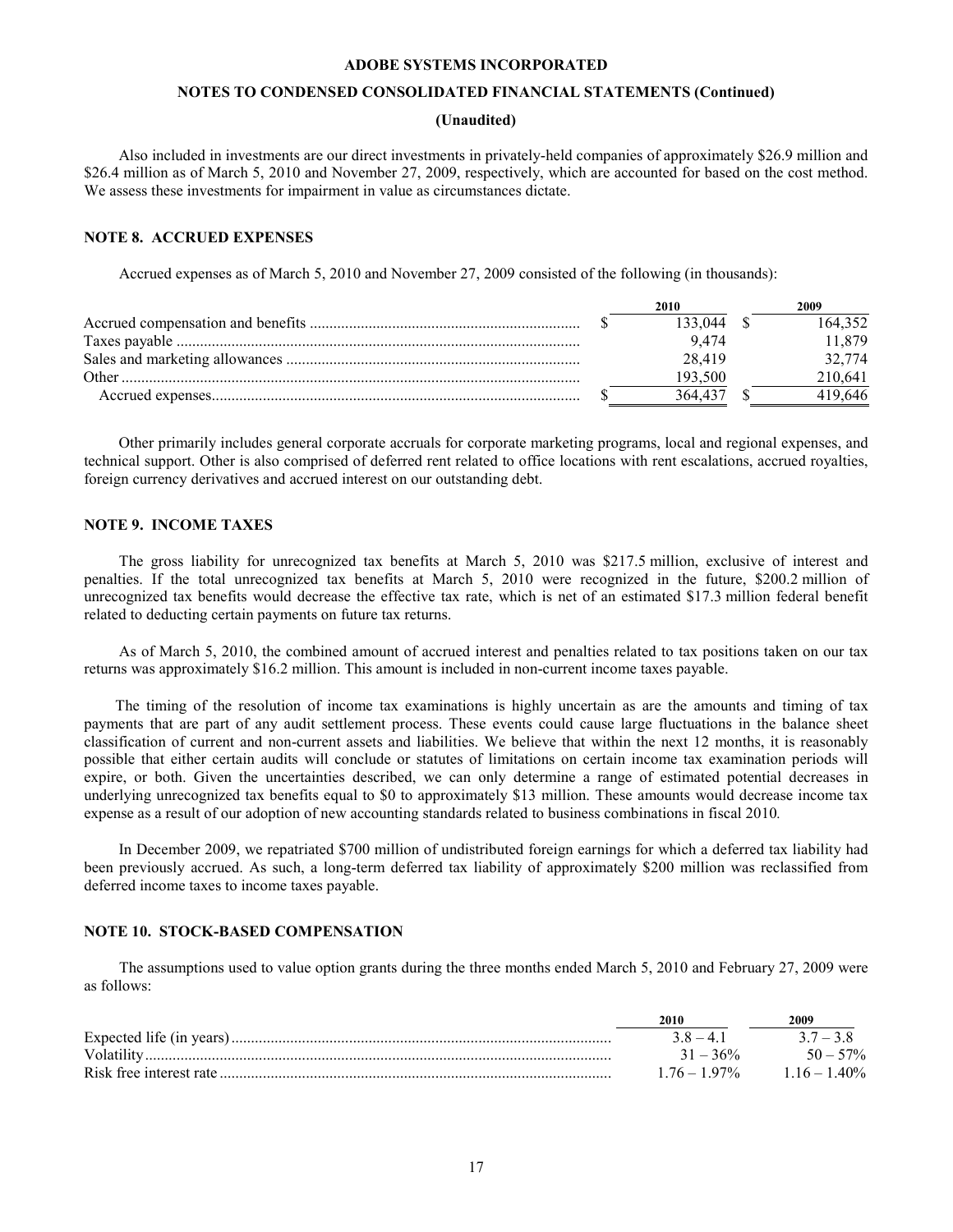Also included in investments are our direct investments in privately-held companies of approximately $26.9 million and $26.4 million as of March 5, 2010 and November 27, 2009, respectively, which are accounted for based on the cost method. We assess these investments for impairment in value as circumstances dictate.

## NOTE 8. ACCRUED EXPENSES

Accrued expenses as of March 5, 2010 and November 27, 2009 consisted of the following (in thousands):

| | 2010 | 2009 |
|---|---|---|
| Accrued compensation and benefits | $ 133,044 | $ 164,352 |
| Taxes payable | 9,474 | 11,879 |
| Sales and marketing allowances | 28,419 | 32,774 |
| Other | 193,500 | 210,641 |
| Accrued expenses | $ 364,437 | $ 419,646 |

Other primarily includes general corporate accruals for corporate marketing programs, local and regional expenses, and technical support. Other is also comprised of deferred rent related to office locations with rent escalations, accrued royalties, foreign currency derivatives and accrued interest on our outstanding debt.

## NOTE 9. INCOME TAXES

The gross liability for unrecognized tax benefits at March 5, 2010 was $217.5 million, exclusive of interest and penalties. If the total unrecognized tax benefits at March 5, 2010 were recognized in the future, $200.2 million of unrecognized tax benefits would decrease the effective tax rate, which is net of an estimated $17.3 million federal benefit related to deducting certain payments on future tax returns.

As of March 5, 2010, the combined amount of accrued interest and penalties related to tax positions taken on our tax returns was approximately $16.2 million. This amount is included in non-current income taxes payable.

The timing of the resolution of income tax examinations is highly uncertain as are the amounts and timing of tax payments that are part of any audit settlement process. These events could cause large fluctuations in the balance sheet classification of current and non-current assets and liabilities. We believe that within the next 12 months, it is reasonably possible that either certain audits will conclude or statutes of limitations on certain income tax examination periods will expire, or both. Given the uncertainties described, we can only determine a range of estimated potential decreases in underlying unrecognized tax benefits equal to $0 to approximately $13 million. These amounts would decrease income tax expense as a result of our adoption of new accounting standards related to business combinations in fiscal 2010.

In December 2009, we repatriated $700 million of undistributed foreign earnings for which a deferred tax liability had been previously accrued. As such, a long-term deferred tax liability of approximately $200 million was reclassified from deferred income taxes to income taxes payable.

## NOTE 10. STOCK-BASED COMPENSATION

The assumptions used to value option grants during the three months ended March 5, 2010 and February 27, 2009 were as follows:

| | 2010 | 2009 |
|---|---|---|
| Expected life (in years) | 3.8 – 4.1 | 3.7 – 3.8 |
| Volatility | 31 – 36% | 50 – 57% |
| Risk free interest rate | 1.76 – 1.97% | 1.16 – 1.40% |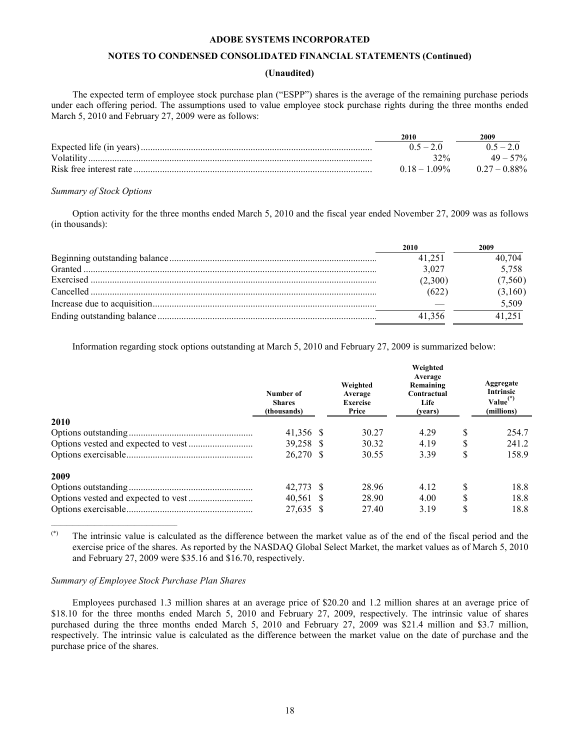**ADOBE SYSTEMS INCORPORATED**

**NOTES TO CONDENSED CONSOLIDATED FINANCIAL STATEMENTS (Continued)**

**(Unaudited)**

The expected term of employee stock purchase plan ("ESPP") shares is the average of the remaining purchase periods under each offering period. The assumptions used to value employee stock purchase rights during the three months ended March 5, 2010 and February 27, 2009 were as follows:

| | 2010 | 2009 |
|---|---|---|
| Expected life (in years) | 0.5 – 2.0 | 0.5 – 2.0 |
| Volatility | 32% | 49 – 57% |
| Risk free interest rate | 0.18 – 1.09% | 0.27 – 0.88% |

*Summary of Stock Options*

Option activity for the three months ended March 5, 2010 and the fiscal year ended November 27, 2009 was as follows (in thousands):

| | 2010 | 2009 |
|---|---|---|
| Beginning outstanding balance | 41,251 | 40,704 |
| Granted | 3,027 | 5,758 |
| Exercised | (2,300) | (7,560) |
| Cancelled | (622) | (3,160) |
| Increase due to acquisition | — | 5,509 |
| Ending outstanding balance | 41,356 | 41,251 |

Information regarding stock options outstanding at March 5, 2010 and February 27, 2009 is summarized below:

| | Number of Shares (thousands) | Weighted Average Exercise Price | Weighted Average Remaining Contractual Life (years) | Aggregate Intrinsic Value(*) (millions) |
|---|---|---|---|---|
| **2010** | | | | |
| Options outstanding | 41,356 | $ 30.27 | 4.29 | $ 254.7 |
| Options vested and expected to vest | 39,258 | $ 30.32 | 4.19 | $ 241.2 |
| Options exercisable | 26,270 | $ 30.55 | 3.39 | $ 158.9 |
| **2009** | | | | |
| Options outstanding | 42,773 | $ 28.96 | 4.12 | $ 18.8 |
| Options vested and expected to vest | 40,561 | $ 28.90 | 4.00 | $ 18.8 |
| Options exercisable | 27,635 | $ 27.40 | 3.19 | $ 18.8 |

(*) The intrinsic value is calculated as the difference between the market value as of the end of the fiscal period and the exercise price of the shares. As reported by the NASDAQ Global Select Market, the market values as of March 5, 2010 and February 27, 2009 were $35.16 and $16.70, respectively.

*Summary of Employee Stock Purchase Plan Shares*

Employees purchased 1.3 million shares at an average price of $20.20 and 1.2 million shares at an average price of $18.10 for the three months ended March 5, 2010 and February 27, 2009, respectively. The intrinsic value of shares purchased during the three months ended March 5, 2010 and February 27, 2009 was $21.4 million and $3.7 million, respectively. The intrinsic value is calculated as the difference between the market value on the date of purchase and the purchase price of the shares.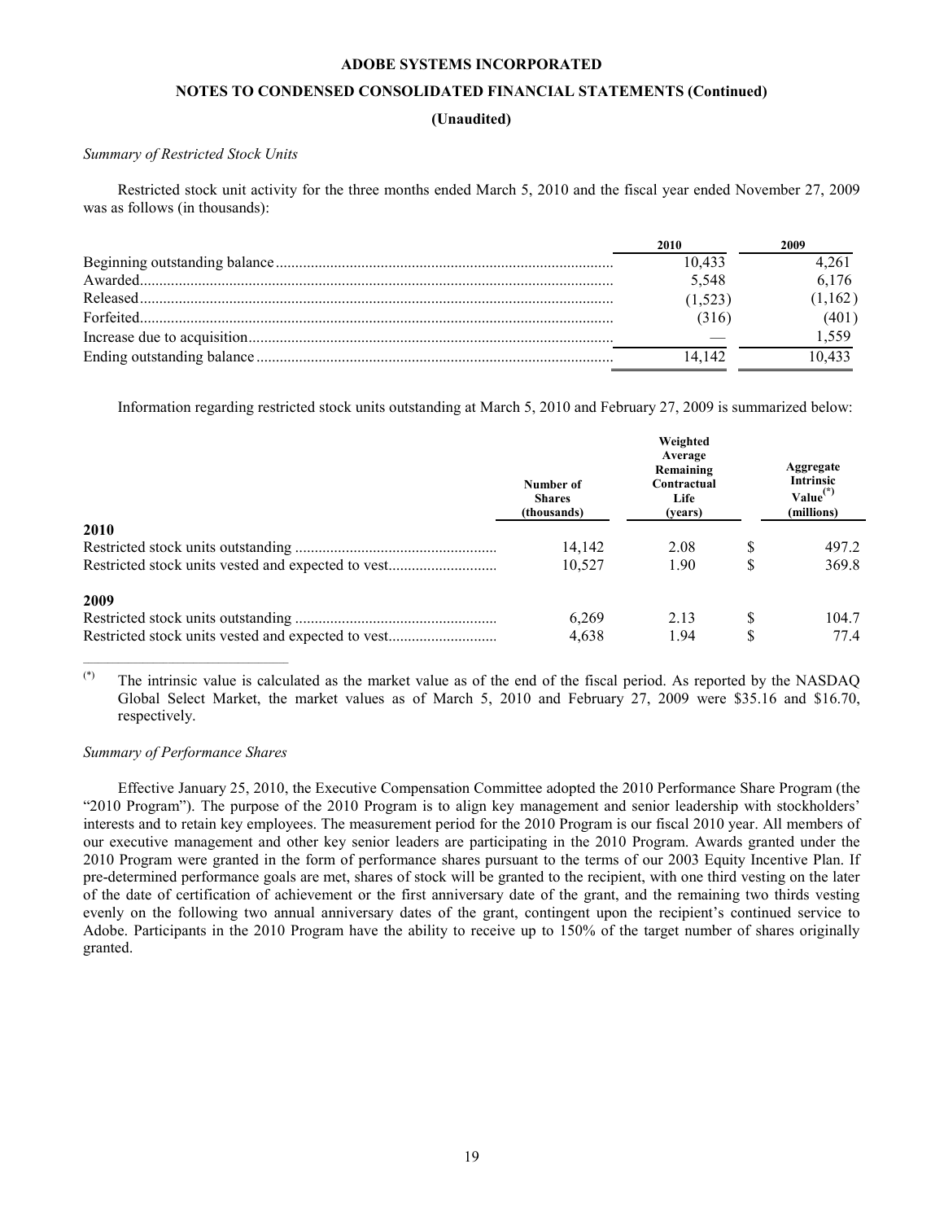ADOBE SYSTEMS INCORPORATED

NOTES TO CONDENSED CONSOLIDATED FINANCIAL STATEMENTS (Continued)

(Unaudited)

*Summary of Restricted Stock Units*

Restricted stock unit activity for the three months ended March 5, 2010 and the fiscal year ended November 27, 2009 was as follows (in thousands):

| | 2010 | 2009 |
|---|---|---|
| Beginning outstanding balance | 10,433 | 4,261 |
| Awarded | 5,548 | 6,176 |
| Released | (1,523) | (1,162) |
| Forfeited | (316) | (401) |
| Increase due to acquisition | — | 1,559 |
| Ending outstanding balance | 14,142 | 10,433 |

Information regarding restricted stock units outstanding at March 5, 2010 and February 27, 2009 is summarized below:

| | Number of Shares (thousands) | Weighted Average Remaining Contractual Life (years) | Aggregate Intrinsic Value(*) (millions) |
|---|---|---|---|
| **2010** | | | |
| Restricted stock units outstanding | 14,142 | 2.08 | $ 497.2 |
| Restricted stock units vested and expected to vest | 10,527 | 1.90 | $ 369.8 |
| **2009** | | | |
| Restricted stock units outstanding | 6,269 | 2.13 | $ 104.7 |
| Restricted stock units vested and expected to vest | 4,638 | 1.94 | $ 77.4 |

(*) The intrinsic value is calculated as the market value as of the end of the fiscal period. As reported by the NASDAQ Global Select Market, the market values as of March 5, 2010 and February 27, 2009 were $35.16 and $16.70, respectively.

*Summary of Performance Shares*

Effective January 25, 2010, the Executive Compensation Committee adopted the 2010 Performance Share Program (the "2010 Program"). The purpose of the 2010 Program is to align key management and senior leadership with stockholders' interests and to retain key employees. The measurement period for the 2010 Program is our fiscal 2010 year. All members of our executive management and other key senior leaders are participating in the 2010 Program. Awards granted under the 2010 Program were granted in the form of performance shares pursuant to the terms of our 2003 Equity Incentive Plan. If pre-determined performance goals are met, shares of stock will be granted to the recipient, with one third vesting on the later of the date of certification of achievement or the first anniversary date of the grant, and the remaining two thirds vesting evenly on the following two annual anniversary dates of the grant, contingent upon the recipient's continued service to Adobe. Participants in the 2010 Program have the ability to receive up to 150% of the target number of shares originally granted.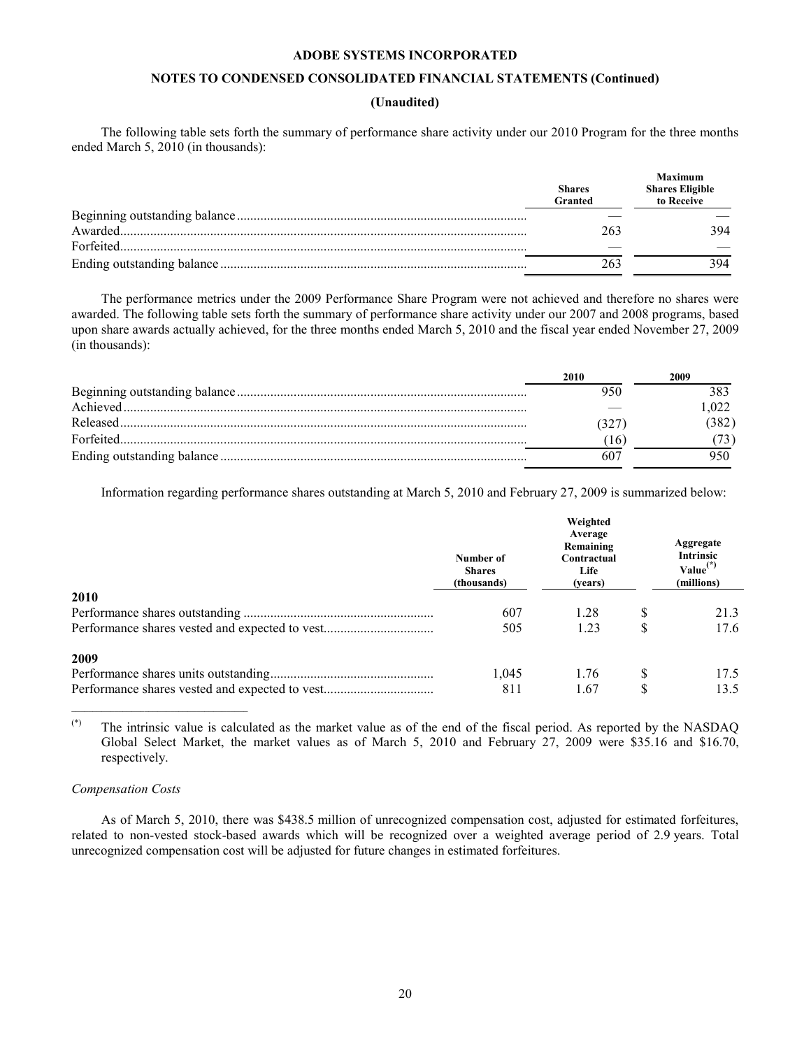ADOBE SYSTEMS INCORPORATED

NOTES TO CONDENSED CONSOLIDATED FINANCIAL STATEMENTS (Continued)

(Unaudited)

The following table sets forth the summary of performance share activity under our 2010 Program for the three months ended March 5, 2010 (in thousands):

| | Shares Granted | Maximum Shares Eligible to Receive |
|---|---|---|
| Beginning outstanding balance | — | — |
| Awarded | 263 | 394 |
| Forfeited | — | — |
| Ending outstanding balance | 263 | 394 |

The performance metrics under the 2009 Performance Share Program were not achieved and therefore no shares were awarded. The following table sets forth the summary of performance share activity under our 2007 and 2008 programs, based upon share awards actually achieved, for the three months ended March 5, 2010 and the fiscal year ended November 27, 2009 (in thousands):

| | 2010 | 2009 |
|---|---|---|
| Beginning outstanding balance | 950 | 383 |
| Achieved | — | 1,022 |
| Released | (327) | (382) |
| Forfeited | (16) | (73) |
| Ending outstanding balance | 607 | 950 |

Information regarding performance shares outstanding at March 5, 2010 and February 27, 2009 is summarized below:

| | Number of Shares (thousands) | Weighted Average Remaining Contractual Life (years) | Aggregate Intrinsic Value(*) (millions) |
|---|---|---|---|
| **2010** | | | |
| Performance shares outstanding | 607 | 1.28 | $ 21.3 |
| Performance shares vested and expected to vest | 505 | 1.23 | $ 17.6 |
| **2009** | | | |
| Performance shares units outstanding | 1,045 | 1.76 | $ 17.5 |
| Performance shares vested and expected to vest | 811 | 1.67 | $ 13.5 |

(*) The intrinsic value is calculated as the market value as of the end of the fiscal period. As reported by the NASDAQ Global Select Market, the market values as of March 5, 2010 and February 27, 2009 were $35.16 and $16.70, respectively.

*Compensation Costs*

As of March 5, 2010, there was $438.5 million of unrecognized compensation cost, adjusted for estimated forfeitures, related to non-vested stock-based awards which will be recognized over a weighted average period of 2.9 years. Total unrecognized compensation cost will be adjusted for future changes in estimated forfeitures.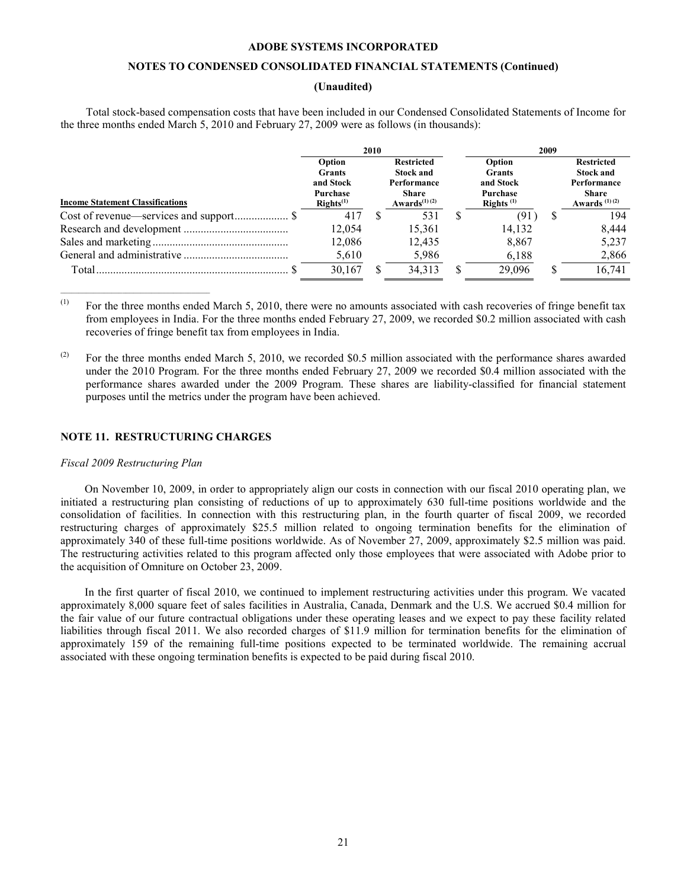**ADOBE SYSTEMS INCORPORATED**

**NOTES TO CONDENSED CONSOLIDATED FINANCIAL STATEMENTS (Continued)**

**(Unaudited)**

Total stock-based compensation costs that have been included in our Condensed Consolidated Statements of Income for the three months ended March 5, 2010 and February 27, 2009 were as follows (in thousands):

| | 2010 | | 2009 | |
|---|---|---|---|---|
| **Income Statement Classifications** | **Option Grants and Stock Purchase Rights**[(1)] | **Restricted Stock and Performance Share Awards**[(1)(2)] | **Option Grants and Stock Purchase Rights**[(1)] | **Restricted Stock and Performance Share Awards**[(1)(2)] |
| Cost of revenue—services and support | $ 417 | $ 531 | $ (91) | $ 194 |
| Research and development | 12,054 | 15,361 | 14,132 | 8,444 |
| Sales and marketing | 12,086 | 12,435 | 8,867 | 5,237 |
| General and administrative | 5,610 | 5,986 | 6,188 | 2,866 |
| Total | $ 30,167 | $ 34,313 | $ 29,096 | $ 16,741 |

(1) For the three months ended March 5, 2010, there were no amounts associated with cash recoveries of fringe benefit tax from employees in India. For the three months ended February 27, 2009, we recorded $0.2 million associated with cash recoveries of fringe benefit tax from employees in India.

(2) For the three months ended March 5, 2010, we recorded $0.5 million associated with the performance shares awarded under the 2010 Program. For the three months ended February 27, 2009 we recorded $0.4 million associated with the performance shares awarded under the 2009 Program. These shares are liability-classified for financial statement purposes until the metrics under the program have been achieved.

## NOTE 11. RESTRUCTURING CHARGES

*Fiscal 2009 Restructuring Plan*

On November 10, 2009, in order to appropriately align our costs in connection with our fiscal 2010 operating plan, we initiated a restructuring plan consisting of reductions of up to approximately 630 full-time positions worldwide and the consolidation of facilities. In connection with this restructuring plan, in the fourth quarter of fiscal 2009, we recorded restructuring charges of approximately $25.5 million related to ongoing termination benefits for the elimination of approximately 340 of these full-time positions worldwide. As of November 27, 2009, approximately $2.5 million was paid. The restructuring activities related to this program affected only those employees that were associated with Adobe prior to the acquisition of Omniture on October 23, 2009.

In the first quarter of fiscal 2010, we continued to implement restructuring activities under this program. We vacated approximately 8,000 square feet of sales facilities in Australia, Canada, Denmark and the U.S. We accrued $0.4 million for the fair value of our future contractual obligations under these operating leases and we expect to pay these facility related liabilities through fiscal 2011. We also recorded charges of $11.9 million for termination benefits for the elimination of approximately 159 of the remaining full-time positions expected to be terminated worldwide. The remaining accrual associated with these ongoing termination benefits is expected to be paid during fiscal 2010.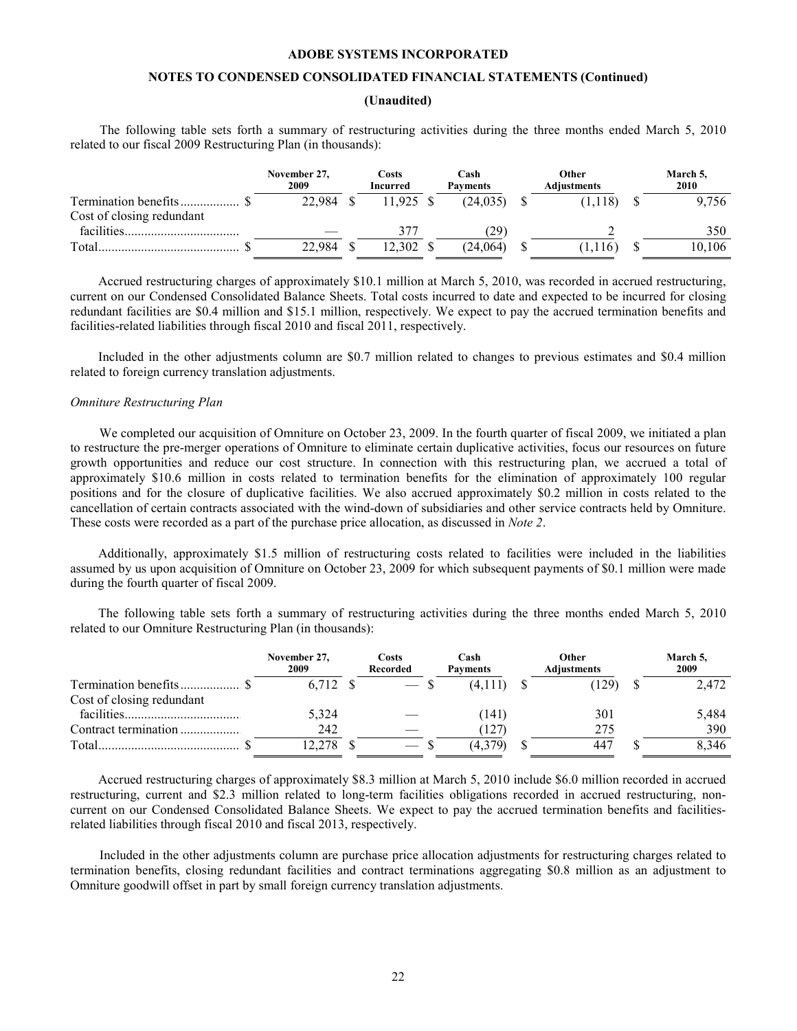The following table sets forth a summary of restructuring activities during the three months ended March 5, 2010 related to our fiscal 2009 Restructuring Plan (in thousands):

| | November 27, 2009 | Costs Incurred | Cash Payments | Other Adjustments | March 5, 2010 |
|---|---|---|---|---|---|
| Termination benefits | $ 22,984 | $ 11,925 | $ (24,035) | $ (1,118) | $ 9,756 |
| Cost of closing redundant facilities | — | 377 | (29) | 2 | 350 |
| Total | $ 22,984 | $ 12,302 | $ (24,064) | $ (1,116) | $ 10,106 |

Accrued restructuring charges of approximately $10.1 million at March 5, 2010, was recorded in accrued restructuring, current on our Condensed Consolidated Balance Sheets. Total costs incurred to date and expected to be incurred for closing redundant facilities are $0.4 million and $15.1 million, respectively. We expect to pay the accrued termination benefits and facilities-related liabilities through fiscal 2010 and fiscal 2011, respectively.

Included in the other adjustments column are $0.7 million related to changes to previous estimates and $0.4 million related to foreign currency translation adjustments.

*Omniture Restructuring Plan*

We completed our acquisition of Omniture on October 23, 2009. In the fourth quarter of fiscal 2009, we initiated a plan to restructure the pre-merger operations of Omniture to eliminate certain duplicative activities, focus our resources on future growth opportunities and reduce our cost structure. In connection with this restructuring plan, we accrued a total of approximately $10.6 million in costs related to termination benefits for the elimination of approximately 100 regular positions and for the closure of duplicative facilities. We also accrued approximately $0.2 million in costs related to the cancellation of certain contracts associated with the wind-down of subsidiaries and other service contracts held by Omniture. These costs were recorded as a part of the purchase price allocation, as discussed in *Note 2*.

Additionally, approximately $1.5 million of restructuring costs related to facilities were included in the liabilities assumed by us upon acquisition of Omniture on October 23, 2009 for which subsequent payments of $0.1 million were made during the fourth quarter of fiscal 2009.

The following table sets forth a summary of restructuring activities during the three months ended March 5, 2010 related to our Omniture Restructuring Plan (in thousands):

| | November 27, 2009 | Costs Recorded | Cash Payments | Other Adjustments | March 5, 2009 |
|---|---|---|---|---|---|
| Termination benefits | $ 6,712 | $ — | $ (4,111) | $ (129) | $ 2,472 |
| Cost of closing redundant facilities | 5,324 | — | (141) | 301 | 5,484 |
| Contract termination | 242 | — | (127) | 275 | 390 |
| Total | $ 12,278 | $ — | $ (4,379) | $ 447 | $ 8,346 |

Accrued restructuring charges of approximately $8.3 million at March 5, 2010 include $6.0 million recorded in accrued restructuring, current and $2.3 million related to long-term facilities obligations recorded in accrued restructuring, non-current on our Condensed Consolidated Balance Sheets. We expect to pay the accrued termination benefits and facilities-related liabilities through fiscal 2010 and fiscal 2013, respectively.

Included in the other adjustments column are purchase price allocation adjustments for restructuring charges related to termination benefits, closing redundant facilities and contract terminations aggregating $0.8 million as an adjustment to Omniture goodwill offset in part by small foreign currency translation adjustments.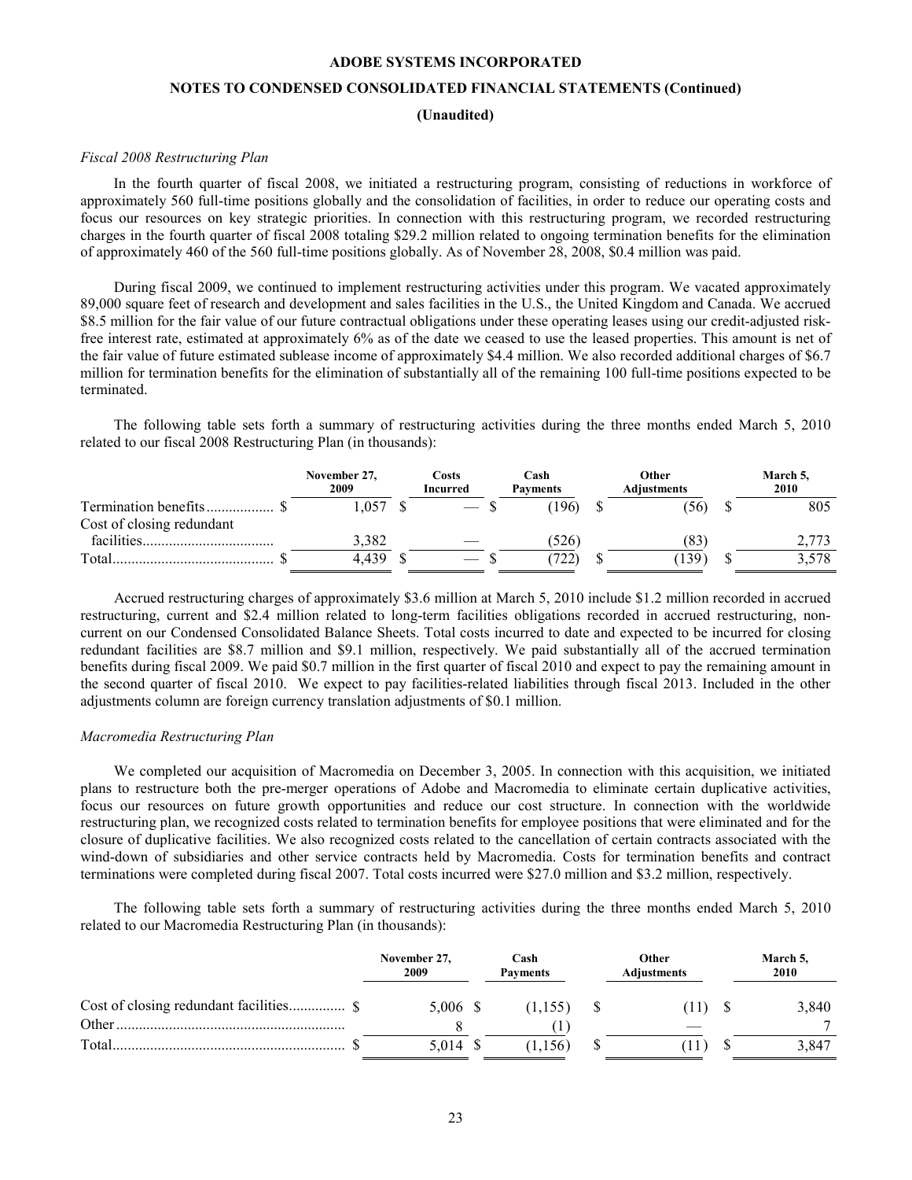*Fiscal 2008 Restructuring Plan*

In the fourth quarter of fiscal 2008, we initiated a restructuring program, consisting of reductions in workforce of approximately 560 full-time positions globally and the consolidation of facilities, in order to reduce our operating costs and focus our resources on key strategic priorities. In connection with this restructuring program, we recorded restructuring charges in the fourth quarter of fiscal 2008 totaling $29.2 million related to ongoing termination benefits for the elimination of approximately 460 of the 560 full-time positions globally. As of November 28, 2008, $0.4 million was paid.

During fiscal 2009, we continued to implement restructuring activities under this program. We vacated approximately 89,000 square feet of research and development and sales facilities in the U.S., the United Kingdom and Canada. We accrued $8.5 million for the fair value of our future contractual obligations under these operating leases using our credit-adjusted risk-free interest rate, estimated at approximately 6% as of the date we ceased to use the leased properties. This amount is net of the fair value of future estimated sublease income of approximately $4.4 million. We also recorded additional charges of $6.7 million for termination benefits for the elimination of substantially all of the remaining 100 full-time positions expected to be terminated.

The following table sets forth a summary of restructuring activities during the three months ended March 5, 2010 related to our fiscal 2008 Restructuring Plan (in thousands):

| | November 27, 2009 | Costs Incurred | Cash Payments | Other Adjustments | March 5, 2010 |
|---|---|---|---|---|---|
| Termination benefits | $ 1,057 | $ — | $ (196) | $ (56) | $ 805 |
| Cost of closing redundant facilities | 3,382 | — | (526) | (83) | 2,773 |
| Total | $ 4,439 | $ — | $ (722) | $ (139) | $ 3,578 |

Accrued restructuring charges of approximately $3.6 million at March 5, 2010 include $1.2 million recorded in accrued restructuring, current and $2.4 million related to long-term facilities obligations recorded in accrued restructuring, non-current on our Condensed Consolidated Balance Sheets. Total costs incurred to date and expected to be incurred for closing redundant facilities are $8.7 million and $9.1 million, respectively. We paid substantially all of the accrued termination benefits during fiscal 2009. We paid $0.7 million in the first quarter of fiscal 2010 and expect to pay the remaining amount in the second quarter of fiscal 2010. We expect to pay facilities-related liabilities through fiscal 2013. Included in the other adjustments column are foreign currency translation adjustments of $0.1 million.

*Macromedia Restructuring Plan*

We completed our acquisition of Macromedia on December 3, 2005. In connection with this acquisition, we initiated plans to restructure both the pre-merger operations of Adobe and Macromedia to eliminate certain duplicative activities, focus our resources on future growth opportunities and reduce our cost structure. In connection with the worldwide restructuring plan, we recognized costs related to termination benefits for employee positions that were eliminated and for the closure of duplicative facilities. We also recognized costs related to the cancellation of certain contracts associated with the wind-down of subsidiaries and other service contracts held by Macromedia. Costs for termination benefits and contract terminations were completed during fiscal 2007. Total costs incurred were $27.0 million and $3.2 million, respectively.

The following table sets forth a summary of restructuring activities during the three months ended March 5, 2010 related to our Macromedia Restructuring Plan (in thousands):

| | November 27, 2009 | Cash Payments | Other Adjustments | March 5, 2010 |
|---|---|---|---|---|
| Cost of closing redundant facilities | $ 5,006 | $ (1,155) | $ (11) | $ 3,840 |
| Other | 8 | (1) | — | 7 |
| Total | $ 5,014 | $ (1,156) | $ (11) | $ 3,847 |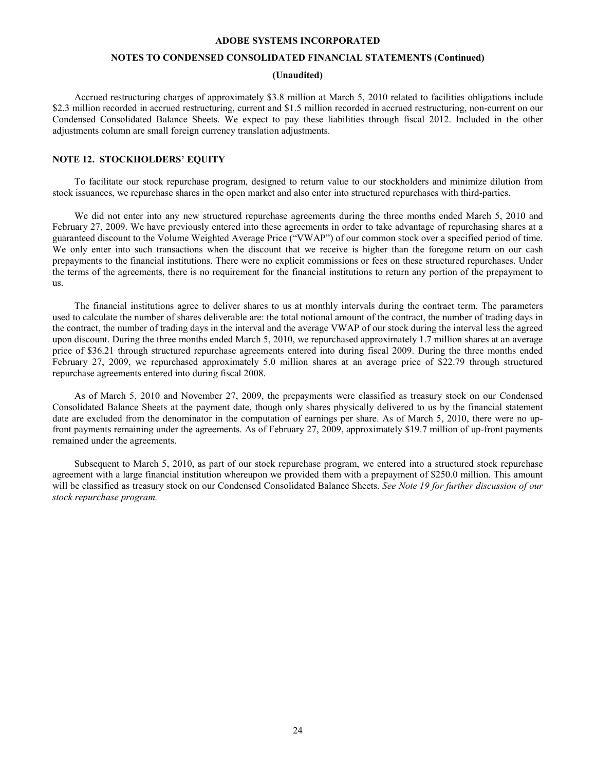Accrued restructuring charges of approximately $3.8 million at March 5, 2010 related to facilities obligations include $2.3 million recorded in accrued restructuring, current and $1.5 million recorded in accrued restructuring, non-current on our Condensed Consolidated Balance Sheets. We expect to pay these liabilities through fiscal 2012. Included in the other adjustments column are small foreign currency translation adjustments.

## NOTE 12. STOCKHOLDERS' EQUITY

To facilitate our stock repurchase program, designed to return value to our stockholders and minimize dilution from stock issuances, we repurchase shares in the open market and also enter into structured repurchases with third-parties.

We did not enter into any new structured repurchase agreements during the three months ended March 5, 2010 and February 27, 2009. We have previously entered into these agreements in order to take advantage of repurchasing shares at a guaranteed discount to the Volume Weighted Average Price ("VWAP") of our common stock over a specified period of time. We only enter into such transactions when the discount that we receive is higher than the foregone return on our cash prepayments to the financial institutions. There were no explicit commissions or fees on these structured repurchases. Under the terms of the agreements, there is no requirement for the financial institutions to return any portion of the prepayment to us.

The financial institutions agree to deliver shares to us at monthly intervals during the contract term. The parameters used to calculate the number of shares deliverable are: the total notional amount of the contract, the number of trading days in the contract, the number of trading days in the interval and the average VWAP of our stock during the interval less the agreed upon discount. During the three months ended March 5, 2010, we repurchased approximately 1.7 million shares at an average price of $36.21 through structured repurchase agreements entered into during fiscal 2009. During the three months ended February 27, 2009, we repurchased approximately 5.0 million shares at an average price of $22.79 through structured repurchase agreements entered into during fiscal 2008.

As of March 5, 2010 and November 27, 2009, the prepayments were classified as treasury stock on our Condensed Consolidated Balance Sheets at the payment date, though only shares physically delivered to us by the financial statement date are excluded from the denominator in the computation of earnings per share. As of March 5, 2010, there were no up-front payments remaining under the agreements. As of February 27, 2009, approximately $19.7 million of up-front payments remained under the agreements.

Subsequent to March 5, 2010, as part of our stock repurchase program, we entered into a structured stock repurchase agreement with a large financial institution whereupon we provided them with a prepayment of $250.0 million. This amount will be classified as treasury stock on our Condensed Consolidated Balance Sheets. *See Note 19 for further discussion of our stock repurchase program.*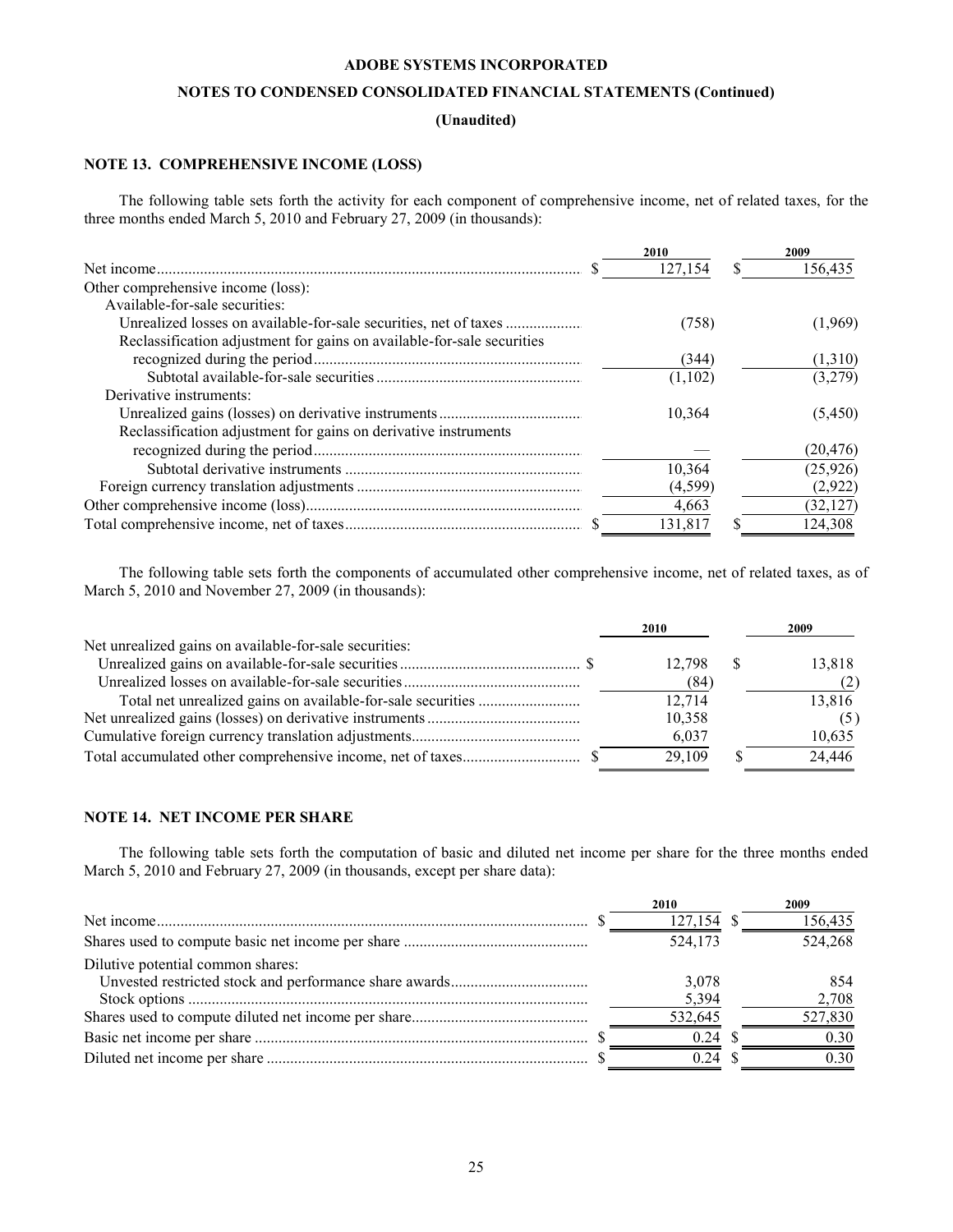**ADOBE SYSTEMS INCORPORATED**

**NOTES TO CONDENSED CONSOLIDATED FINANCIAL STATEMENTS (Continued)**

**(Unaudited)**

## NOTE 13. COMPREHENSIVE INCOME (LOSS)

The following table sets forth the activity for each component of comprehensive income, net of related taxes, for the three months ended March 5, 2010 and February 27, 2009 (in thousands):

| | 2010 | 2009 |
|---|---|---|
| Net income | $ 127,154 | $ 156,435 |
| Other comprehensive income (loss): | | |
| Available-for-sale securities: | | |
| Unrealized losses on available-for-sale securities, net of taxes | (758) | (1,969) |
| Reclassification adjustment for gains on available-for-sale securities recognized during the period | (344) | (1,310) |
| Subtotal available-for-sale securities | (1,102) | (3,279) |
| Derivative instruments: | | |
| Unrealized gains (losses) on derivative instruments | 10,364 | (5,450) |
| Reclassification adjustment for gains on derivative instruments recognized during the period | — | (20,476) |
| Subtotal derivative instruments | 10,364 | (25,926) |
| Foreign currency translation adjustments | (4,599) | (2,922) |
| Other comprehensive income (loss) | 4,663 | (32,127) |
| Total comprehensive income, net of taxes | $ 131,817 | $ 124,308 |

The following table sets forth the components of accumulated other comprehensive income, net of related taxes, as of March 5, 2010 and November 27, 2009 (in thousands):

| | 2010 | 2009 |
|---|---|---|
| Net unrealized gains on available-for-sale securities: | | |
| Unrealized gains on available-for-sale securities | $ 12,798 | $ 13,818 |
| Unrealized losses on available-for-sale securities | (84) | (2) |
| Total net unrealized gains on available-for-sale securities | 12,714 | 13,816 |
| Net unrealized gains (losses) on derivative instruments | 10,358 | (5) |
| Cumulative foreign currency translation adjustments | 6,037 | 10,635 |
| Total accumulated other comprehensive income, net of taxes | $ 29,109 | $ 24,446 |

## NOTE 14. NET INCOME PER SHARE

The following table sets forth the computation of basic and diluted net income per share for the three months ended March 5, 2010 and February 27, 2009 (in thousands, except per share data):

| | 2010 | 2009 |
|---|---|---|
| Net income | $ 127,154 | $ 156,435 |
| Shares used to compute basic net income per share | 524,173 | 524,268 |
| Dilutive potential common shares: | | |
| Unvested restricted stock and performance share awards | 3,078 | 854 |
| Stock options | 5,394 | 2,708 |
| Shares used to compute diluted net income per share | 532,645 | 527,830 |
| Basic net income per share | $ 0.24 | $ 0.30 |
| Diluted net income per share | $ 0.24 | $ 0.30 |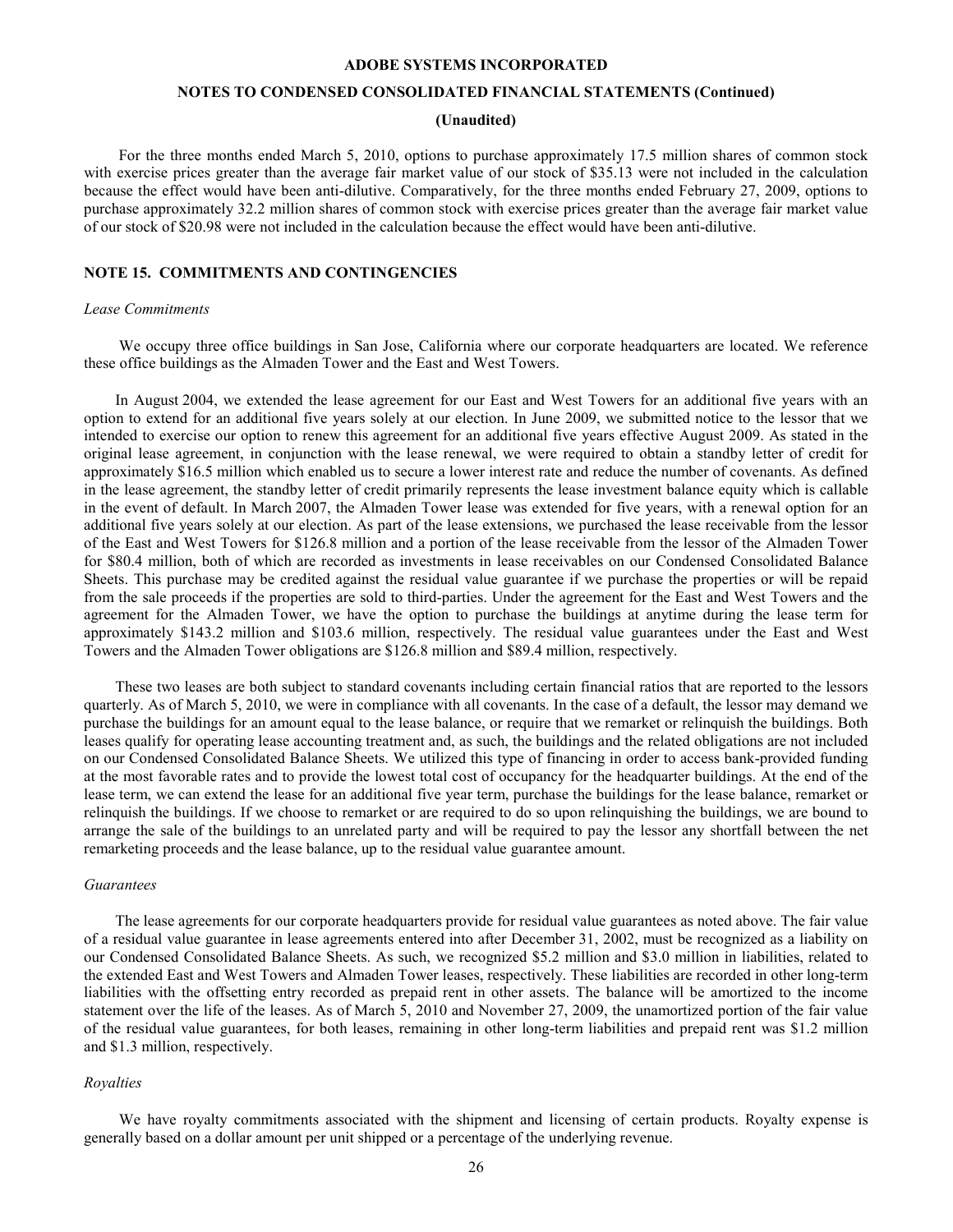For the three months ended March 5, 2010, options to purchase approximately 17.5 million shares of common stock with exercise prices greater than the average fair market value of our stock of $35.13 were not included in the calculation because the effect would have been anti-dilutive. Comparatively, for the three months ended February 27, 2009, options to purchase approximately 32.2 million shares of common stock with exercise prices greater than the average fair market value of our stock of $20.98 were not included in the calculation because the effect would have been anti-dilutive.

## NOTE 15. COMMITMENTS AND CONTINGENCIES

*Lease Commitments*

We occupy three office buildings in San Jose, California where our corporate headquarters are located. We reference these office buildings as the Almaden Tower and the East and West Towers.

In August 2004, we extended the lease agreement for our East and West Towers for an additional five years with an option to extend for an additional five years solely at our election. In June 2009, we submitted notice to the lessor that we intended to exercise our option to renew this agreement for an additional five years effective August 2009. As stated in the original lease agreement, in conjunction with the lease renewal, we were required to obtain a standby letter of credit for approximately $16.5 million which enabled us to secure a lower interest rate and reduce the number of covenants. As defined in the lease agreement, the standby letter of credit primarily represents the lease investment balance equity which is callable in the event of default. In March 2007, the Almaden Tower lease was extended for five years, with a renewal option for an additional five years solely at our election. As part of the lease extensions, we purchased the lease receivable from the lessor of the East and West Towers for $126.8 million and a portion of the lease receivable from the lessor of the Almaden Tower for $80.4 million, both of which are recorded as investments in lease receivables on our Condensed Consolidated Balance Sheets. This purchase may be credited against the residual value guarantee if we purchase the properties or will be repaid from the sale proceeds if the properties are sold to third-parties. Under the agreement for the East and West Towers and the agreement for the Almaden Tower, we have the option to purchase the buildings at anytime during the lease term for approximately $143.2 million and $103.6 million, respectively. The residual value guarantees under the East and West Towers and the Almaden Tower obligations are $126.8 million and $89.4 million, respectively.

These two leases are both subject to standard covenants including certain financial ratios that are reported to the lessors quarterly. As of March 5, 2010, we were in compliance with all covenants. In the case of a default, the lessor may demand we purchase the buildings for an amount equal to the lease balance, or require that we remarket or relinquish the buildings. Both leases qualify for operating lease accounting treatment and, as such, the buildings and the related obligations are not included on our Condensed Consolidated Balance Sheets. We utilized this type of financing in order to access bank-provided funding at the most favorable rates and to provide the lowest total cost of occupancy for the headquarter buildings. At the end of the lease term, we can extend the lease for an additional five year term, purchase the buildings for the lease balance, remarket or relinquish the buildings. If we choose to remarket or are required to do so upon relinquishing the buildings, we are bound to arrange the sale of the buildings to an unrelated party and will be required to pay the lessor any shortfall between the net remarketing proceeds and the lease balance, up to the residual value guarantee amount.

*Guarantees*

The lease agreements for our corporate headquarters provide for residual value guarantees as noted above. The fair value of a residual value guarantee in lease agreements entered into after December 31, 2002, must be recognized as a liability on our Condensed Consolidated Balance Sheets. As such, we recognized $5.2 million and $3.0 million in liabilities, related to the extended East and West Towers and Almaden Tower leases, respectively. These liabilities are recorded in other long-term liabilities with the offsetting entry recorded as prepaid rent in other assets. The balance will be amortized to the income statement over the life of the leases. As of March 5, 2010 and November 27, 2009, the unamortized portion of the fair value of the residual value guarantees, for both leases, remaining in other long-term liabilities and prepaid rent was $1.2 million and $1.3 million, respectively.

*Royalties*

We have royalty commitments associated with the shipment and licensing of certain products. Royalty expense is generally based on a dollar amount per unit shipped or a percentage of the underlying revenue.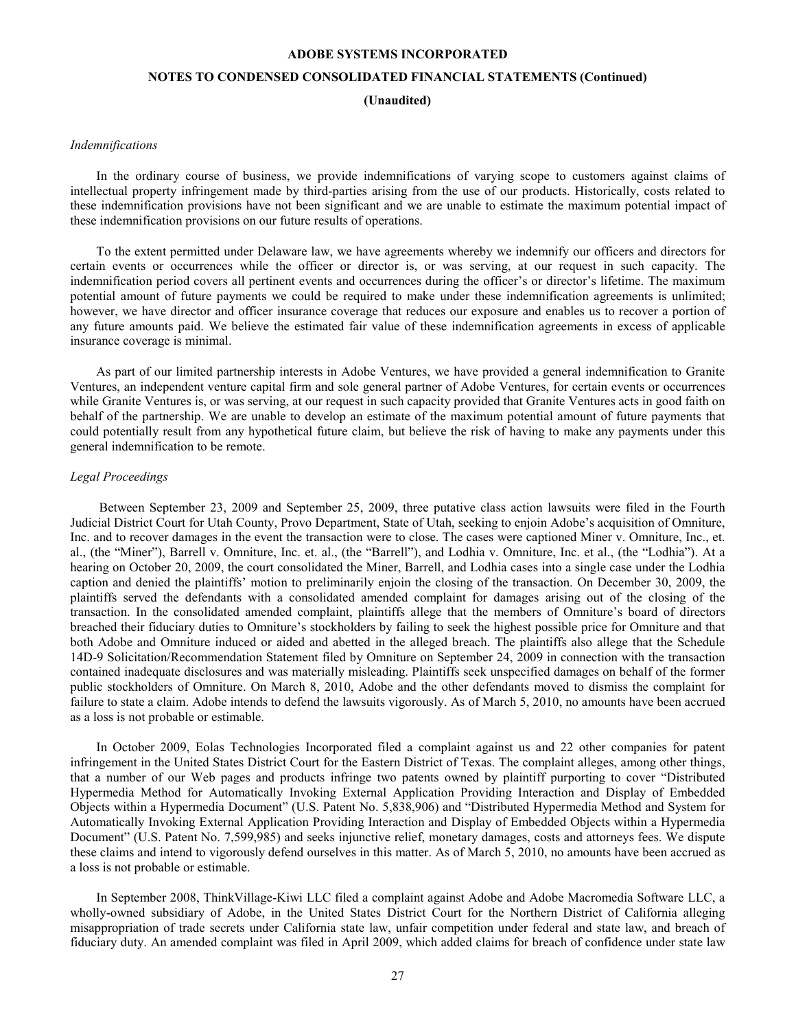*Indemnifications*

In the ordinary course of business, we provide indemnifications of varying scope to customers against claims of intellectual property infringement made by third-parties arising from the use of our products. Historically, costs related to these indemnification provisions have not been significant and we are unable to estimate the maximum potential impact of these indemnification provisions on our future results of operations.

To the extent permitted under Delaware law, we have agreements whereby we indemnify our officers and directors for certain events or occurrences while the officer or director is, or was serving, at our request in such capacity. The indemnification period covers all pertinent events and occurrences during the officer's or director's lifetime. The maximum potential amount of future payments we could be required to make under these indemnification agreements is unlimited; however, we have director and officer insurance coverage that reduces our exposure and enables us to recover a portion of any future amounts paid. We believe the estimated fair value of these indemnification agreements in excess of applicable insurance coverage is minimal.

As part of our limited partnership interests in Adobe Ventures, we have provided a general indemnification to Granite Ventures, an independent venture capital firm and sole general partner of Adobe Ventures, for certain events or occurrences while Granite Ventures is, or was serving, at our request in such capacity provided that Granite Ventures acts in good faith on behalf of the partnership. We are unable to develop an estimate of the maximum potential amount of future payments that could potentially result from any hypothetical future claim, but believe the risk of having to make any payments under this general indemnification to be remote.

*Legal Proceedings*

Between September 23, 2009 and September 25, 2009, three putative class action lawsuits were filed in the Fourth Judicial District Court for Utah County, Provo Department, State of Utah, seeking to enjoin Adobe's acquisition of Omniture, Inc. and to recover damages in the event the transaction were to close. The cases were captioned Miner v. Omniture, Inc., et. al., (the "Miner"), Barrell v. Omniture, Inc. et. al., (the "Barrell"), and Lodhia v. Omniture, Inc. et al., (the "Lodhia"). At a hearing on October 20, 2009, the court consolidated the Miner, Barrell, and Lodhia cases into a single case under the Lodhia caption and denied the plaintiffs' motion to preliminarily enjoin the closing of the transaction. On December 30, 2009, the plaintiffs served the defendants with a consolidated amended complaint for damages arising out of the closing of the transaction. In the consolidated amended complaint, plaintiffs allege that the members of Omniture's board of directors breached their fiduciary duties to Omniture's stockholders by failing to seek the highest possible price for Omniture and that both Adobe and Omniture induced or aided and abetted in the alleged breach. The plaintiffs also allege that the Schedule 14D-9 Solicitation/Recommendation Statement filed by Omniture on September 24, 2009 in connection with the transaction contained inadequate disclosures and was materially misleading. Plaintiffs seek unspecified damages on behalf of the former public stockholders of Omniture. On March 8, 2010, Adobe and the other defendants moved to dismiss the complaint for failure to state a claim. Adobe intends to defend the lawsuits vigorously. As of March 5, 2010, no amounts have been accrued as a loss is not probable or estimable.

In October 2009, Eolas Technologies Incorporated filed a complaint against us and 22 other companies for patent infringement in the United States District Court for the Eastern District of Texas. The complaint alleges, among other things, that a number of our Web pages and products infringe two patents owned by plaintiff purporting to cover "Distributed Hypermedia Method for Automatically Invoking External Application Providing Interaction and Display of Embedded Objects within a Hypermedia Document" (U.S. Patent No. 5,838,906) and "Distributed Hypermedia Method and System for Automatically Invoking External Application Providing Interaction and Display of Embedded Objects within a Hypermedia Document" (U.S. Patent No. 7,599,985) and seeks injunctive relief, monetary damages, costs and attorneys fees. We dispute these claims and intend to vigorously defend ourselves in this matter. As of March 5, 2010, no amounts have been accrued as a loss is not probable or estimable.

In September 2008, ThinkVillage-Kiwi LLC filed a complaint against Adobe and Adobe Macromedia Software LLC, a wholly-owned subsidiary of Adobe, in the United States District Court for the Northern District of California alleging misappropriation of trade secrets under California state law, unfair competition under federal and state law, and breach of fiduciary duty. An amended complaint was filed in April 2009, which added claims for breach of confidence under state law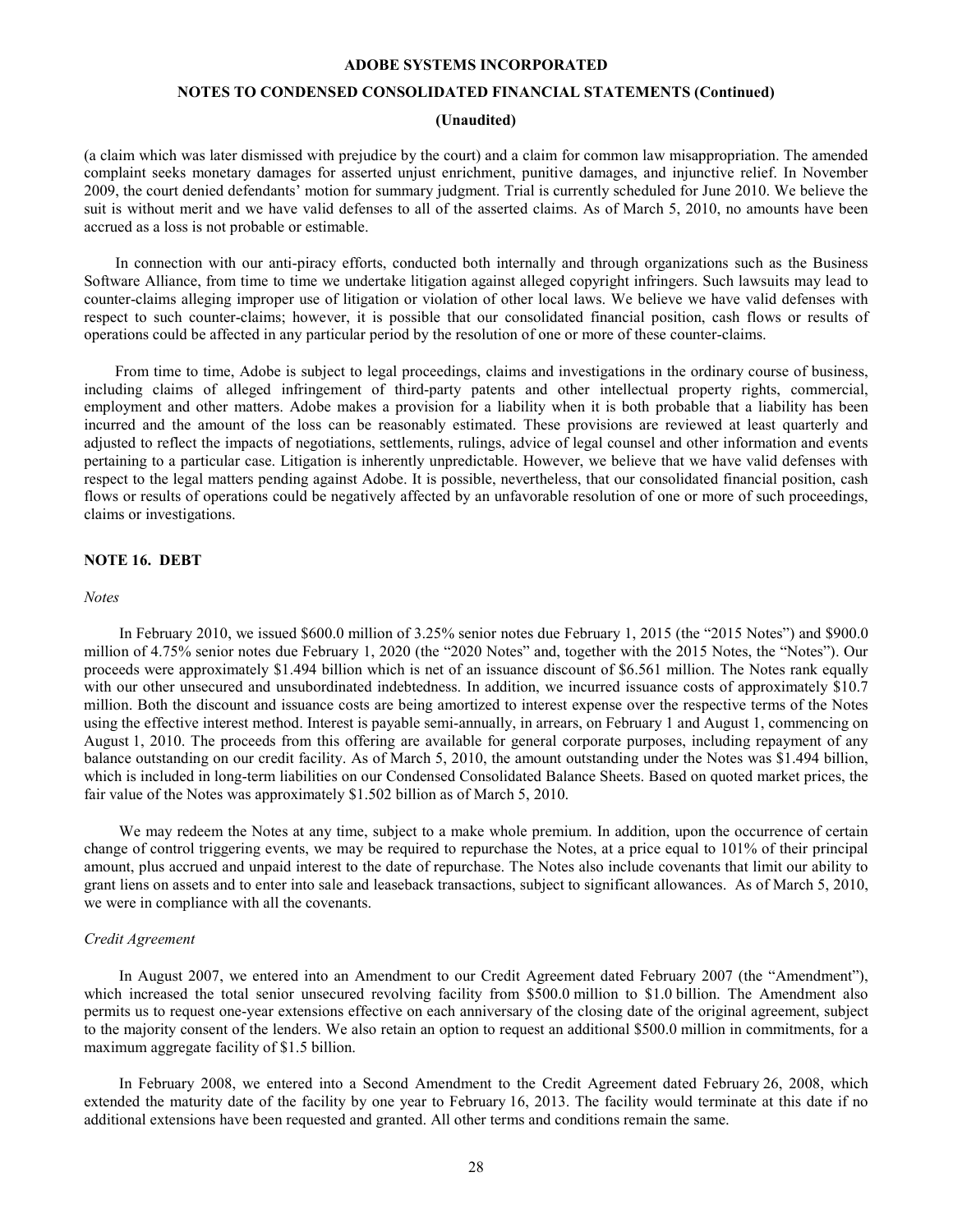(a claim which was later dismissed with prejudice by the court) and a claim for common law misappropriation. The amended complaint seeks monetary damages for asserted unjust enrichment, punitive damages, and injunctive relief. In November 2009, the court denied defendants' motion for summary judgment. Trial is currently scheduled for June 2010. We believe the suit is without merit and we have valid defenses to all of the asserted claims. As of March 5, 2010, no amounts have been accrued as a loss is not probable or estimable.

In connection with our anti-piracy efforts, conducted both internally and through organizations such as the Business Software Alliance, from time to time we undertake litigation against alleged copyright infringers. Such lawsuits may lead to counter-claims alleging improper use of litigation or violation of other local laws. We believe we have valid defenses with respect to such counter-claims; however, it is possible that our consolidated financial position, cash flows or results of operations could be affected in any particular period by the resolution of one or more of these counter-claims.

From time to time, Adobe is subject to legal proceedings, claims and investigations in the ordinary course of business, including claims of alleged infringement of third-party patents and other intellectual property rights, commercial, employment and other matters. Adobe makes a provision for a liability when it is both probable that a liability has been incurred and the amount of the loss can be reasonably estimated. These provisions are reviewed at least quarterly and adjusted to reflect the impacts of negotiations, settlements, rulings, advice of legal counsel and other information and events pertaining to a particular case. Litigation is inherently unpredictable. However, we believe that we have valid defenses with respect to the legal matters pending against Adobe. It is possible, nevertheless, that our consolidated financial position, cash flows or results of operations could be negatively affected by an unfavorable resolution of one or more of such proceedings, claims or investigations.

## NOTE 16. DEBT

*Notes*

In February 2010, we issued $600.0 million of 3.25% senior notes due February 1, 2015 (the "2015 Notes") and $900.0 million of 4.75% senior notes due February 1, 2020 (the "2020 Notes" and, together with the 2015 Notes, the "Notes"). Our proceeds were approximately $1.494 billion which is net of an issuance discount of $6.561 million. The Notes rank equally with our other unsecured and unsubordinated indebtedness. In addition, we incurred issuance costs of approximately $10.7 million. Both the discount and issuance costs are being amortized to interest expense over the respective terms of the Notes using the effective interest method. Interest is payable semi-annually, in arrears, on February 1 and August 1, commencing on August 1, 2010. The proceeds from this offering are available for general corporate purposes, including repayment of any balance outstanding on our credit facility. As of March 5, 2010, the amount outstanding under the Notes was $1.494 billion, which is included in long-term liabilities on our Condensed Consolidated Balance Sheets. Based on quoted market prices, the fair value of the Notes was approximately $1.502 billion as of March 5, 2010.

We may redeem the Notes at any time, subject to a make whole premium. In addition, upon the occurrence of certain change of control triggering events, we may be required to repurchase the Notes, at a price equal to 101% of their principal amount, plus accrued and unpaid interest to the date of repurchase. The Notes also include covenants that limit our ability to grant liens on assets and to enter into sale and leaseback transactions, subject to significant allowances. As of March 5, 2010, we were in compliance with all the covenants.

*Credit Agreement*

In August 2007, we entered into an Amendment to our Credit Agreement dated February 2007 (the "Amendment"), which increased the total senior unsecured revolving facility from $500.0 million to $1.0 billion. The Amendment also permits us to request one-year extensions effective on each anniversary of the closing date of the original agreement, subject to the majority consent of the lenders. We also retain an option to request an additional $500.0 million in commitments, for a maximum aggregate facility of $1.5 billion.

In February 2008, we entered into a Second Amendment to the Credit Agreement dated February 26, 2008, which extended the maturity date of the facility by one year to February 16, 2013. The facility would terminate at this date if no additional extensions have been requested and granted. All other terms and conditions remain the same.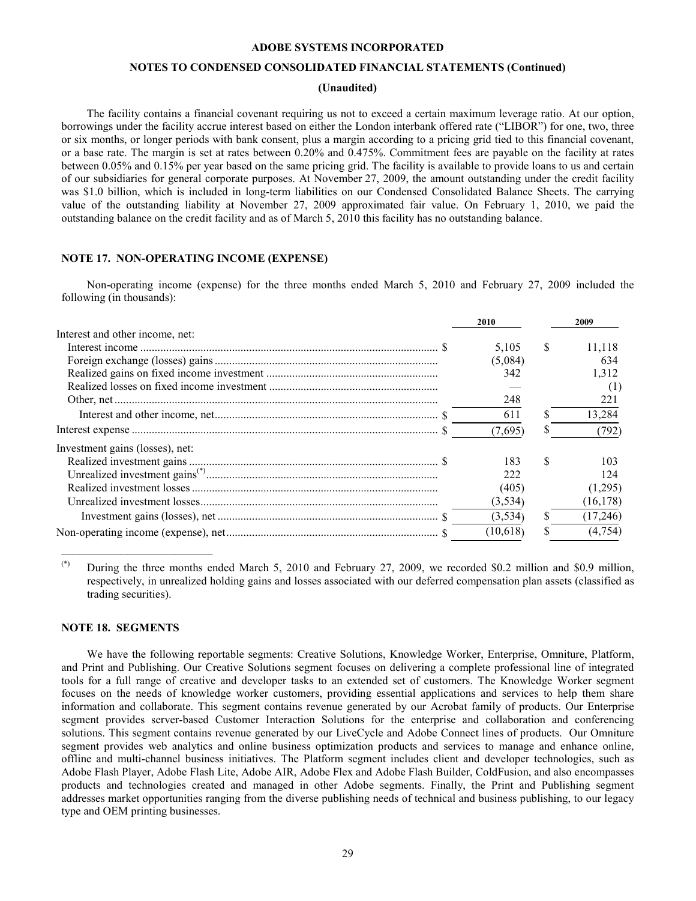The facility contains a financial covenant requiring us not to exceed a certain maximum leverage ratio. At our option, borrowings under the facility accrue interest based on either the London interbank offered rate ("LIBOR") for one, two, three or six months, or longer periods with bank consent, plus a margin according to a pricing grid tied to this financial covenant, or a base rate. The margin is set at rates between 0.20% and 0.475%. Commitment fees are payable on the facility at rates between 0.05% and 0.15% per year based on the same pricing grid. The facility is available to provide loans to us and certain of our subsidiaries for general corporate purposes. At November 27, 2009, the amount outstanding under the credit facility was $1.0 billion, which is included in long-term liabilities on our Condensed Consolidated Balance Sheets. The carrying value of the outstanding liability at November 27, 2009 approximated fair value. On February 1, 2010, we paid the outstanding balance on the credit facility and as of March 5, 2010 this facility has no outstanding balance.

### NOTE 17. NON-OPERATING INCOME (EXPENSE)

Non-operating income (expense) for the three months ended March 5, 2010 and February 27, 2009 included the following (in thousands):

| | 2010 | 2009 |
|---|---|---|
| Interest and other income, net: | | |
| Interest income | $ 5,105 | $ 11,118 |
| Foreign exchange (losses) gains | (5,084) | 634 |
| Realized gains on fixed income investment | 342 | 1,312 |
| Realized losses on fixed income investment | — | (1) |
| Other, net | 248 | 221 |
| Interest and other income, net | $ 611 | $ 13,284 |
| Interest expense | $ (7,695) | $ (792) |
| Investment gains (losses), net: | | |
| Realized investment gains | $ 183 | $ 103 |
| Unrealized investment gains(*) | 222 | 124 |
| Realized investment losses | (405) | (1,295) |
| Unrealized investment losses | (3,534) | (16,178) |
| Investment gains (losses), net | $ (3,534) | $ (17,246) |
| Non-operating income (expense), net | $ (10,618) | $ (4,754) |

(*) During the three months ended March 5, 2010 and February 27, 2009, we recorded $0.2 million and $0.9 million, respectively, in unrealized holding gains and losses associated with our deferred compensation plan assets (classified as trading securities).

### NOTE 18. SEGMENTS

We have the following reportable segments: Creative Solutions, Knowledge Worker, Enterprise, Omniture, Platform, and Print and Publishing. Our Creative Solutions segment focuses on delivering a complete professional line of integrated tools for a full range of creative and developer tasks to an extended set of customers. The Knowledge Worker segment focuses on the needs of knowledge worker customers, providing essential applications and services to help them share information and collaborate. This segment contains revenue generated by our Acrobat family of products. Our Enterprise segment provides server-based Customer Interaction Solutions for the enterprise and collaboration and conferencing solutions. This segment contains revenue generated by our LiveCycle and Adobe Connect lines of products. Our Omniture segment provides web analytics and online business optimization products and services to manage and enhance online, offline and multi-channel business initiatives. The Platform segment includes client and developer technologies, such as Adobe Flash Player, Adobe Flash Lite, Adobe AIR, Adobe Flex and Adobe Flash Builder, ColdFusion, and also encompasses products and technologies created and managed in other Adobe segments. Finally, the Print and Publishing segment addresses market opportunities ranging from the diverse publishing needs of technical and business publishing, to our legacy type and OEM printing businesses.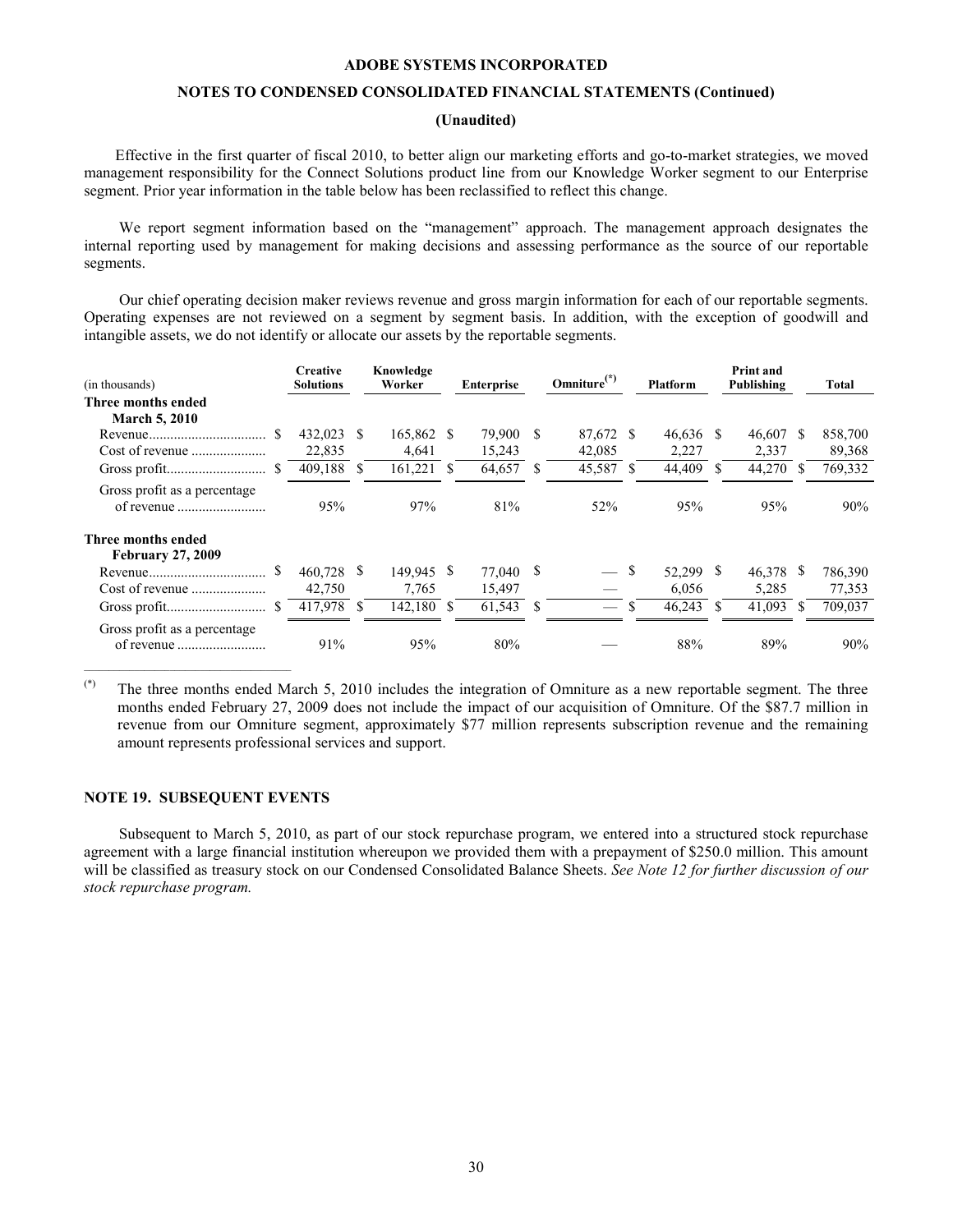Effective in the first quarter of fiscal 2010, to better align our marketing efforts and go-to-market strategies, we moved management responsibility for the Connect Solutions product line from our Knowledge Worker segment to our Enterprise segment. Prior year information in the table below has been reclassified to reflect this change.

We report segment information based on the "management" approach. The management approach designates the internal reporting used by management for making decisions and assessing performance as the source of our reportable segments.

Our chief operating decision maker reviews revenue and gross margin information for each of our reportable segments. Operating expenses are not reviewed on a segment by segment basis. In addition, with the exception of goodwill and intangible assets, we do not identify or allocate our assets by the reportable segments.

| (in thousands) | Creative Solutions | Knowledge Worker | Enterprise | Omniture(*) | Platform | Print and Publishing | Total |
|---|---|---|---|---|---|---|---|
| **Three months ended March 5, 2010** | | | | | | | |
| Revenue | $ 432,023 | $ 165,862 | $ 79,900 | $ 87,672 | $ 46,636 | $ 46,607 | $ 858,700 |
| Cost of revenue | 22,835 | 4,641 | 15,243 | 42,085 | 2,227 | 2,337 | 89,368 |
| Gross profit | $ 409,188 | $ 161,221 | $ 64,657 | $ 45,587 | $ 44,409 | $ 44,270 | $ 769,332 |
| Gross profit as a percentage of revenue | 95% | 97% | 81% | 52% | 95% | 95% | 90% |
| **Three months ended February 27, 2009** | | | | | | | |
| Revenue | $ 460,728 | $ 149,945 | $ 77,040 | $ — | $ 52,299 | $ 46,378 | $ 786,390 |
| Cost of revenue | 42,750 | 7,765 | 15,497 | — | 6,056 | 5,285 | 77,353 |
| Gross profit | $ 417,978 | $ 142,180 | $ 61,543 | $ — | $ 46,243 | $ 41,093 | $ 709,037 |
| Gross profit as a percentage of revenue | 91% | 95% | 80% | — | 88% | 89% | 90% |

(*) The three months ended March 5, 2010 includes the integration of Omniture as a new reportable segment. The three months ended February 27, 2009 does not include the impact of our acquisition of Omniture. Of the $87.7 million in revenue from our Omniture segment, approximately $77 million represents subscription revenue and the remaining amount represents professional services and support.

### NOTE 19. SUBSEQUENT EVENTS

Subsequent to March 5, 2010, as part of our stock repurchase program, we entered into a structured stock repurchase agreement with a large financial institution whereupon we provided them with a prepayment of $250.0 million. This amount will be classified as treasury stock on our Condensed Consolidated Balance Sheets. *See Note 12 for further discussion of our stock repurchase program.*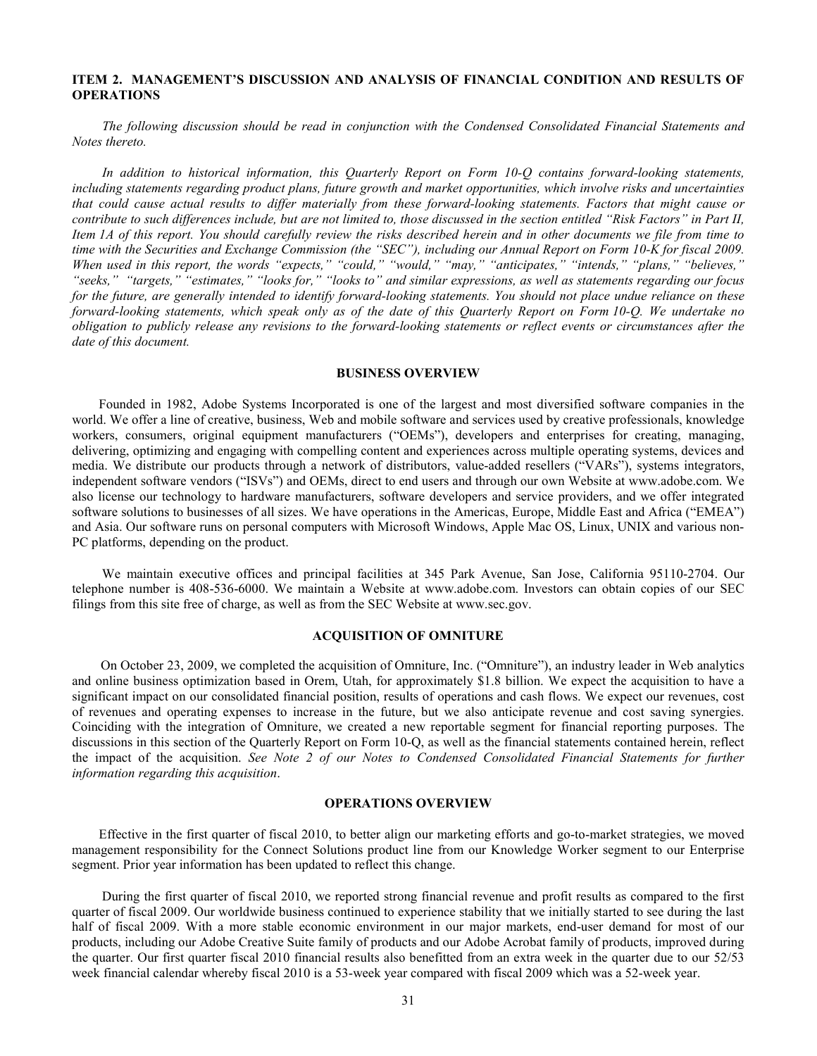## ITEM 2. MANAGEMENT'S DISCUSSION AND ANALYSIS OF FINANCIAL CONDITION AND RESULTS OF OPERATIONS

*The following discussion should be read in conjunction with the Condensed Consolidated Financial Statements and Notes thereto.*

*In addition to historical information, this Quarterly Report on Form 10-Q contains forward-looking statements, including statements regarding product plans, future growth and market opportunities, which involve risks and uncertainties that could cause actual results to differ materially from these forward-looking statements. Factors that might cause or contribute to such differences include, but are not limited to, those discussed in the section entitled "Risk Factors" in Part II, Item 1A of this report. You should carefully review the risks described herein and in other documents we file from time to time with the Securities and Exchange Commission (the "SEC"), including our Annual Report on Form 10-K for fiscal 2009. When used in this report, the words "expects," "could," "would," "may," "anticipates," "intends," "plans," "believes," "seeks," "targets," "estimates," "looks for," "looks to" and similar expressions, as well as statements regarding our focus for the future, are generally intended to identify forward-looking statements. You should not place undue reliance on these forward-looking statements, which speak only as of the date of this Quarterly Report on Form 10-Q. We undertake no obligation to publicly release any revisions to the forward-looking statements or reflect events or circumstances after the date of this document.*

### BUSINESS OVERVIEW

Founded in 1982, Adobe Systems Incorporated is one of the largest and most diversified software companies in the world. We offer a line of creative, business, Web and mobile software and services used by creative professionals, knowledge workers, consumers, original equipment manufacturers ("OEMs"), developers and enterprises for creating, managing, delivering, optimizing and engaging with compelling content and experiences across multiple operating systems, devices and media. We distribute our products through a network of distributors, value-added resellers ("VARs"), systems integrators, independent software vendors ("ISVs") and OEMs, direct to end users and through our own Website at www.adobe.com. We also license our technology to hardware manufacturers, software developers and service providers, and we offer integrated software solutions to businesses of all sizes. We have operations in the Americas, Europe, Middle East and Africa ("EMEA") and Asia. Our software runs on personal computers with Microsoft Windows, Apple Mac OS, Linux, UNIX and various non-PC platforms, depending on the product.

We maintain executive offices and principal facilities at 345 Park Avenue, San Jose, California 95110-2704. Our telephone number is 408-536-6000. We maintain a Website at www.adobe.com. Investors can obtain copies of our SEC filings from this site free of charge, as well as from the SEC Website at www.sec.gov.

### ACQUISITION OF OMNITURE

On October 23, 2009, we completed the acquisition of Omniture, Inc. ("Omniture"), an industry leader in Web analytics and online business optimization based in Orem, Utah, for approximately $1.8 billion. We expect the acquisition to have a significant impact on our consolidated financial position, results of operations and cash flows. We expect our revenues, cost of revenues and operating expenses to increase in the future, but we also anticipate revenue and cost saving synergies. Coinciding with the integration of Omniture, we created a new reportable segment for financial reporting purposes. The discussions in this section of the Quarterly Report on Form 10-Q, as well as the financial statements contained herein, reflect the impact of the acquisition. *See Note 2 of our Notes to Condensed Consolidated Financial Statements for further information regarding this acquisition*.

### OPERATIONS OVERVIEW

Effective in the first quarter of fiscal 2010, to better align our marketing efforts and go-to-market strategies, we moved management responsibility for the Connect Solutions product line from our Knowledge Worker segment to our Enterprise segment. Prior year information has been updated to reflect this change.

During the first quarter of fiscal 2010, we reported strong financial revenue and profit results as compared to the first quarter of fiscal 2009. Our worldwide business continued to experience stability that we initially started to see during the last half of fiscal 2009. With a more stable economic environment in our major markets, end-user demand for most of our products, including our Adobe Creative Suite family of products and our Adobe Acrobat family of products, improved during the quarter. Our first quarter fiscal 2010 financial results also benefitted from an extra week in the quarter due to our 52/53 week financial calendar whereby fiscal 2010 is a 53-week year compared with fiscal 2009 which was a 52-week year.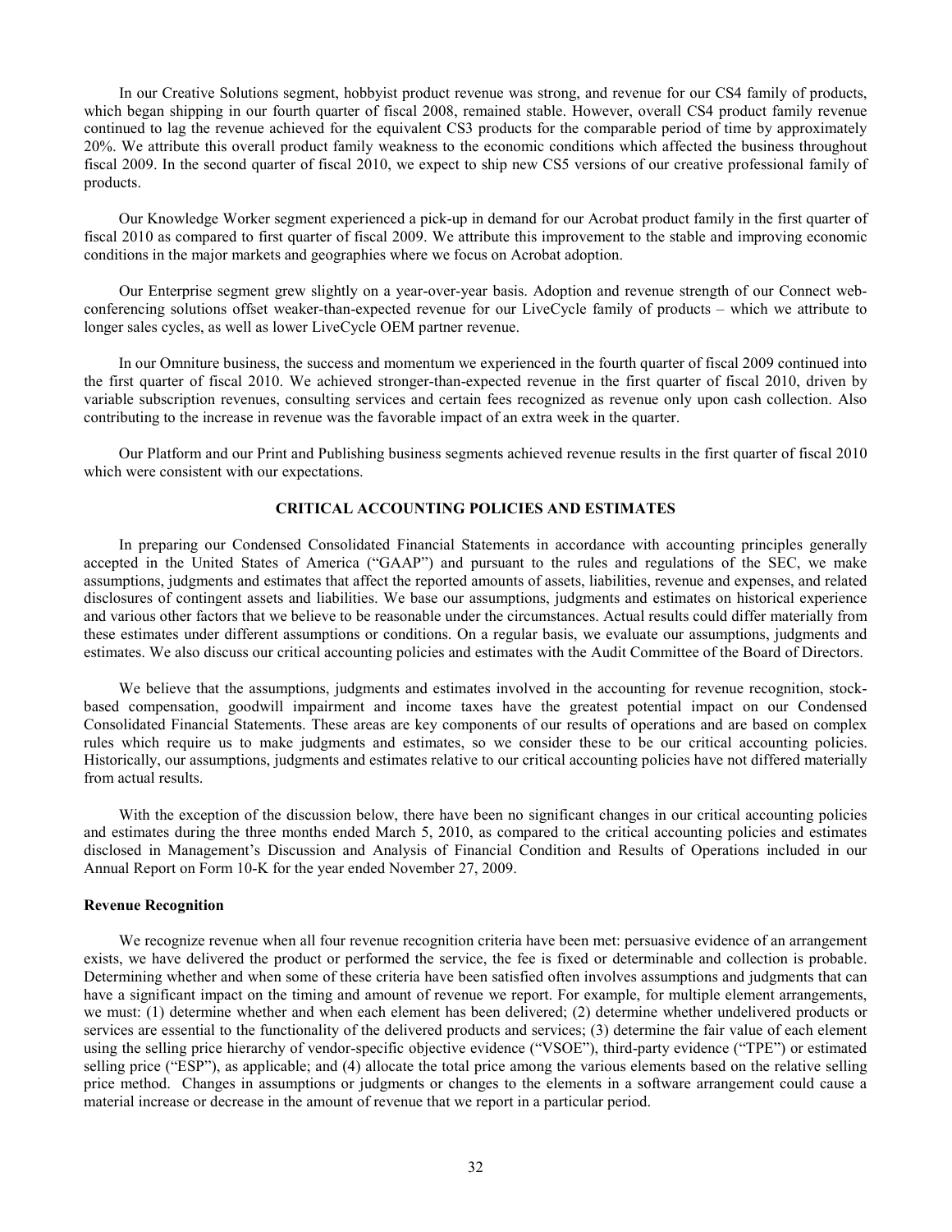In our Creative Solutions segment, hobbyist product revenue was strong, and revenue for our CS4 family of products, which began shipping in our fourth quarter of fiscal 2008, remained stable. However, overall CS4 product family revenue continued to lag the revenue achieved for the equivalent CS3 products for the comparable period of time by approximately 20%. We attribute this overall product family weakness to the economic conditions which affected the business throughout fiscal 2009. In the second quarter of fiscal 2010, we expect to ship new CS5 versions of our creative professional family of products.

Our Knowledge Worker segment experienced a pick-up in demand for our Acrobat product family in the first quarter of fiscal 2010 as compared to first quarter of fiscal 2009. We attribute this improvement to the stable and improving economic conditions in the major markets and geographies where we focus on Acrobat adoption.

Our Enterprise segment grew slightly on a year-over-year basis. Adoption and revenue strength of our Connect web-conferencing solutions offset weaker-than-expected revenue for our LiveCycle family of products – which we attribute to longer sales cycles, as well as lower LiveCycle OEM partner revenue.

In our Omniture business, the success and momentum we experienced in the fourth quarter of fiscal 2009 continued into the first quarter of fiscal 2010. We achieved stronger-than-expected revenue in the first quarter of fiscal 2010, driven by variable subscription revenues, consulting services and certain fees recognized as revenue only upon cash collection. Also contributing to the increase in revenue was the favorable impact of an extra week in the quarter.

Our Platform and our Print and Publishing business segments achieved revenue results in the first quarter of fiscal 2010 which were consistent with our expectations.

## CRITICAL ACCOUNTING POLICIES AND ESTIMATES

In preparing our Condensed Consolidated Financial Statements in accordance with accounting principles generally accepted in the United States of America ("GAAP") and pursuant to the rules and regulations of the SEC, we make assumptions, judgments and estimates that affect the reported amounts of assets, liabilities, revenue and expenses, and related disclosures of contingent assets and liabilities. We base our assumptions, judgments and estimates on historical experience and various other factors that we believe to be reasonable under the circumstances. Actual results could differ materially from these estimates under different assumptions or conditions. On a regular basis, we evaluate our assumptions, judgments and estimates. We also discuss our critical accounting policies and estimates with the Audit Committee of the Board of Directors.

We believe that the assumptions, judgments and estimates involved in the accounting for revenue recognition, stock-based compensation, goodwill impairment and income taxes have the greatest potential impact on our Condensed Consolidated Financial Statements. These areas are key components of our results of operations and are based on complex rules which require us to make judgments and estimates, so we consider these to be our critical accounting policies. Historically, our assumptions, judgments and estimates relative to our critical accounting policies have not differed materially from actual results.

With the exception of the discussion below, there have been no significant changes in our critical accounting policies and estimates during the three months ended March 5, 2010, as compared to the critical accounting policies and estimates disclosed in Management's Discussion and Analysis of Financial Condition and Results of Operations included in our Annual Report on Form 10-K for the year ended November 27, 2009.

### Revenue Recognition

We recognize revenue when all four revenue recognition criteria have been met: persuasive evidence of an arrangement exists, we have delivered the product or performed the service, the fee is fixed or determinable and collection is probable. Determining whether and when some of these criteria have been satisfied often involves assumptions and judgments that can have a significant impact on the timing and amount of revenue we report. For example, for multiple element arrangements, we must: (1) determine whether and when each element has been delivered; (2) determine whether undelivered products or services are essential to the functionality of the delivered products and services; (3) determine the fair value of each element using the selling price hierarchy of vendor-specific objective evidence ("VSOE"), third-party evidence ("TPE") or estimated selling price ("ESP"), as applicable; and (4) allocate the total price among the various elements based on the relative selling price method. Changes in assumptions or judgments or changes to the elements in a software arrangement could cause a material increase or decrease in the amount of revenue that we report in a particular period.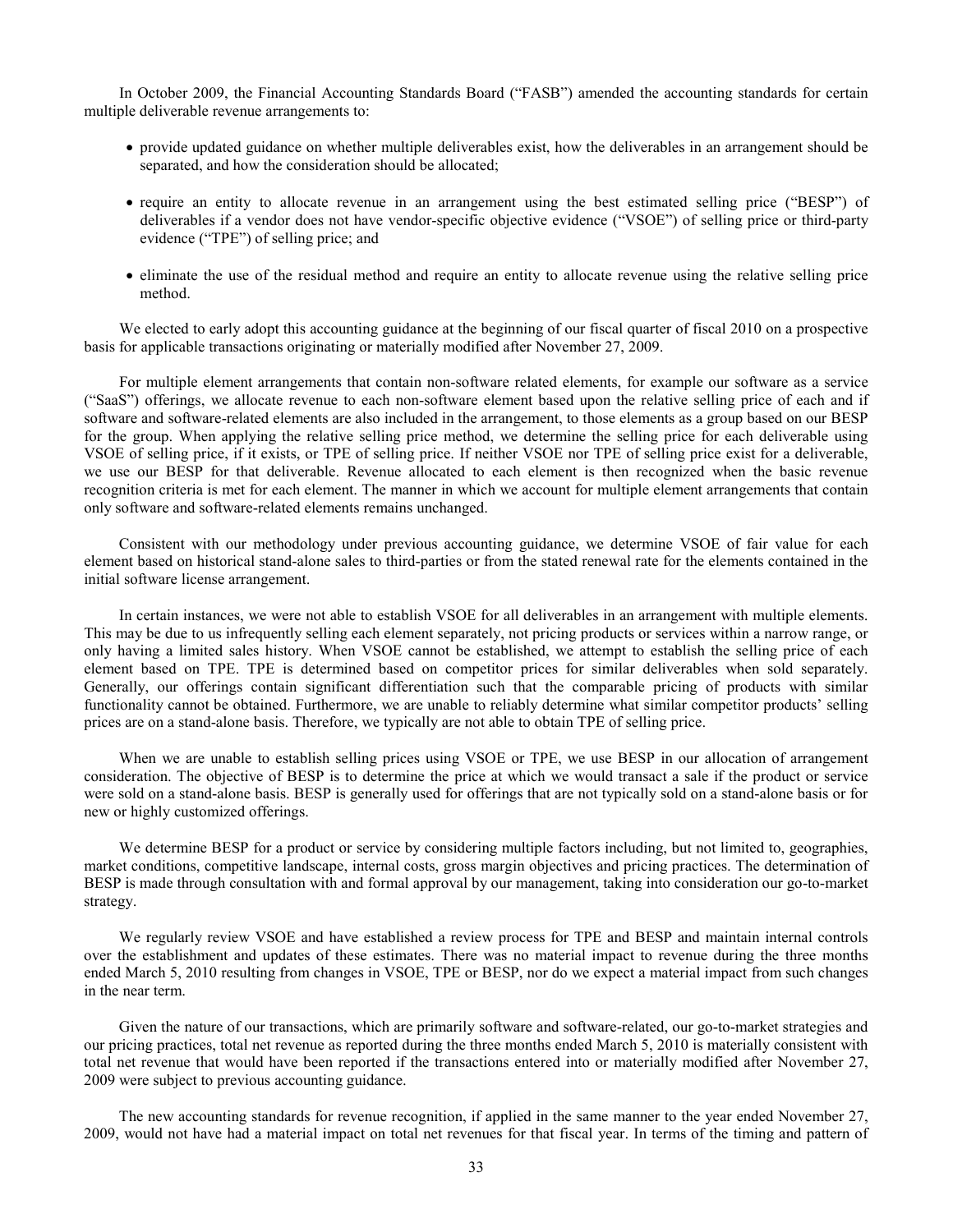In October 2009, the Financial Accounting Standards Board ("FASB") amended the accounting standards for certain multiple deliverable revenue arrangements to:

- provide updated guidance on whether multiple deliverables exist, how the deliverables in an arrangement should be separated, and how the consideration should be allocated;
- require an entity to allocate revenue in an arrangement using the best estimated selling price ("BESP") of deliverables if a vendor does not have vendor-specific objective evidence ("VSOE") of selling price or third-party evidence ("TPE") of selling price; and
- eliminate the use of the residual method and require an entity to allocate revenue using the relative selling price method.

We elected to early adopt this accounting guidance at the beginning of our fiscal quarter of fiscal 2010 on a prospective basis for applicable transactions originating or materially modified after November 27, 2009.

For multiple element arrangements that contain non-software related elements, for example our software as a service ("SaaS") offerings, we allocate revenue to each non-software element based upon the relative selling price of each and if software and software-related elements are also included in the arrangement, to those elements as a group based on our BESP for the group. When applying the relative selling price method, we determine the selling price for each deliverable using VSOE of selling price, if it exists, or TPE of selling price. If neither VSOE nor TPE of selling price exist for a deliverable, we use our BESP for that deliverable. Revenue allocated to each element is then recognized when the basic revenue recognition criteria is met for each element. The manner in which we account for multiple element arrangements that contain only software and software-related elements remains unchanged.

Consistent with our methodology under previous accounting guidance, we determine VSOE of fair value for each element based on historical stand-alone sales to third-parties or from the stated renewal rate for the elements contained in the initial software license arrangement.

In certain instances, we were not able to establish VSOE for all deliverables in an arrangement with multiple elements. This may be due to us infrequently selling each element separately, not pricing products or services within a narrow range, or only having a limited sales history. When VSOE cannot be established, we attempt to establish the selling price of each element based on TPE. TPE is determined based on competitor prices for similar deliverables when sold separately. Generally, our offerings contain significant differentiation such that the comparable pricing of products with similar functionality cannot be obtained. Furthermore, we are unable to reliably determine what similar competitor products' selling prices are on a stand-alone basis. Therefore, we typically are not able to obtain TPE of selling price.

When we are unable to establish selling prices using VSOE or TPE, we use BESP in our allocation of arrangement consideration. The objective of BESP is to determine the price at which we would transact a sale if the product or service were sold on a stand-alone basis. BESP is generally used for offerings that are not typically sold on a stand-alone basis or for new or highly customized offerings.

We determine BESP for a product or service by considering multiple factors including, but not limited to, geographies, market conditions, competitive landscape, internal costs, gross margin objectives and pricing practices. The determination of BESP is made through consultation with and formal approval by our management, taking into consideration our go-to-market strategy.

We regularly review VSOE and have established a review process for TPE and BESP and maintain internal controls over the establishment and updates of these estimates. There was no material impact to revenue during the three months ended March 5, 2010 resulting from changes in VSOE, TPE or BESP, nor do we expect a material impact from such changes in the near term.

Given the nature of our transactions, which are primarily software and software-related, our go-to-market strategies and our pricing practices, total net revenue as reported during the three months ended March 5, 2010 is materially consistent with total net revenue that would have been reported if the transactions entered into or materially modified after November 27, 2009 were subject to previous accounting guidance.

The new accounting standards for revenue recognition, if applied in the same manner to the year ended November 27, 2009, would not have had a material impact on total net revenues for that fiscal year. In terms of the timing and pattern of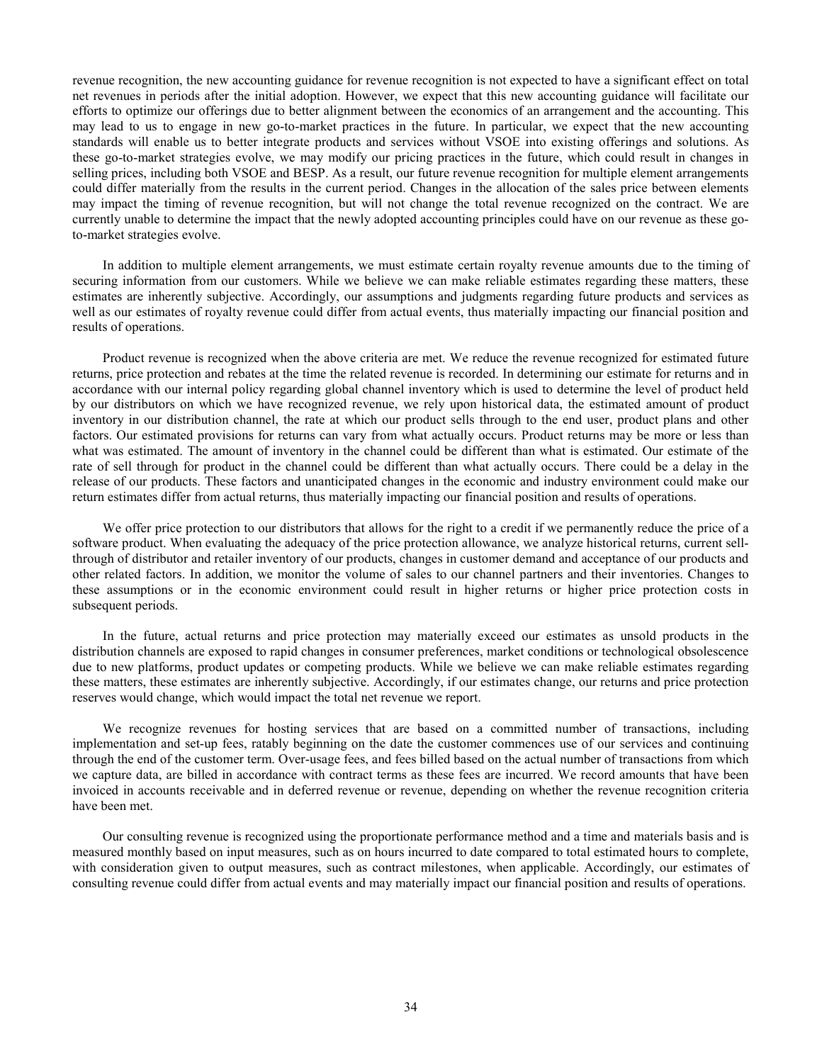revenue recognition, the new accounting guidance for revenue recognition is not expected to have a significant effect on total net revenues in periods after the initial adoption. However, we expect that this new accounting guidance will facilitate our efforts to optimize our offerings due to better alignment between the economics of an arrangement and the accounting. This may lead to us to engage in new go-to-market practices in the future. In particular, we expect that the new accounting standards will enable us to better integrate products and services without VSOE into existing offerings and solutions. As these go-to-market strategies evolve, we may modify our pricing practices in the future, which could result in changes in selling prices, including both VSOE and BESP. As a result, our future revenue recognition for multiple element arrangements could differ materially from the results in the current period. Changes in the allocation of the sales price between elements may impact the timing of revenue recognition, but will not change the total revenue recognized on the contract. We are currently unable to determine the impact that the newly adopted accounting principles could have on our revenue as these go-to-market strategies evolve.

In addition to multiple element arrangements, we must estimate certain royalty revenue amounts due to the timing of securing information from our customers. While we believe we can make reliable estimates regarding these matters, these estimates are inherently subjective. Accordingly, our assumptions and judgments regarding future products and services as well as our estimates of royalty revenue could differ from actual events, thus materially impacting our financial position and results of operations.

Product revenue is recognized when the above criteria are met. We reduce the revenue recognized for estimated future returns, price protection and rebates at the time the related revenue is recorded. In determining our estimate for returns and in accordance with our internal policy regarding global channel inventory which is used to determine the level of product held by our distributors on which we have recognized revenue, we rely upon historical data, the estimated amount of product inventory in our distribution channel, the rate at which our product sells through to the end user, product plans and other factors. Our estimated provisions for returns can vary from what actually occurs. Product returns may be more or less than what was estimated. The amount of inventory in the channel could be different than what is estimated. Our estimate of the rate of sell through for product in the channel could be different than what actually occurs. There could be a delay in the release of our products. These factors and unanticipated changes in the economic and industry environment could make our return estimates differ from actual returns, thus materially impacting our financial position and results of operations.

We offer price protection to our distributors that allows for the right to a credit if we permanently reduce the price of a software product. When evaluating the adequacy of the price protection allowance, we analyze historical returns, current sell-through of distributor and retailer inventory of our products, changes in customer demand and acceptance of our products and other related factors. In addition, we monitor the volume of sales to our channel partners and their inventories. Changes to these assumptions or in the economic environment could result in higher returns or higher price protection costs in subsequent periods.

In the future, actual returns and price protection may materially exceed our estimates as unsold products in the distribution channels are exposed to rapid changes in consumer preferences, market conditions or technological obsolescence due to new platforms, product updates or competing products. While we believe we can make reliable estimates regarding these matters, these estimates are inherently subjective. Accordingly, if our estimates change, our returns and price protection reserves would change, which would impact the total net revenue we report.

We recognize revenues for hosting services that are based on a committed number of transactions, including implementation and set-up fees, ratably beginning on the date the customer commences use of our services and continuing through the end of the customer term. Over-usage fees, and fees billed based on the actual number of transactions from which we capture data, are billed in accordance with contract terms as these fees are incurred. We record amounts that have been invoiced in accounts receivable and in deferred revenue or revenue, depending on whether the revenue recognition criteria have been met.

Our consulting revenue is recognized using the proportionate performance method and a time and materials basis and is measured monthly based on input measures, such as on hours incurred to date compared to total estimated hours to complete, with consideration given to output measures, such as contract milestones, when applicable. Accordingly, our estimates of consulting revenue could differ from actual events and may materially impact our financial position and results of operations.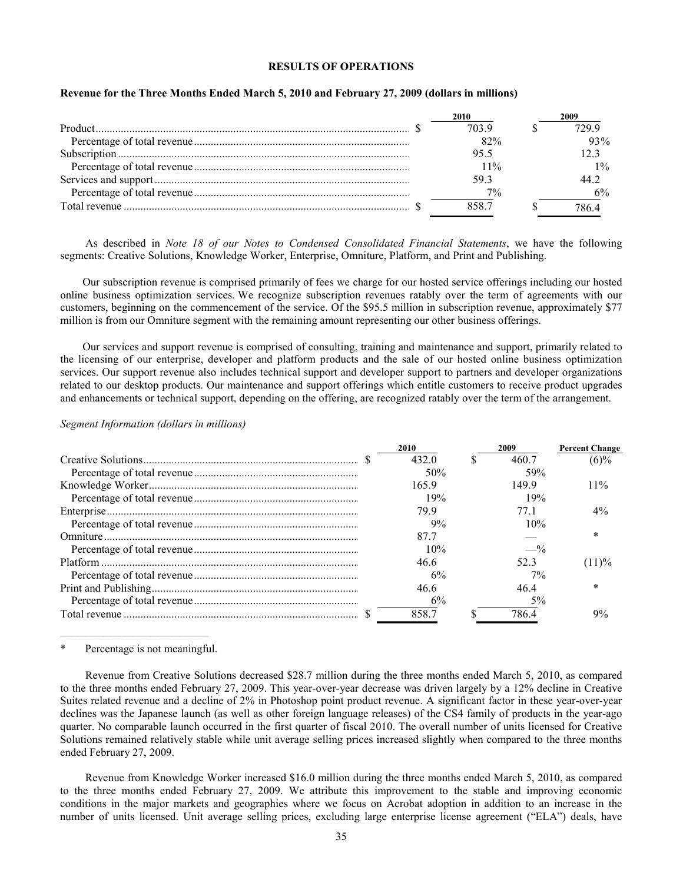## RESULTS OF OPERATIONS

### Revenue for the Three Months Ended March 5, 2010 and February 27, 2009 (dollars in millions)

| | 2010 | 2009 |
|---|---|---|
| Product | $ 703.9 | $ 729.9 |
| Percentage of total revenue | 82% | 93% |
| Subscription | 95.5 | 12.3 |
| Percentage of total revenue | 11% | 1% |
| Services and support | 59.3 | 44.2 |
| Percentage of total revenue | 7% | 6% |
| Total revenue | $ 858.7 | $ 786.4 |

As described in *Note 18 of our Notes to Condensed Consolidated Financial Statements*, we have the following segments: Creative Solutions, Knowledge Worker, Enterprise, Omniture, Platform, and Print and Publishing.

Our subscription revenue is comprised primarily of fees we charge for our hosted service offerings including our hosted online business optimization services. We recognize subscription revenues ratably over the term of agreements with our customers, beginning on the commencement of the service. Of the $95.5 million in subscription revenue, approximately $77 million is from our Omniture segment with the remaining amount representing our other business offerings.

Our services and support revenue is comprised of consulting, training and maintenance and support, primarily related to the licensing of our enterprise, developer and platform products and the sale of our hosted online business optimization services. Our support revenue also includes technical support and developer support to partners and developer organizations related to our desktop products. Our maintenance and support offerings which entitle customers to receive product upgrades and enhancements or technical support, depending on the offering, are recognized ratably over the term of the arrangement.

*Segment Information (dollars in millions)*

| | 2010 | 2009 | Percent Change |
|---|---|---|---|
| Creative Solutions | $ 432.0 | $ 460.7 | (6)% |
| Percentage of total revenue | 50% | 59% | |
| Knowledge Worker | 165.9 | 149.9 | 11% |
| Percentage of total revenue | 19% | 19% | |
| Enterprise | 79.9 | 77.1 | 4% |
| Percentage of total revenue | 9% | 10% | |
| Omniture | 87.7 | — | * |
| Percentage of total revenue | 10% | —% | |
| Platform | 46.6 | 52.3 | (11)% |
| Percentage of total revenue | 6% | 7% | |
| Print and Publishing | 46.6 | 46.4 | * |
| Percentage of total revenue | 6% | 5% | |
| Total revenue | $ 858.7 | $ 786.4 | 9% |

\* Percentage is not meaningful.

Revenue from Creative Solutions decreased $28.7 million during the three months ended March 5, 2010, as compared to the three months ended February 27, 2009. This year-over-year decrease was driven largely by a 12% decline in Creative Suites related revenue and a decline of 2% in Photoshop point product revenue. A significant factor in these year-over-year declines was the Japanese launch (as well as other foreign language releases) of the CS4 family of products in the year-ago quarter. No comparable launch occurred in the first quarter of fiscal 2010. The overall number of units licensed for Creative Solutions remained relatively stable while unit average selling prices increased slightly when compared to the three months ended February 27, 2009.

Revenue from Knowledge Worker increased $16.0 million during the three months ended March 5, 2010, as compared to the three months ended February 27, 2009. We attribute this improvement to the stable and improving economic conditions in the major markets and geographies where we focus on Acrobat adoption in addition to an increase in the number of units licensed. Unit average selling prices, excluding large enterprise license agreement ("ELA") deals, have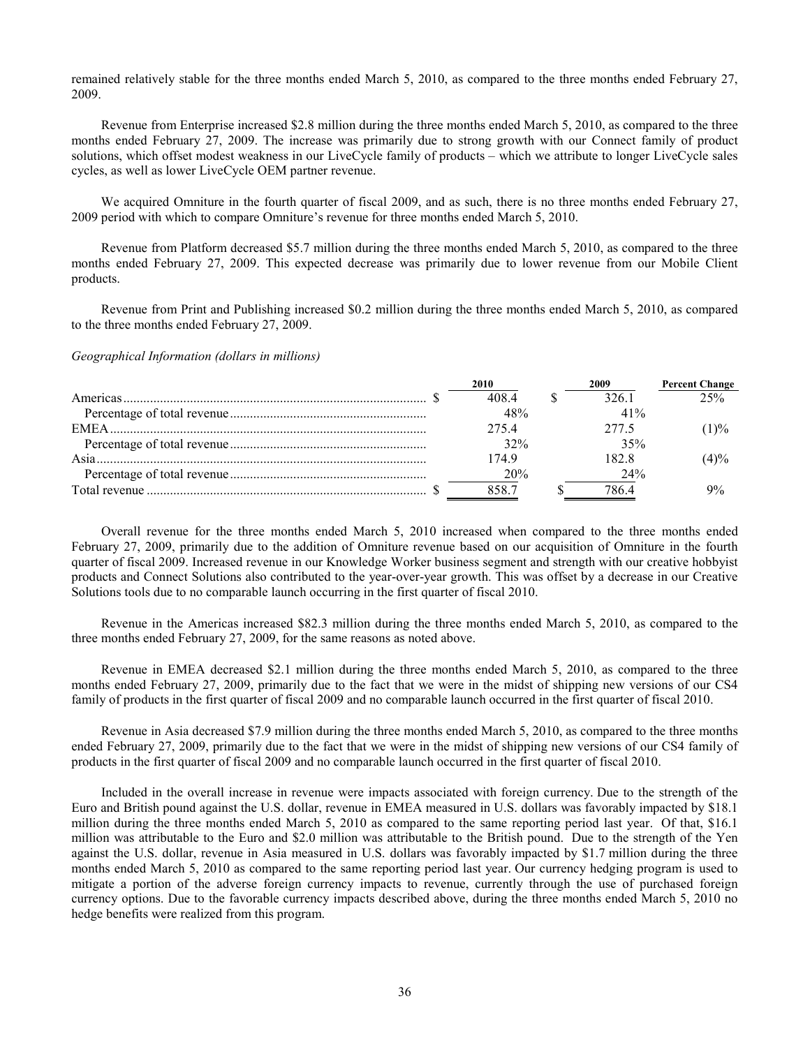remained relatively stable for the three months ended March 5, 2010, as compared to the three months ended February 27, 2009.

Revenue from Enterprise increased $2.8 million during the three months ended March 5, 2010, as compared to the three months ended February 27, 2009. The increase was primarily due to strong growth with our Connect family of product solutions, which offset modest weakness in our LiveCycle family of products – which we attribute to longer LiveCycle sales cycles, as well as lower LiveCycle OEM partner revenue.

We acquired Omniture in the fourth quarter of fiscal 2009, and as such, there is no three months ended February 27, 2009 period with which to compare Omniture's revenue for three months ended March 5, 2010.

Revenue from Platform decreased $5.7 million during the three months ended March 5, 2010, as compared to the three months ended February 27, 2009. This expected decrease was primarily due to lower revenue from our Mobile Client products.

Revenue from Print and Publishing increased $0.2 million during the three months ended March 5, 2010, as compared to the three months ended February 27, 2009.

*Geographical Information (dollars in millions)*

| | 2010 | 2009 | Percent Change |
|---|---|---|---|
| Americas | $ 408.4 | $ 326.1 | 25% |
| Percentage of total revenue | 48% | 41% | |
| EMEA | 275.4 | 277.5 | (1)% |
| Percentage of total revenue | 32% | 35% | |
| Asia | 174.9 | 182.8 | (4)% |
| Percentage of total revenue | 20% | 24% | |
| Total revenue | $ 858.7 | $ 786.4 | 9% |

Overall revenue for the three months ended March 5, 2010 increased when compared to the three months ended February 27, 2009, primarily due to the addition of Omniture revenue based on our acquisition of Omniture in the fourth quarter of fiscal 2009. Increased revenue in our Knowledge Worker business segment and strength with our creative hobbyist products and Connect Solutions also contributed to the year-over-year growth. This was offset by a decrease in our Creative Solutions tools due to no comparable launch occurring in the first quarter of fiscal 2010.

Revenue in the Americas increased $82.3 million during the three months ended March 5, 2010, as compared to the three months ended February 27, 2009, for the same reasons as noted above.

Revenue in EMEA decreased $2.1 million during the three months ended March 5, 2010, as compared to the three months ended February 27, 2009, primarily due to the fact that we were in the midst of shipping new versions of our CS4 family of products in the first quarter of fiscal 2009 and no comparable launch occurred in the first quarter of fiscal 2010.

Revenue in Asia decreased $7.9 million during the three months ended March 5, 2010, as compared to the three months ended February 27, 2009, primarily due to the fact that we were in the midst of shipping new versions of our CS4 family of products in the first quarter of fiscal 2009 and no comparable launch occurred in the first quarter of fiscal 2010.

Included in the overall increase in revenue were impacts associated with foreign currency. Due to the strength of the Euro and British pound against the U.S. dollar, revenue in EMEA measured in U.S. dollars was favorably impacted by $18.1 million during the three months ended March 5, 2010 as compared to the same reporting period last year. Of that, $16.1 million was attributable to the Euro and $2.0 million was attributable to the British pound. Due to the strength of the Yen against the U.S. dollar, revenue in Asia measured in U.S. dollars was favorably impacted by $1.7 million during the three months ended March 5, 2010 as compared to the same reporting period last year. Our currency hedging program is used to mitigate a portion of the adverse foreign currency impacts to revenue, currently through the use of purchased foreign currency options. Due to the favorable currency impacts described above, during the three months ended March 5, 2010 no hedge benefits were realized from this program.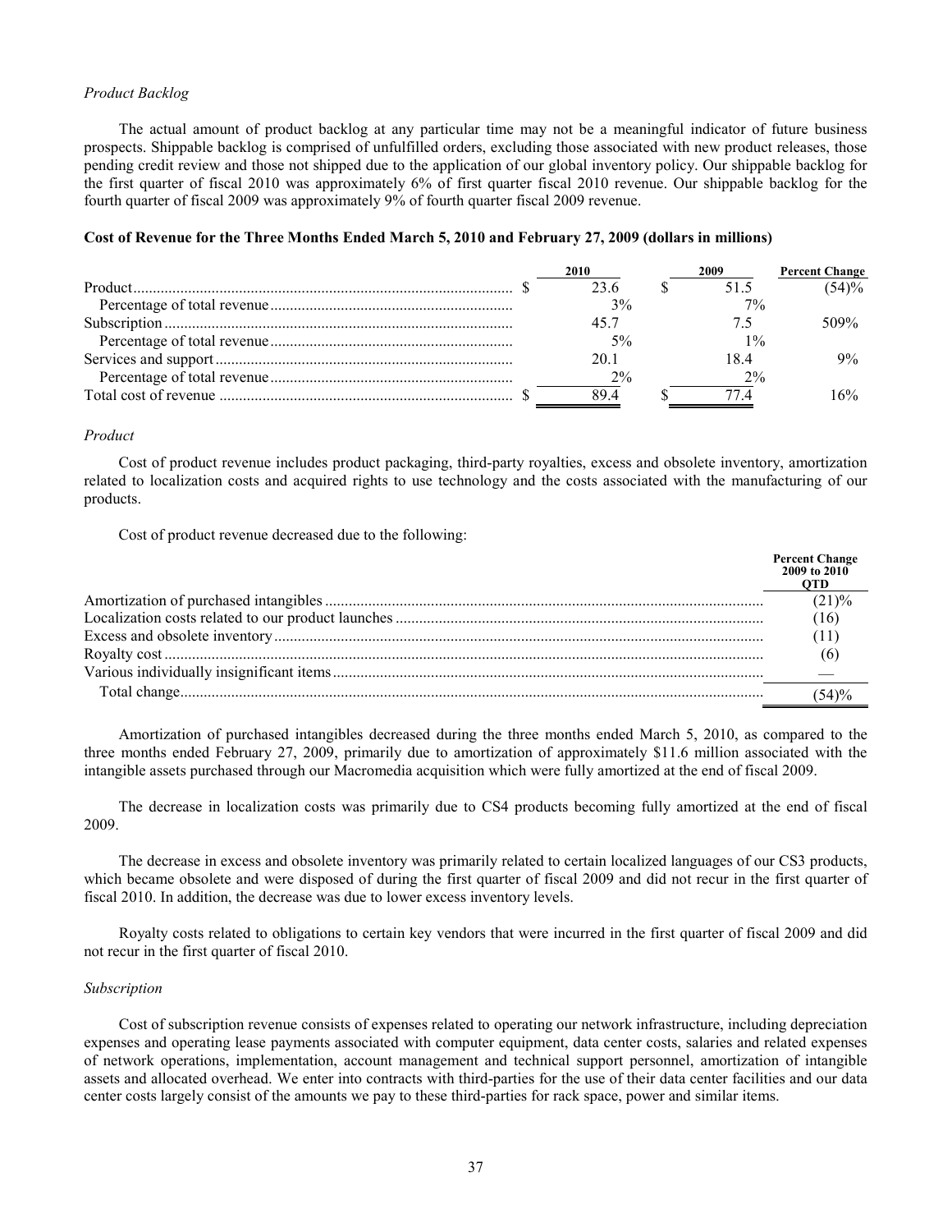*Product Backlog*

The actual amount of product backlog at any particular time may not be a meaningful indicator of future business prospects. Shippable backlog is comprised of unfulfilled orders, excluding those associated with new product releases, those pending credit review and those not shipped due to the application of our global inventory policy. Our shippable backlog for the first quarter of fiscal 2010 was approximately 6% of first quarter fiscal 2010 revenue. Our shippable backlog for the fourth quarter of fiscal 2009 was approximately 9% of fourth quarter fiscal 2009 revenue.

**Cost of Revenue for the Three Months Ended March 5, 2010 and February 27, 2009 (dollars in millions)**

| | 2010 | 2009 | Percent Change |
|---|---|---|---|
| Product | $ 23.6 | $ 51.5 | (54)% |
| Percentage of total revenue | 3% | 7% | |
| Subscription | 45.7 | 7.5 | 509% |
| Percentage of total revenue | 5% | 1% | |
| Services and support | 20.1 | 18.4 | 9% |
| Percentage of total revenue | 2% | 2% | |
| Total cost of revenue | $ 89.4 | $ 77.4 | 16% |

*Product*

Cost of product revenue includes product packaging, third-party royalties, excess and obsolete inventory, amortization related to localization costs and acquired rights to use technology and the costs associated with the manufacturing of our products.

Cost of product revenue decreased due to the following:

| | Percent Change 2009 to 2010 QTD |
|---|---|
| Amortization of purchased intangibles | (21)% |
| Localization costs related to our product launches | (16) |
| Excess and obsolete inventory | (11) |
| Royalty cost | (6) |
| Various individually insignificant items | — |
| Total change | (54)% |

Amortization of purchased intangibles decreased during the three months ended March 5, 2010, as compared to the three months ended February 27, 2009, primarily due to amortization of approximately $11.6 million associated with the intangible assets purchased through our Macromedia acquisition which were fully amortized at the end of fiscal 2009.

The decrease in localization costs was primarily due to CS4 products becoming fully amortized at the end of fiscal 2009.

The decrease in excess and obsolete inventory was primarily related to certain localized languages of our CS3 products, which became obsolete and were disposed of during the first quarter of fiscal 2009 and did not recur in the first quarter of fiscal 2010. In addition, the decrease was due to lower excess inventory levels.

Royalty costs related to obligations to certain key vendors that were incurred in the first quarter of fiscal 2009 and did not recur in the first quarter of fiscal 2010.

*Subscription*

Cost of subscription revenue consists of expenses related to operating our network infrastructure, including depreciation expenses and operating lease payments associated with computer equipment, data center costs, salaries and related expenses of network operations, implementation, account management and technical support personnel, amortization of intangible assets and allocated overhead. We enter into contracts with third-parties for the use of their data center facilities and our data center costs largely consist of the amounts we pay to these third-parties for rack space, power and similar items.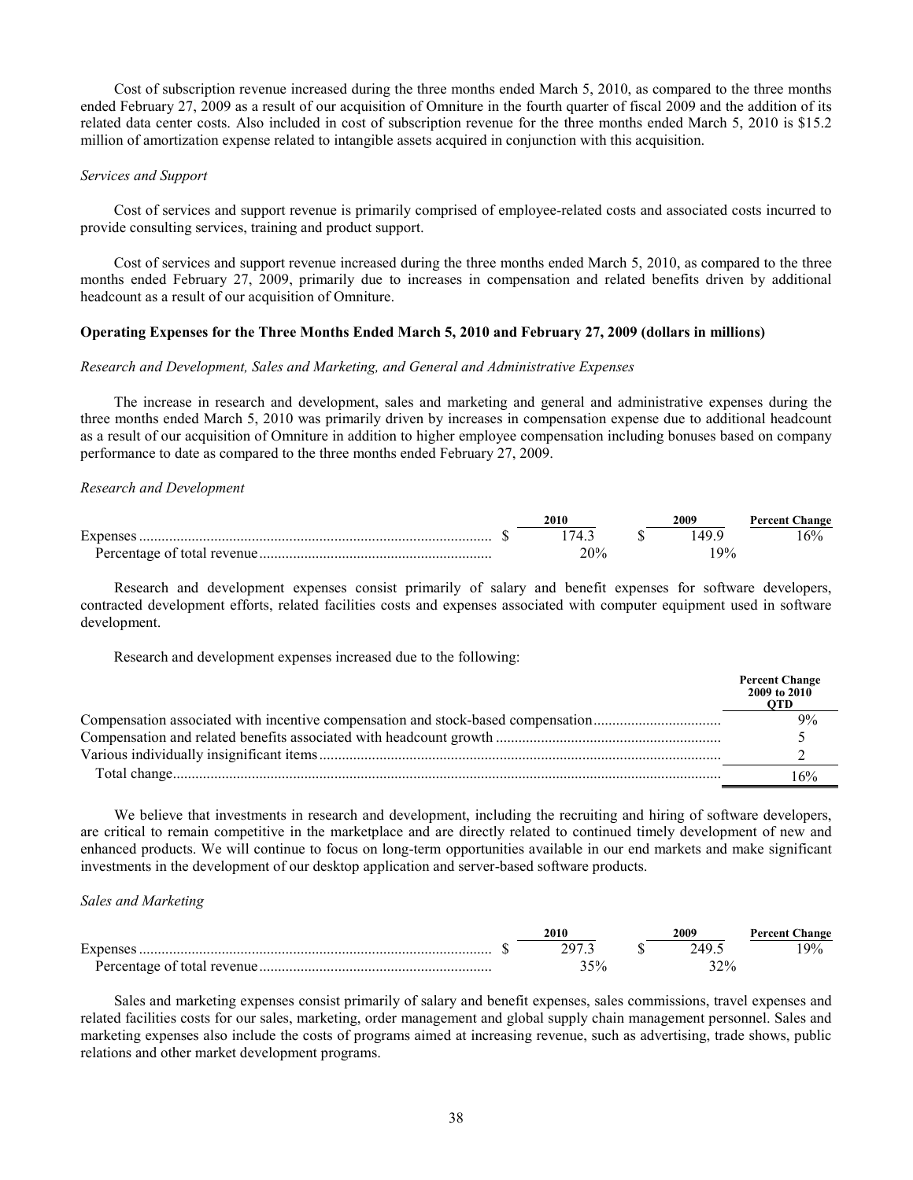Cost of subscription revenue increased during the three months ended March 5, 2010, as compared to the three months ended February 27, 2009 as a result of our acquisition of Omniture in the fourth quarter of fiscal 2009 and the addition of its related data center costs. Also included in cost of subscription revenue for the three months ended March 5, 2010 is $15.2 million of amortization expense related to intangible assets acquired in conjunction with this acquisition.

*Services and Support*

Cost of services and support revenue is primarily comprised of employee-related costs and associated costs incurred to provide consulting services, training and product support.

Cost of services and support revenue increased during the three months ended March 5, 2010, as compared to the three months ended February 27, 2009, primarily due to increases in compensation and related benefits driven by additional headcount as a result of our acquisition of Omniture.

**Operating Expenses for the Three Months Ended March 5, 2010 and February 27, 2009 (dollars in millions)**

*Research and Development, Sales and Marketing, and General and Administrative Expenses*

The increase in research and development, sales and marketing and general and administrative expenses during the three months ended March 5, 2010 was primarily driven by increases in compensation expense due to additional headcount as a result of our acquisition of Omniture in addition to higher employee compensation including bonuses based on company performance to date as compared to the three months ended February 27, 2009.

*Research and Development*

| | 2010 | 2009 | Percent Change |
|---|---|---|---|
| Expenses | $ 174.3 | $ 149.9 | 16% |
| Percentage of total revenue | 20% | 19% | |

Research and development expenses consist primarily of salary and benefit expenses for software developers, contracted development efforts, related facilities costs and expenses associated with computer equipment used in software development.

Research and development expenses increased due to the following:

| | Percent Change 2009 to 2010 QTD |
|---|---|
| Compensation associated with incentive compensation and stock-based compensation | 9% |
| Compensation and related benefits associated with headcount growth | 5 |
| Various individually insignificant items | 2 |
| Total change | 16% |

We believe that investments in research and development, including the recruiting and hiring of software developers, are critical to remain competitive in the marketplace and are directly related to continued timely development of new and enhanced products. We will continue to focus on long-term opportunities available in our end markets and make significant investments in the development of our desktop application and server-based software products.

*Sales and Marketing*

| | 2010 | 2009 | Percent Change |
|---|---|---|---|
| Expenses | $ 297.3 | $ 249.5 | 19% |
| Percentage of total revenue | 35% | 32% | |

Sales and marketing expenses consist primarily of salary and benefit expenses, sales commissions, travel expenses and related facilities costs for our sales, marketing, order management and global supply chain management personnel. Sales and marketing expenses also include the costs of programs aimed at increasing revenue, such as advertising, trade shows, public relations and other market development programs.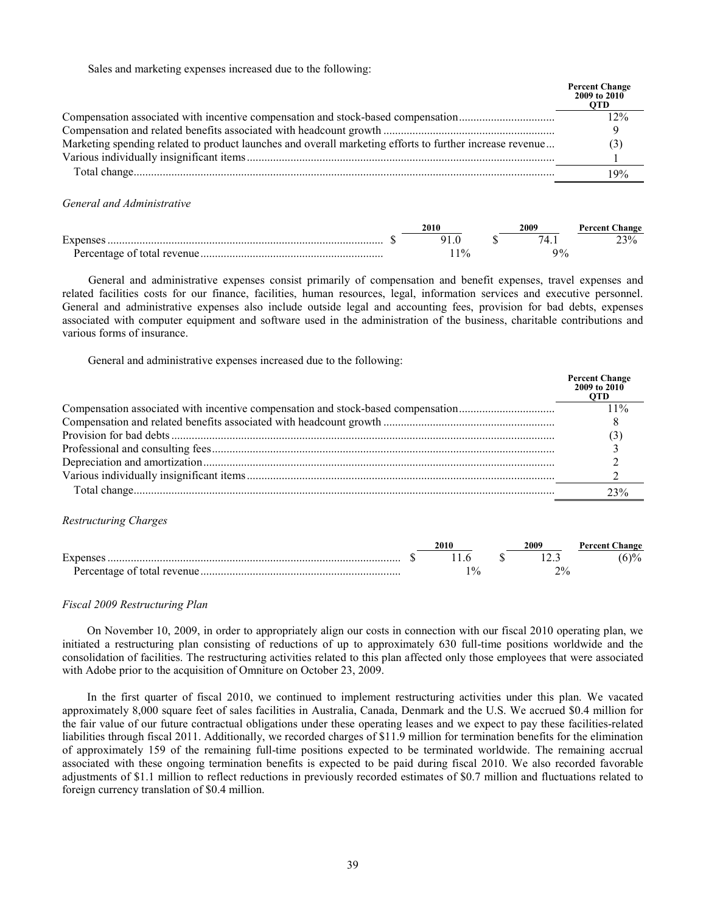Sales and marketing expenses increased due to the following:

| | Percent Change 2009 to 2010 QTD |
|---|---|
| Compensation associated with incentive compensation and stock-based compensation | 12% |
| Compensation and related benefits associated with headcount growth | 9 |
| Marketing spending related to product launches and overall marketing efforts to further increase revenue | (3) |
| Various individually insignificant items | 1 |
| Total change | 19% |

*General and Administrative*

| | 2010 | 2009 | Percent Change |
|---|---|---|---|
| Expenses | $ 91.0 | $ 74.1 | 23% |
| Percentage of total revenue | 11% | 9% | |

General and administrative expenses consist primarily of compensation and benefit expenses, travel expenses and related facilities costs for our finance, facilities, human resources, legal, information services and executive personnel. General and administrative expenses also include outside legal and accounting fees, provision for bad debts, expenses associated with computer equipment and software used in the administration of the business, charitable contributions and various forms of insurance.

General and administrative expenses increased due to the following:

| | Percent Change 2009 to 2010 QTD |
|---|---|
| Compensation associated with incentive compensation and stock-based compensation | 11% |
| Compensation and related benefits associated with headcount growth | 8 |
| Provision for bad debts | (3) |
| Professional and consulting fees | 3 |
| Depreciation and amortization | 2 |
| Various individually insignificant items | 2 |
| Total change | 23% |

*Restructuring Charges*

| | 2010 | 2009 | Percent Change |
|---|---|---|---|
| Expenses | $ 11.6 | $ 12.3 | (6)% |
| Percentage of total revenue | 1% | 2% | |

*Fiscal 2009 Restructuring Plan*

On November 10, 2009, in order to appropriately align our costs in connection with our fiscal 2010 operating plan, we initiated a restructuring plan consisting of reductions of up to approximately 630 full-time positions worldwide and the consolidation of facilities. The restructuring activities related to this plan affected only those employees that were associated with Adobe prior to the acquisition of Omniture on October 23, 2009.

In the first quarter of fiscal 2010, we continued to implement restructuring activities under this plan. We vacated approximately 8,000 square feet of sales facilities in Australia, Canada, Denmark and the U.S. We accrued $0.4 million for the fair value of our future contractual obligations under these operating leases and we expect to pay these facilities-related liabilities through fiscal 2011. Additionally, we recorded charges of $11.9 million for termination benefits for the elimination of approximately 159 of the remaining full-time positions expected to be terminated worldwide. The remaining accrual associated with these ongoing termination benefits is expected to be paid during fiscal 2010. We also recorded favorable adjustments of $1.1 million to reflect reductions in previously recorded estimates of $0.7 million and fluctuations related to foreign currency translation of $0.4 million.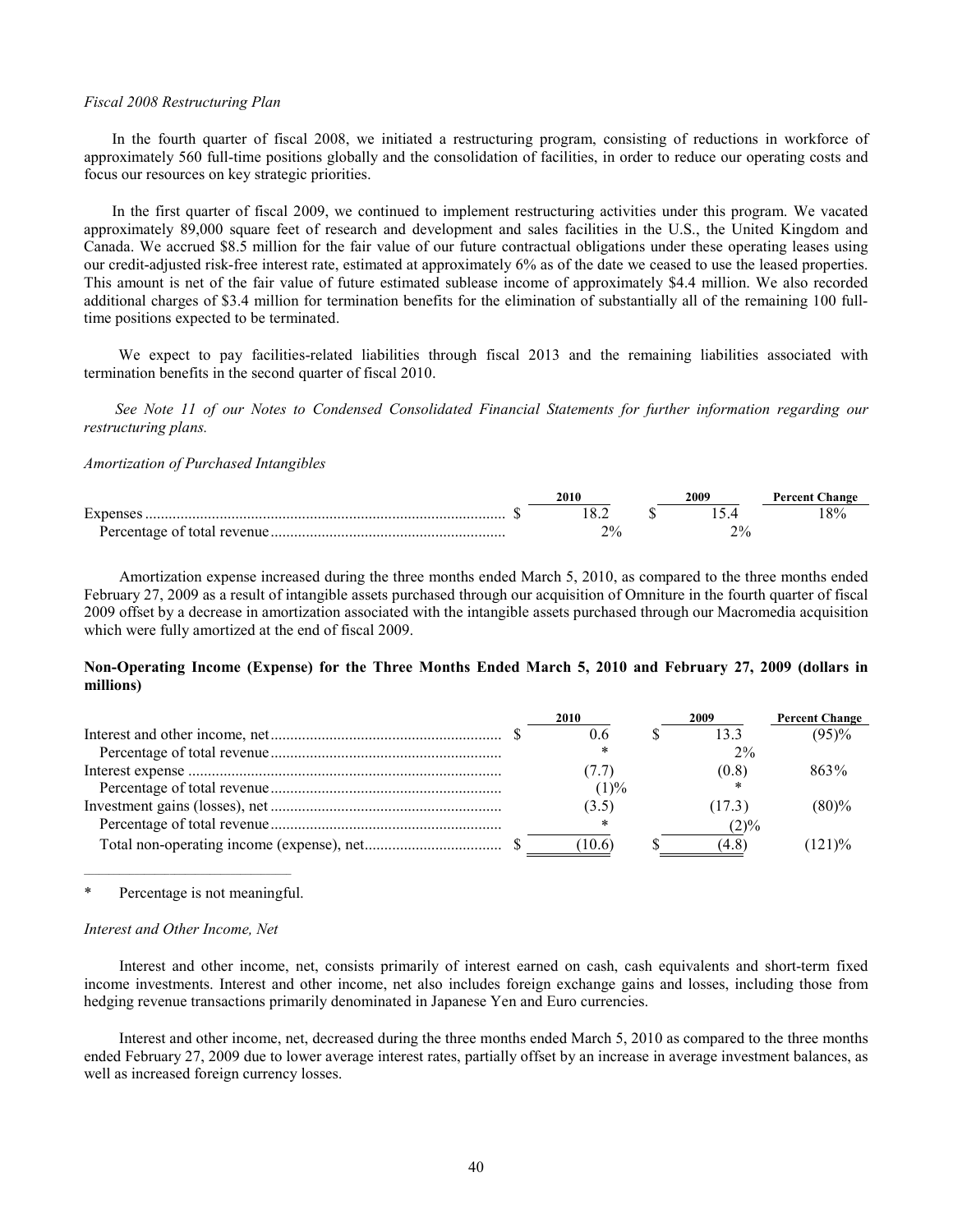*Fiscal 2008 Restructuring Plan*

In the fourth quarter of fiscal 2008, we initiated a restructuring program, consisting of reductions in workforce of approximately 560 full-time positions globally and the consolidation of facilities, in order to reduce our operating costs and focus our resources on key strategic priorities.

In the first quarter of fiscal 2009, we continued to implement restructuring activities under this program. We vacated approximately 89,000 square feet of research and development and sales facilities in the U.S., the United Kingdom and Canada. We accrued $8.5 million for the fair value of our future contractual obligations under these operating leases using our credit-adjusted risk-free interest rate, estimated at approximately 6% as of the date we ceased to use the leased properties. This amount is net of the fair value of future estimated sublease income of approximately $4.4 million. We also recorded additional charges of $3.4 million for termination benefits for the elimination of substantially all of the remaining 100 full-time positions expected to be terminated.

We expect to pay facilities-related liabilities through fiscal 2013 and the remaining liabilities associated with termination benefits in the second quarter of fiscal 2010.

*See Note 11 of our Notes to Condensed Consolidated Financial Statements for further information regarding our restructuring plans.*

*Amortization of Purchased Intangibles*

| | 2010 | 2009 | Percent Change |
|---|---|---|---|
| Expenses | $ 18.2 | $ 15.4 | 18% |
| Percentage of total revenue | 2% | 2% | |

Amortization expense increased during the three months ended March 5, 2010, as compared to the three months ended February 27, 2009 as a result of intangible assets purchased through our acquisition of Omniture in the fourth quarter of fiscal 2009 offset by a decrease in amortization associated with the intangible assets purchased through our Macromedia acquisition which were fully amortized at the end of fiscal 2009.

**Non-Operating Income (Expense) for the Three Months Ended March 5, 2010 and February 27, 2009 (dollars in millions)**

| | 2010 | 2009 | Percent Change |
|---|---|---|---|
| Interest and other income, net | $ 0.6 | $ 13.3 | (95)% |
| Percentage of total revenue | * | 2% | |
| Interest expense | (7.7) | (0.8) | 863% |
| Percentage of total revenue | (1)% | * | |
| Investment gains (losses), net | (3.5) | (17.3) | (80)% |
| Percentage of total revenue | * | (2)% | |
| Total non-operating income (expense), net | $ (10.6) | $ (4.8) | (121)% |

\* Percentage is not meaningful.

*Interest and Other Income, Net*

Interest and other income, net, consists primarily of interest earned on cash, cash equivalents and short-term fixed income investments. Interest and other income, net also includes foreign exchange gains and losses, including those from hedging revenue transactions primarily denominated in Japanese Yen and Euro currencies.

Interest and other income, net, decreased during the three months ended March 5, 2010 as compared to the three months ended February 27, 2009 due to lower average interest rates, partially offset by an increase in average investment balances, as well as increased foreign currency losses.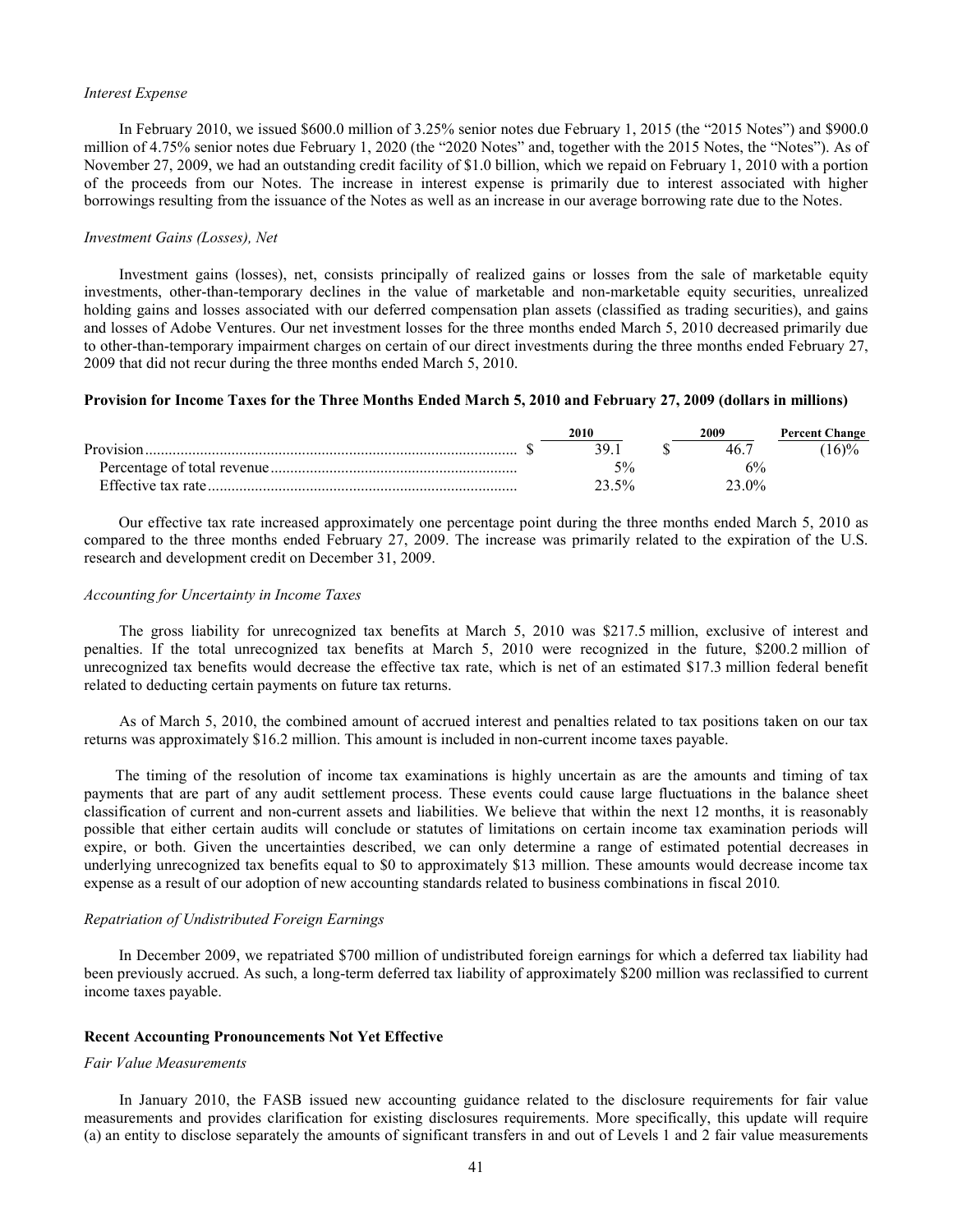*Interest Expense*

In February 2010, we issued $600.0 million of 3.25% senior notes due February 1, 2015 (the "2015 Notes") and $900.0 million of 4.75% senior notes due February 1, 2020 (the "2020 Notes" and, together with the 2015 Notes, the "Notes"). As of November 27, 2009, we had an outstanding credit facility of $1.0 billion, which we repaid on February 1, 2010 with a portion of the proceeds from our Notes. The increase in interest expense is primarily due to interest associated with higher borrowings resulting from the issuance of the Notes as well as an increase in our average borrowing rate due to the Notes.

*Investment Gains (Losses), Net*

Investment gains (losses), net, consists principally of realized gains or losses from the sale of marketable equity investments, other-than-temporary declines in the value of marketable and non-marketable equity securities, unrealized holding gains and losses associated with our deferred compensation plan assets (classified as trading securities), and gains and losses of Adobe Ventures. Our net investment losses for the three months ended March 5, 2010 decreased primarily due to other-than-temporary impairment charges on certain of our direct investments during the three months ended February 27, 2009 that did not recur during the three months ended March 5, 2010.

**Provision for Income Taxes for the Three Months Ended March 5, 2010 and February 27, 2009 (dollars in millions)**

| | 2010 | 2009 | Percent Change |
|---|---|---|---|
| Provision | $ 39.1 | $ 46.7 | (16)% |
| Percentage of total revenue | 5% | 6% | |
| Effective tax rate | 23.5% | 23.0% | |

Our effective tax rate increased approximately one percentage point during the three months ended March 5, 2010 as compared to the three months ended February 27, 2009. The increase was primarily related to the expiration of the U.S. research and development credit on December 31, 2009.

*Accounting for Uncertainty in Income Taxes*

The gross liability for unrecognized tax benefits at March 5, 2010 was $217.5 million, exclusive of interest and penalties. If the total unrecognized tax benefits at March 5, 2010 were recognized in the future, $200.2 million of unrecognized tax benefits would decrease the effective tax rate, which is net of an estimated $17.3 million federal benefit related to deducting certain payments on future tax returns.

As of March 5, 2010, the combined amount of accrued interest and penalties related to tax positions taken on our tax returns was approximately $16.2 million. This amount is included in non-current income taxes payable.

The timing of the resolution of income tax examinations is highly uncertain as are the amounts and timing of tax payments that are part of any audit settlement process. These events could cause large fluctuations in the balance sheet classification of current and non-current assets and liabilities. We believe that within the next 12 months, it is reasonably possible that either certain audits will conclude or statutes of limitations on certain income tax examination periods will expire, or both. Given the uncertainties described, we can only determine a range of estimated potential decreases in underlying unrecognized tax benefits equal to $0 to approximately $13 million. These amounts would decrease income tax expense as a result of our adoption of new accounting standards related to business combinations in fiscal 2010.

*Repatriation of Undistributed Foreign Earnings*

In December 2009, we repatriated $700 million of undistributed foreign earnings for which a deferred tax liability had been previously accrued. As such, a long-term deferred tax liability of approximately $200 million was reclassified to current income taxes payable.

**Recent Accounting Pronouncements Not Yet Effective**

*Fair Value Measurements*

In January 2010, the FASB issued new accounting guidance related to the disclosure requirements for fair value measurements and provides clarification for existing disclosures requirements. More specifically, this update will require (a) an entity to disclose separately the amounts of significant transfers in and out of Levels 1 and 2 fair value measurements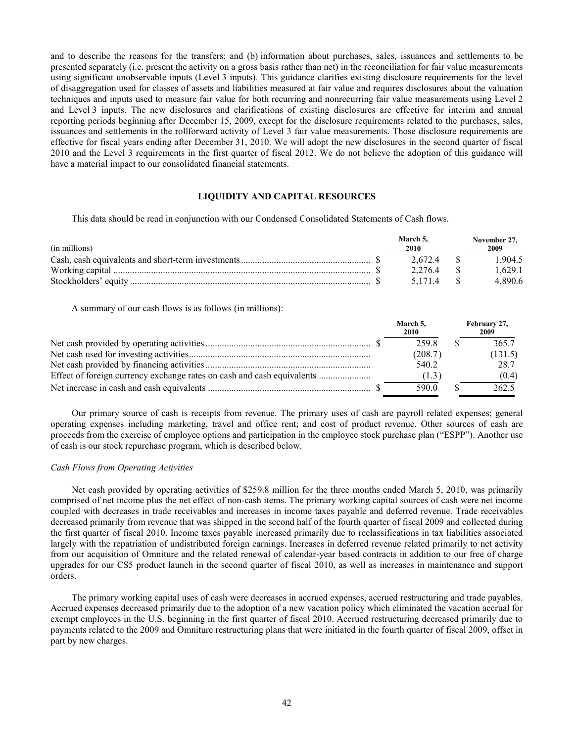and to describe the reasons for the transfers; and (b) information about purchases, sales, issuances and settlements to be presented separately (i.e. present the activity on a gross basis rather than net) in the reconciliation for fair value measurements using significant unobservable inputs (Level 3 inputs). This guidance clarifies existing disclosure requirements for the level of disaggregation used for classes of assets and liabilities measured at fair value and requires disclosures about the valuation techniques and inputs used to measure fair value for both recurring and nonrecurring fair value measurements using Level 2 and Level 3 inputs. The new disclosures and clarifications of existing disclosures are effective for interim and annual reporting periods beginning after December 15, 2009, except for the disclosure requirements related to the purchases, sales, issuances and settlements in the rollforward activity of Level 3 fair value measurements. Those disclosure requirements are effective for fiscal years ending after December 31, 2010. We will adopt the new disclosures in the second quarter of fiscal 2010 and the Level 3 requirements in the first quarter of fiscal 2012. We do not believe the adoption of this guidance will have a material impact to our consolidated financial statements.

## LIQUIDITY AND CAPITAL RESOURCES

This data should be read in conjunction with our Condensed Consolidated Statements of Cash flows.

| (in millions) | March 5, 2010 | November 27, 2009 |
|---|---|---|
| Cash, cash equivalents and short-term investments | $ 2,672.4 | $ 1,904.5 |
| Working capital | $ 2,276.4 | $ 1,629.1 |
| Stockholders' equity | $ 5,171.4 | $ 4,890.6 |

A summary of our cash flows is as follows (in millions):

| | March 5, 2010 | February 27, 2009 |
|---|---|---|
| Net cash provided by operating activities | $ 259.8 | $ 365.7 |
| Net cash used for investing activities | (208.7) | (131.5) |
| Net cash provided by financing activities | 540.2 | 28.7 |
| Effect of foreign currency exchange rates on cash and cash equivalents | (1.3) | (0.4) |
| Net increase in cash and cash equivalents | $ 590.0 | $ 262.5 |

Our primary source of cash is receipts from revenue. The primary uses of cash are payroll related expenses; general operating expenses including marketing, travel and office rent; and cost of product revenue. Other sources of cash are proceeds from the exercise of employee options and participation in the employee stock purchase plan ("ESPP"). Another use of cash is our stock repurchase program, which is described below.

*Cash Flows from Operating Activities*

Net cash provided by operating activities of $259.8 million for the three months ended March 5, 2010, was primarily comprised of net income plus the net effect of non-cash items. The primary working capital sources of cash were net income coupled with decreases in trade receivables and increases in income taxes payable and deferred revenue. Trade receivables decreased primarily from revenue that was shipped in the second half of the fourth quarter of fiscal 2009 and collected during the first quarter of fiscal 2010. Income taxes payable increased primarily due to reclassifications in tax liabilities associated largely with the repatriation of undistributed foreign earnings. Increases in deferred revenue related primarily to net activity from our acquisition of Omniture and the related renewal of calendar-year based contracts in addition to our free of charge upgrades for our CS5 product launch in the second quarter of fiscal 2010, as well as increases in maintenance and support orders.

The primary working capital uses of cash were decreases in accrued expenses, accrued restructuring and trade payables. Accrued expenses decreased primarily due to the adoption of a new vacation policy which eliminated the vacation accrual for exempt employees in the U.S. beginning in the first quarter of fiscal 2010. Accrued restructuring decreased primarily due to payments related to the 2009 and Omniture restructuring plans that were initiated in the fourth quarter of fiscal 2009, offset in part by new charges.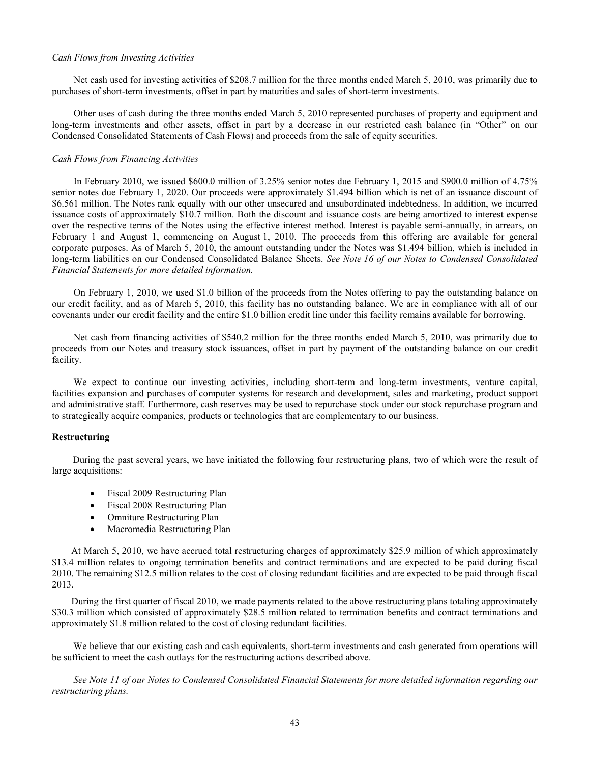*Cash Flows from Investing Activities*

Net cash used for investing activities of $208.7 million for the three months ended March 5, 2010, was primarily due to purchases of short-term investments, offset in part by maturities and sales of short-term investments.

Other uses of cash during the three months ended March 5, 2010 represented purchases of property and equipment and long-term investments and other assets, offset in part by a decrease in our restricted cash balance (in "Other" on our Condensed Consolidated Statements of Cash Flows) and proceeds from the sale of equity securities.

*Cash Flows from Financing Activities*

In February 2010, we issued $600.0 million of 3.25% senior notes due February 1, 2015 and $900.0 million of 4.75% senior notes due February 1, 2020. Our proceeds were approximately $1.494 billion which is net of an issuance discount of $6.561 million. The Notes rank equally with our other unsecured and unsubordinated indebtedness. In addition, we incurred issuance costs of approximately $10.7 million. Both the discount and issuance costs are being amortized to interest expense over the respective terms of the Notes using the effective interest method. Interest is payable semi-annually, in arrears, on February 1 and August 1, commencing on August 1, 2010. The proceeds from this offering are available for general corporate purposes. As of March 5, 2010, the amount outstanding under the Notes was $1.494 billion, which is included in long-term liabilities on our Condensed Consolidated Balance Sheets. *See Note 16 of our Notes to Condensed Consolidated Financial Statements for more detailed information.*

On February 1, 2010, we used $1.0 billion of the proceeds from the Notes offering to pay the outstanding balance on our credit facility, and as of March 5, 2010, this facility has no outstanding balance. We are in compliance with all of our covenants under our credit facility and the entire $1.0 billion credit line under this facility remains available for borrowing.

Net cash from financing activities of $540.2 million for the three months ended March 5, 2010, was primarily due to proceeds from our Notes and treasury stock issuances, offset in part by payment of the outstanding balance on our credit facility.

We expect to continue our investing activities, including short-term and long-term investments, venture capital, facilities expansion and purchases of computer systems for research and development, sales and marketing, product support and administrative staff. Furthermore, cash reserves may be used to repurchase stock under our stock repurchase program and to strategically acquire companies, products or technologies that are complementary to our business.

**Restructuring**

During the past several years, we have initiated the following four restructuring plans, two of which were the result of large acquisitions:

- Fiscal 2009 Restructuring Plan
- Fiscal 2008 Restructuring Plan
- Omniture Restructuring Plan
- Macromedia Restructuring Plan

At March 5, 2010, we have accrued total restructuring charges of approximately $25.9 million of which approximately $13.4 million relates to ongoing termination benefits and contract terminations and are expected to be paid during fiscal 2010. The remaining $12.5 million relates to the cost of closing redundant facilities and are expected to be paid through fiscal 2013.

During the first quarter of fiscal 2010, we made payments related to the above restructuring plans totaling approximately $30.3 million which consisted of approximately $28.5 million related to termination benefits and contract terminations and approximately $1.8 million related to the cost of closing redundant facilities.

We believe that our existing cash and cash equivalents, short-term investments and cash generated from operations will be sufficient to meet the cash outlays for the restructuring actions described above.

*See Note 11 of our Notes to Condensed Consolidated Financial Statements for more detailed information regarding our restructuring plans.*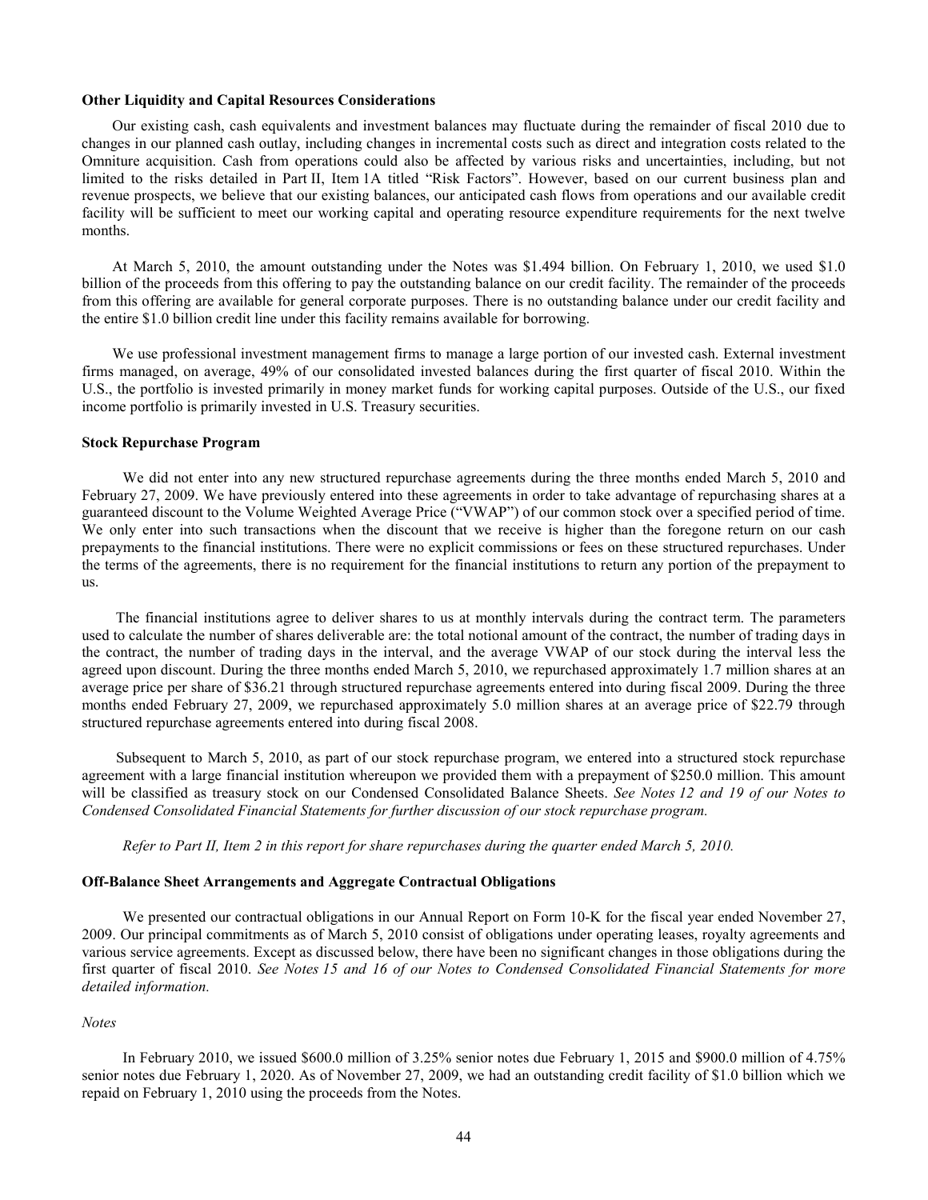**Other Liquidity and Capital Resources Considerations**

Our existing cash, cash equivalents and investment balances may fluctuate during the remainder of fiscal 2010 due to changes in our planned cash outlay, including changes in incremental costs such as direct and integration costs related to the Omniture acquisition. Cash from operations could also be affected by various risks and uncertainties, including, but not limited to the risks detailed in Part II, Item 1A titled "Risk Factors". However, based on our current business plan and revenue prospects, we believe that our existing balances, our anticipated cash flows from operations and our available credit facility will be sufficient to meet our working capital and operating resource expenditure requirements for the next twelve months.

At March 5, 2010, the amount outstanding under the Notes was $1.494 billion. On February 1, 2010, we used $1.0 billion of the proceeds from this offering to pay the outstanding balance on our credit facility. The remainder of the proceeds from this offering are available for general corporate purposes. There is no outstanding balance under our credit facility and the entire $1.0 billion credit line under this facility remains available for borrowing.

We use professional investment management firms to manage a large portion of our invested cash. External investment firms managed, on average, 49% of our consolidated invested balances during the first quarter of fiscal 2010. Within the U.S., the portfolio is invested primarily in money market funds for working capital purposes. Outside of the U.S., our fixed income portfolio is primarily invested in U.S. Treasury securities.

**Stock Repurchase Program**

We did not enter into any new structured repurchase agreements during the three months ended March 5, 2010 and February 27, 2009. We have previously entered into these agreements in order to take advantage of repurchasing shares at a guaranteed discount to the Volume Weighted Average Price ("VWAP") of our common stock over a specified period of time. We only enter into such transactions when the discount that we receive is higher than the foregone return on our cash prepayments to the financial institutions. There were no explicit commissions or fees on these structured repurchases. Under the terms of the agreements, there is no requirement for the financial institutions to return any portion of the prepayment to us.

The financial institutions agree to deliver shares to us at monthly intervals during the contract term. The parameters used to calculate the number of shares deliverable are: the total notional amount of the contract, the number of trading days in the contract, the number of trading days in the interval, and the average VWAP of our stock during the interval less the agreed upon discount. During the three months ended March 5, 2010, we repurchased approximately 1.7 million shares at an average price per share of $36.21 through structured repurchase agreements entered into during fiscal 2009. During the three months ended February 27, 2009, we repurchased approximately 5.0 million shares at an average price of $22.79 through structured repurchase agreements entered into during fiscal 2008.

Subsequent to March 5, 2010, as part of our stock repurchase program, we entered into a structured stock repurchase agreement with a large financial institution whereupon we provided them with a prepayment of $250.0 million. This amount will be classified as treasury stock on our Condensed Consolidated Balance Sheets. *See Notes 12 and 19 of our Notes to Condensed Consolidated Financial Statements for further discussion of our stock repurchase program.*

*Refer to Part II, Item 2 in this report for share repurchases during the quarter ended March 5, 2010.*

**Off-Balance Sheet Arrangements and Aggregate Contractual Obligations**

We presented our contractual obligations in our Annual Report on Form 10-K for the fiscal year ended November 27, 2009. Our principal commitments as of March 5, 2010 consist of obligations under operating leases, royalty agreements and various service agreements. Except as discussed below, there have been no significant changes in those obligations during the first quarter of fiscal 2010. *See Notes 15 and 16 of our Notes to Condensed Consolidated Financial Statements for more detailed information.*

*Notes*

In February 2010, we issued $600.0 million of 3.25% senior notes due February 1, 2015 and $900.0 million of 4.75% senior notes due February 1, 2020. As of November 27, 2009, we had an outstanding credit facility of $1.0 billion which we repaid on February 1, 2010 using the proceeds from the Notes.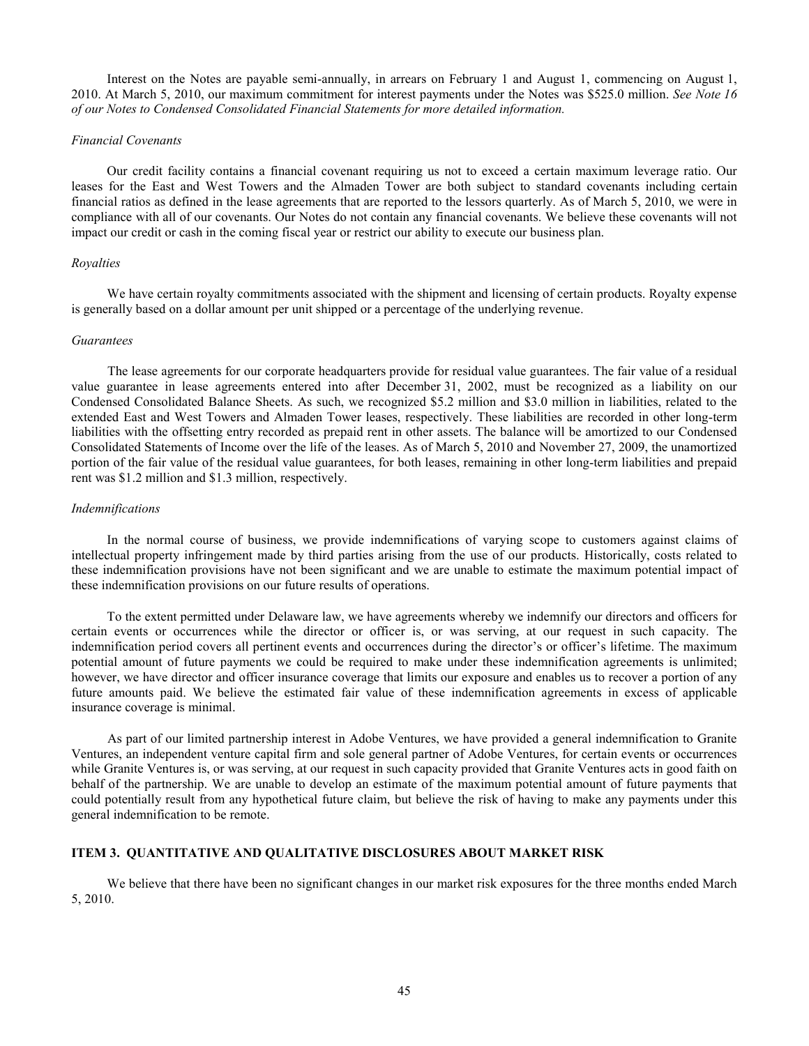Interest on the Notes are payable semi-annually, in arrears on February 1 and August 1, commencing on August 1, 2010. At March 5, 2010, our maximum commitment for interest payments under the Notes was $525.0 million. *See Note 16 of our Notes to Condensed Consolidated Financial Statements for more detailed information.*

### *Financial Covenants*

Our credit facility contains a financial covenant requiring us not to exceed a certain maximum leverage ratio. Our leases for the East and West Towers and the Almaden Tower are both subject to standard covenants including certain financial ratios as defined in the lease agreements that are reported to the lessors quarterly. As of March 5, 2010, we were in compliance with all of our covenants. Our Notes do not contain any financial covenants. We believe these covenants will not impact our credit or cash in the coming fiscal year or restrict our ability to execute our business plan.

### *Royalties*

We have certain royalty commitments associated with the shipment and licensing of certain products. Royalty expense is generally based on a dollar amount per unit shipped or a percentage of the underlying revenue.

### *Guarantees*

The lease agreements for our corporate headquarters provide for residual value guarantees. The fair value of a residual value guarantee in lease agreements entered into after December 31, 2002, must be recognized as a liability on our Condensed Consolidated Balance Sheets. As such, we recognized $5.2 million and $3.0 million in liabilities, related to the extended East and West Towers and Almaden Tower leases, respectively. These liabilities are recorded in other long-term liabilities with the offsetting entry recorded as prepaid rent in other assets. The balance will be amortized to our Condensed Consolidated Statements of Income over the life of the leases. As of March 5, 2010 and November 27, 2009, the unamortized portion of the fair value of the residual value guarantees, for both leases, remaining in other long-term liabilities and prepaid rent was $1.2 million and $1.3 million, respectively.

### *Indemnifications*

In the normal course of business, we provide indemnifications of varying scope to customers against claims of intellectual property infringement made by third parties arising from the use of our products. Historically, costs related to these indemnification provisions have not been significant and we are unable to estimate the maximum potential impact of these indemnification provisions on our future results of operations.

To the extent permitted under Delaware law, we have agreements whereby we indemnify our directors and officers for certain events or occurrences while the director or officer is, or was serving, at our request in such capacity. The indemnification period covers all pertinent events and occurrences during the director's or officer's lifetime. The maximum potential amount of future payments we could be required to make under these indemnification agreements is unlimited; however, we have director and officer insurance coverage that limits our exposure and enables us to recover a portion of any future amounts paid. We believe the estimated fair value of these indemnification agreements in excess of applicable insurance coverage is minimal.

As part of our limited partnership interest in Adobe Ventures, we have provided a general indemnification to Granite Ventures, an independent venture capital firm and sole general partner of Adobe Ventures, for certain events or occurrences while Granite Ventures is, or was serving, at our request in such capacity provided that Granite Ventures acts in good faith on behalf of the partnership. We are unable to develop an estimate of the maximum potential amount of future payments that could potentially result from any hypothetical future claim, but believe the risk of having to make any payments under this general indemnification to be remote.

## ITEM 3. QUANTITATIVE AND QUALITATIVE DISCLOSURES ABOUT MARKET RISK

We believe that there have been no significant changes in our market risk exposures for the three months ended March 5, 2010.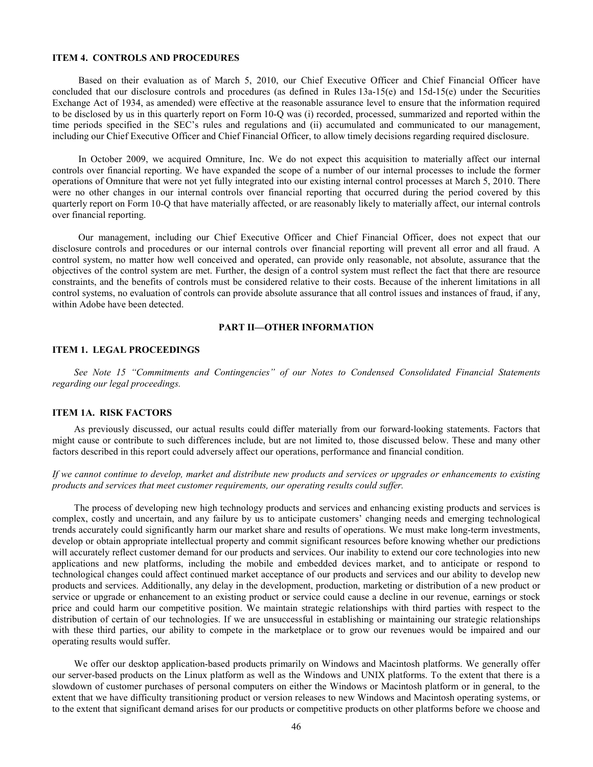### ITEM 4. CONTROLS AND PROCEDURES

Based on their evaluation as of March 5, 2010, our Chief Executive Officer and Chief Financial Officer have concluded that our disclosure controls and procedures (as defined in Rules 13a-15(e) and 15d-15(e) under the Securities Exchange Act of 1934, as amended) were effective at the reasonable assurance level to ensure that the information required to be disclosed by us in this quarterly report on Form 10-Q was (i) recorded, processed, summarized and reported within the time periods specified in the SEC's rules and regulations and (ii) accumulated and communicated to our management, including our Chief Executive Officer and Chief Financial Officer, to allow timely decisions regarding required disclosure.

In October 2009, we acquired Omniture, Inc. We do not expect this acquisition to materially affect our internal controls over financial reporting. We have expanded the scope of a number of our internal processes to include the former operations of Omniture that were not yet fully integrated into our existing internal control processes at March 5, 2010. There were no other changes in our internal controls over financial reporting that occurred during the period covered by this quarterly report on Form 10-Q that have materially affected, or are reasonably likely to materially affect, our internal controls over financial reporting.

Our management, including our Chief Executive Officer and Chief Financial Officer, does not expect that our disclosure controls and procedures or our internal controls over financial reporting will prevent all error and all fraud. A control system, no matter how well conceived and operated, can provide only reasonable, not absolute, assurance that the objectives of the control system are met. Further, the design of a control system must reflect the fact that there are resource constraints, and the benefits of controls must be considered relative to their costs. Because of the inherent limitations in all control systems, no evaluation of controls can provide absolute assurance that all control issues and instances of fraud, if any, within Adobe have been detected.

## PART II—OTHER INFORMATION

### ITEM 1. LEGAL PROCEEDINGS

*See Note 15 "Commitments and Contingencies" of our Notes to Condensed Consolidated Financial Statements regarding our legal proceedings.*

### ITEM 1A. RISK FACTORS

As previously discussed, our actual results could differ materially from our forward-looking statements. Factors that might cause or contribute to such differences include, but are not limited to, those discussed below. These and many other factors described in this report could adversely affect our operations, performance and financial condition.

*If we cannot continue to develop, market and distribute new products and services or upgrades or enhancements to existing products and services that meet customer requirements, our operating results could suffer.*

The process of developing new high technology products and services and enhancing existing products and services is complex, costly and uncertain, and any failure by us to anticipate customers' changing needs and emerging technological trends accurately could significantly harm our market share and results of operations. We must make long-term investments, develop or obtain appropriate intellectual property and commit significant resources before knowing whether our predictions will accurately reflect customer demand for our products and services. Our inability to extend our core technologies into new applications and new platforms, including the mobile and embedded devices market, and to anticipate or respond to technological changes could affect continued market acceptance of our products and services and our ability to develop new products and services. Additionally, any delay in the development, production, marketing or distribution of a new product or service or upgrade or enhancement to an existing product or service could cause a decline in our revenue, earnings or stock price and could harm our competitive position. We maintain strategic relationships with third parties with respect to the distribution of certain of our technologies. If we are unsuccessful in establishing or maintaining our strategic relationships with these third parties, our ability to compete in the marketplace or to grow our revenues would be impaired and our operating results would suffer.

We offer our desktop application-based products primarily on Windows and Macintosh platforms. We generally offer our server-based products on the Linux platform as well as the Windows and UNIX platforms. To the extent that there is a slowdown of customer purchases of personal computers on either the Windows or Macintosh platform or in general, to the extent that we have difficulty transitioning product or version releases to new Windows and Macintosh operating systems, or to the extent that significant demand arises for our products or competitive products on other platforms before we choose and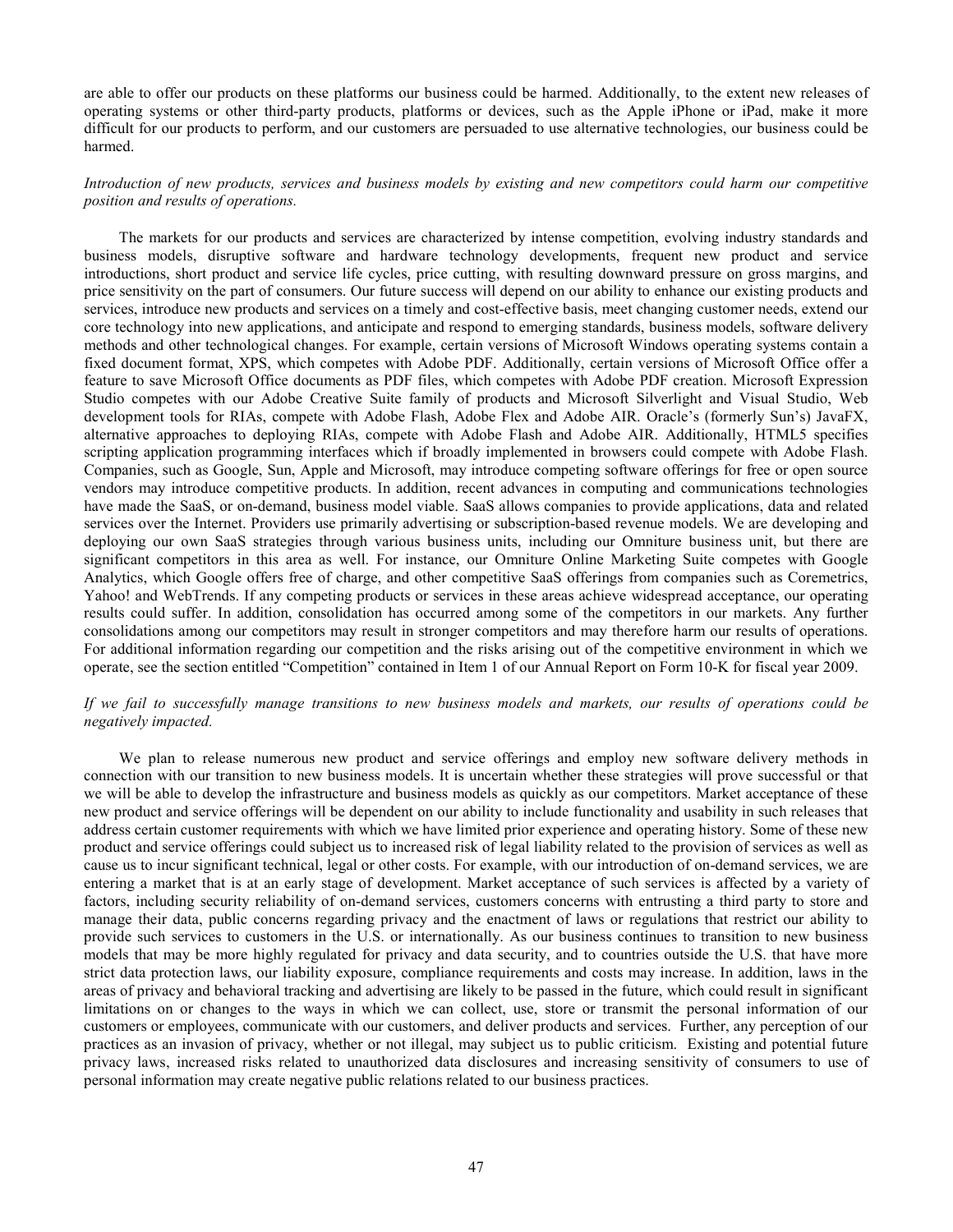are able to offer our products on these platforms our business could be harmed. Additionally, to the extent new releases of operating systems or other third-party products, platforms or devices, such as the Apple iPhone or iPad, make it more difficult for our products to perform, and our customers are persuaded to use alternative technologies, our business could be harmed.

*Introduction of new products, services and business models by existing and new competitors could harm our competitive position and results of operations.*

The markets for our products and services are characterized by intense competition, evolving industry standards and business models, disruptive software and hardware technology developments, frequent new product and service introductions, short product and service life cycles, price cutting, with resulting downward pressure on gross margins, and price sensitivity on the part of consumers. Our future success will depend on our ability to enhance our existing products and services, introduce new products and services on a timely and cost-effective basis, meet changing customer needs, extend our core technology into new applications, and anticipate and respond to emerging standards, business models, software delivery methods and other technological changes. For example, certain versions of Microsoft Windows operating systems contain a fixed document format, XPS, which competes with Adobe PDF. Additionally, certain versions of Microsoft Office offer a feature to save Microsoft Office documents as PDF files, which competes with Adobe PDF creation. Microsoft Expression Studio competes with our Adobe Creative Suite family of products and Microsoft Silverlight and Visual Studio, Web development tools for RIAs, compete with Adobe Flash, Adobe Flex and Adobe AIR. Oracle's (formerly Sun's) JavaFX, alternative approaches to deploying RIAs, compete with Adobe Flash and Adobe AIR. Additionally, HTML5 specifies scripting application programming interfaces which if broadly implemented in browsers could compete with Adobe Flash. Companies, such as Google, Sun, Apple and Microsoft, may introduce competing software offerings for free or open source vendors may introduce competitive products. In addition, recent advances in computing and communications technologies have made the SaaS, or on-demand, business model viable. SaaS allows companies to provide applications, data and related services over the Internet. Providers use primarily advertising or subscription-based revenue models. We are developing and deploying our own SaaS strategies through various business units, including our Omniture business unit, but there are significant competitors in this area as well. For instance, our Omniture Online Marketing Suite competes with Google Analytics, which Google offers free of charge, and other competitive SaaS offerings from companies such as Coremetrics, Yahoo! and WebTrends. If any competing products or services in these areas achieve widespread acceptance, our operating results could suffer. In addition, consolidation has occurred among some of the competitors in our markets. Any further consolidations among our competitors may result in stronger competitors and may therefore harm our results of operations. For additional information regarding our competition and the risks arising out of the competitive environment in which we operate, see the section entitled "Competition" contained in Item 1 of our Annual Report on Form 10-K for fiscal year 2009.

*If we fail to successfully manage transitions to new business models and markets, our results of operations could be negatively impacted.*

We plan to release numerous new product and service offerings and employ new software delivery methods in connection with our transition to new business models. It is uncertain whether these strategies will prove successful or that we will be able to develop the infrastructure and business models as quickly as our competitors. Market acceptance of these new product and service offerings will be dependent on our ability to include functionality and usability in such releases that address certain customer requirements with which we have limited prior experience and operating history. Some of these new product and service offerings could subject us to increased risk of legal liability related to the provision of services as well as cause us to incur significant technical, legal or other costs. For example, with our introduction of on-demand services, we are entering a market that is at an early stage of development. Market acceptance of such services is affected by a variety of factors, including security reliability of on-demand services, customers concerns with entrusting a third party to store and manage their data, public concerns regarding privacy and the enactment of laws or regulations that restrict our ability to provide such services to customers in the U.S. or internationally. As our business continues to transition to new business models that may be more highly regulated for privacy and data security, and to countries outside the U.S. that have more strict data protection laws, our liability exposure, compliance requirements and costs may increase. In addition, laws in the areas of privacy and behavioral tracking and advertising are likely to be passed in the future, which could result in significant limitations on or changes to the ways in which we can collect, use, store or transmit the personal information of our customers or employees, communicate with our customers, and deliver products and services. Further, any perception of our practices as an invasion of privacy, whether or not illegal, may subject us to public criticism. Existing and potential future privacy laws, increased risks related to unauthorized data disclosures and increasing sensitivity of consumers to use of personal information may create negative public relations related to our business practices.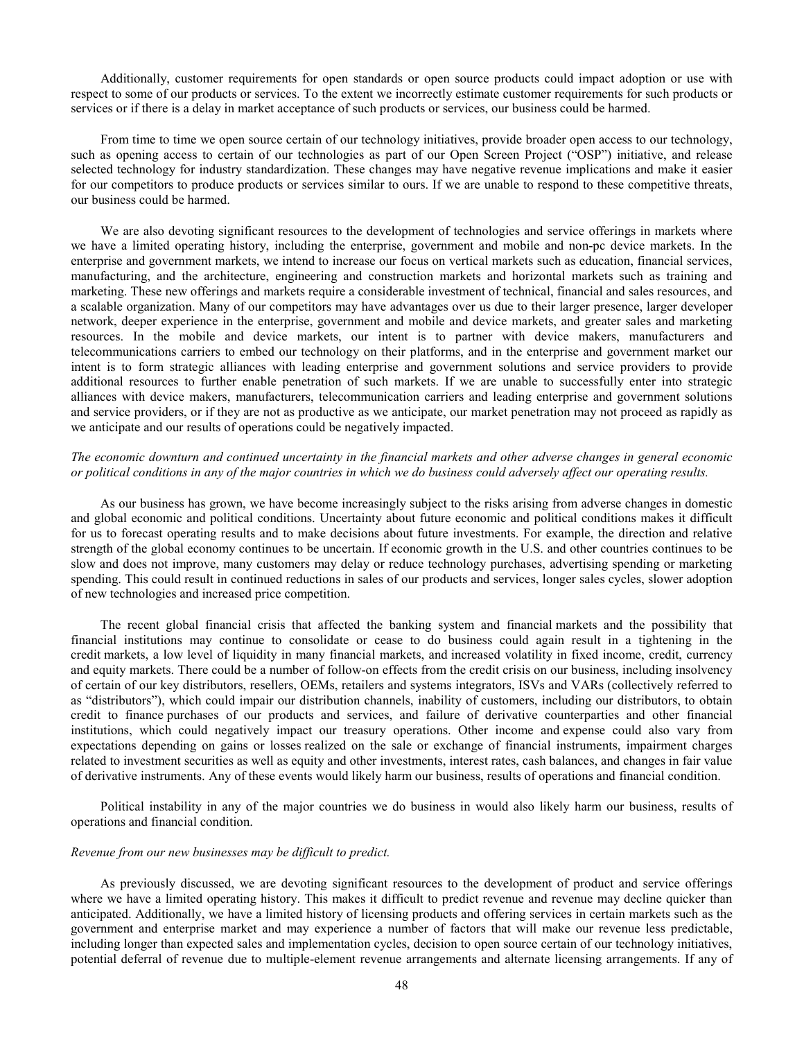Additionally, customer requirements for open standards or open source products could impact adoption or use with respect to some of our products or services. To the extent we incorrectly estimate customer requirements for such products or services or if there is a delay in market acceptance of such products or services, our business could be harmed.

From time to time we open source certain of our technology initiatives, provide broader open access to our technology, such as opening access to certain of our technologies as part of our Open Screen Project ("OSP") initiative, and release selected technology for industry standardization. These changes may have negative revenue implications and make it easier for our competitors to produce products or services similar to ours. If we are unable to respond to these competitive threats, our business could be harmed.

We are also devoting significant resources to the development of technologies and service offerings in markets where we have a limited operating history, including the enterprise, government and mobile and non-pc device markets. In the enterprise and government markets, we intend to increase our focus on vertical markets such as education, financial services, manufacturing, and the architecture, engineering and construction markets and horizontal markets such as training and marketing. These new offerings and markets require a considerable investment of technical, financial and sales resources, and a scalable organization. Many of our competitors may have advantages over us due to their larger presence, larger developer network, deeper experience in the enterprise, government and mobile and device markets, and greater sales and marketing resources. In the mobile and device markets, our intent is to partner with device makers, manufacturers and telecommunications carriers to embed our technology on their platforms, and in the enterprise and government market our intent is to form strategic alliances with leading enterprise and government solutions and service providers to provide additional resources to further enable penetration of such markets. If we are unable to successfully enter into strategic alliances with device makers, manufacturers, telecommunication carriers and leading enterprise and government solutions and service providers, or if they are not as productive as we anticipate, our market penetration may not proceed as rapidly as we anticipate and our results of operations could be negatively impacted.

*The economic downturn and continued uncertainty in the financial markets and other adverse changes in general economic or political conditions in any of the major countries in which we do business could adversely affect our operating results.*

As our business has grown, we have become increasingly subject to the risks arising from adverse changes in domestic and global economic and political conditions. Uncertainty about future economic and political conditions makes it difficult for us to forecast operating results and to make decisions about future investments. For example, the direction and relative strength of the global economy continues to be uncertain. If economic growth in the U.S. and other countries continues to be slow and does not improve, many customers may delay or reduce technology purchases, advertising spending or marketing spending. This could result in continued reductions in sales of our products and services, longer sales cycles, slower adoption of new technologies and increased price competition.

The recent global financial crisis that affected the banking system and financial markets and the possibility that financial institutions may continue to consolidate or cease to do business could again result in a tightening in the credit markets, a low level of liquidity in many financial markets, and increased volatility in fixed income, credit, currency and equity markets. There could be a number of follow-on effects from the credit crisis on our business, including insolvency of certain of our key distributors, resellers, OEMs, retailers and systems integrators, ISVs and VARs (collectively referred to as "distributors"), which could impair our distribution channels, inability of customers, including our distributors, to obtain credit to finance purchases of our products and services, and failure of derivative counterparties and other financial institutions, which could negatively impact our treasury operations. Other income and expense could also vary from expectations depending on gains or losses realized on the sale or exchange of financial instruments, impairment charges related to investment securities as well as equity and other investments, interest rates, cash balances, and changes in fair value of derivative instruments. Any of these events would likely harm our business, results of operations and financial condition.

Political instability in any of the major countries we do business in would also likely harm our business, results of operations and financial condition.

*Revenue from our new businesses may be difficult to predict.*

As previously discussed, we are devoting significant resources to the development of product and service offerings where we have a limited operating history. This makes it difficult to predict revenue and revenue may decline quicker than anticipated. Additionally, we have a limited history of licensing products and offering services in certain markets such as the government and enterprise market and may experience a number of factors that will make our revenue less predictable, including longer than expected sales and implementation cycles, decision to open source certain of our technology initiatives, potential deferral of revenue due to multiple-element revenue arrangements and alternate licensing arrangements. If any of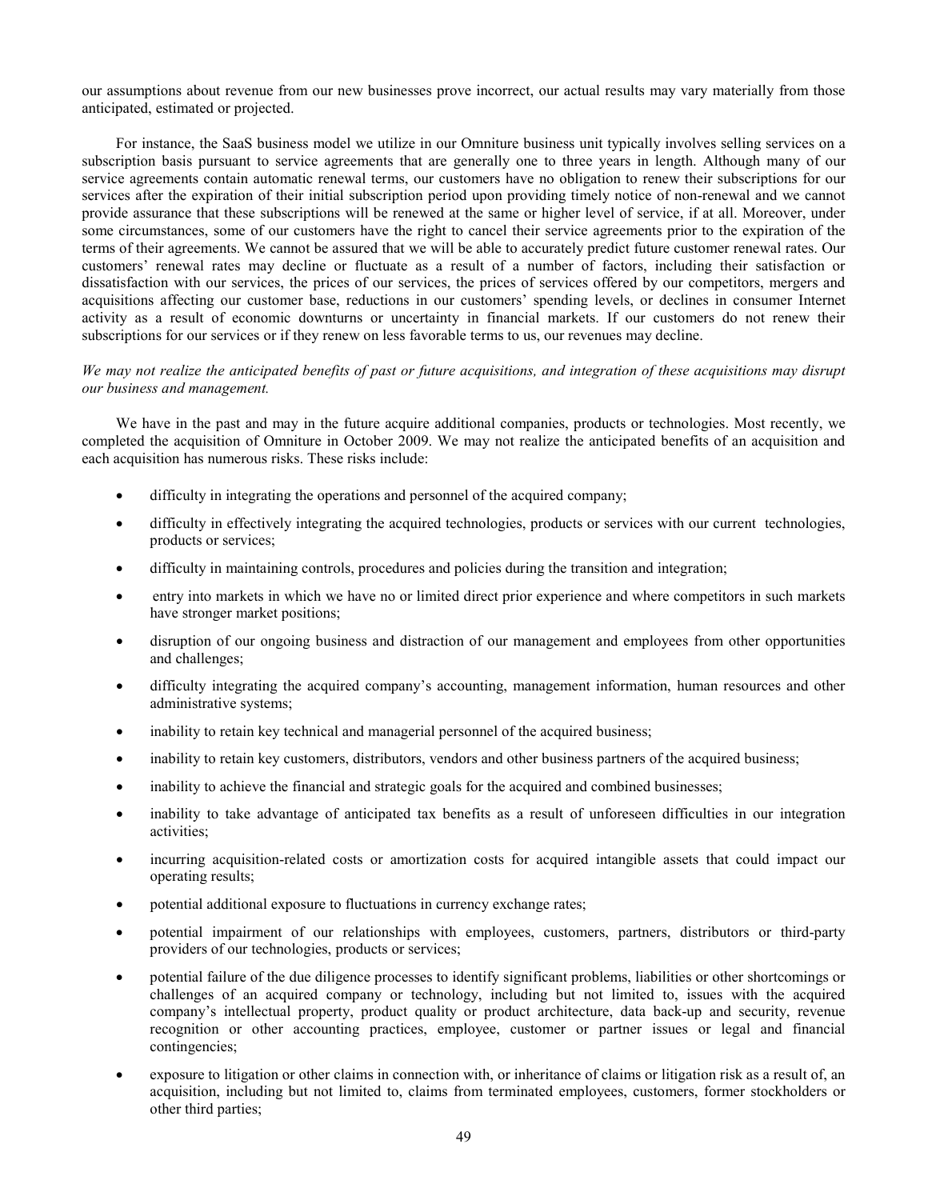our assumptions about revenue from our new businesses prove incorrect, our actual results may vary materially from those anticipated, estimated or projected.

For instance, the SaaS business model we utilize in our Omniture business unit typically involves selling services on a subscription basis pursuant to service agreements that are generally one to three years in length. Although many of our service agreements contain automatic renewal terms, our customers have no obligation to renew their subscriptions for our services after the expiration of their initial subscription period upon providing timely notice of non-renewal and we cannot provide assurance that these subscriptions will be renewed at the same or higher level of service, if at all. Moreover, under some circumstances, some of our customers have the right to cancel their service agreements prior to the expiration of the terms of their agreements. We cannot be assured that we will be able to accurately predict future customer renewal rates. Our customers' renewal rates may decline or fluctuate as a result of a number of factors, including their satisfaction or dissatisfaction with our services, the prices of our services, the prices of services offered by our competitors, mergers and acquisitions affecting our customer base, reductions in our customers' spending levels, or declines in consumer Internet activity as a result of economic downturns or uncertainty in financial markets. If our customers do not renew their subscriptions for our services or if they renew on less favorable terms to us, our revenues may decline.

*We may not realize the anticipated benefits of past or future acquisitions, and integration of these acquisitions may disrupt our business and management.*

We have in the past and may in the future acquire additional companies, products or technologies. Most recently, we completed the acquisition of Omniture in October 2009. We may not realize the anticipated benefits of an acquisition and each acquisition has numerous risks. These risks include:

- difficulty in integrating the operations and personnel of the acquired company;
- difficulty in effectively integrating the acquired technologies, products or services with our current technologies, products or services;
- difficulty in maintaining controls, procedures and policies during the transition and integration;
- entry into markets in which we have no or limited direct prior experience and where competitors in such markets have stronger market positions;
- disruption of our ongoing business and distraction of our management and employees from other opportunities and challenges;
- difficulty integrating the acquired company's accounting, management information, human resources and other administrative systems;
- inability to retain key technical and managerial personnel of the acquired business;
- inability to retain key customers, distributors, vendors and other business partners of the acquired business;
- inability to achieve the financial and strategic goals for the acquired and combined businesses;
- inability to take advantage of anticipated tax benefits as a result of unforeseen difficulties in our integration activities;
- incurring acquisition-related costs or amortization costs for acquired intangible assets that could impact our operating results;
- potential additional exposure to fluctuations in currency exchange rates;
- potential impairment of our relationships with employees, customers, partners, distributors or third-party providers of our technologies, products or services;
- potential failure of the due diligence processes to identify significant problems, liabilities or other shortcomings or challenges of an acquired company or technology, including but not limited to, issues with the acquired company's intellectual property, product quality or product architecture, data back-up and security, revenue recognition or other accounting practices, employee, customer or partner issues or legal and financial contingencies;
- exposure to litigation or other claims in connection with, or inheritance of claims or litigation risk as a result of, an acquisition, including but not limited to, claims from terminated employees, customers, former stockholders or other third parties;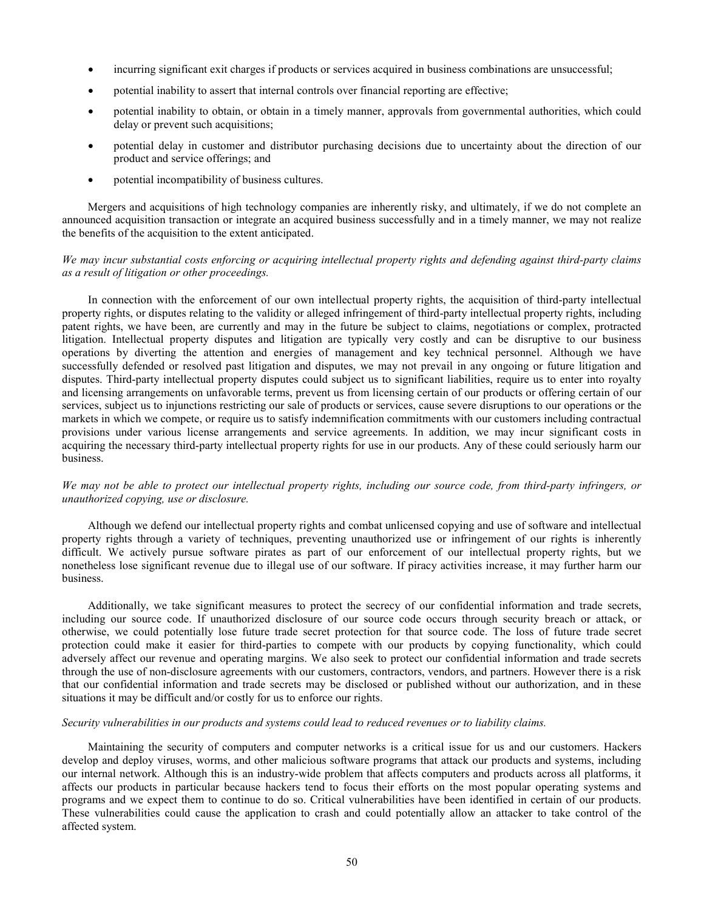- incurring significant exit charges if products or services acquired in business combinations are unsuccessful;
- potential inability to assert that internal controls over financial reporting are effective;
- potential inability to obtain, or obtain in a timely manner, approvals from governmental authorities, which could delay or prevent such acquisitions;
- potential delay in customer and distributor purchasing decisions due to uncertainty about the direction of our product and service offerings; and
- potential incompatibility of business cultures.

Mergers and acquisitions of high technology companies are inherently risky, and ultimately, if we do not complete an announced acquisition transaction or integrate an acquired business successfully and in a timely manner, we may not realize the benefits of the acquisition to the extent anticipated.

*We may incur substantial costs enforcing or acquiring intellectual property rights and defending against third-party claims as a result of litigation or other proceedings.*

In connection with the enforcement of our own intellectual property rights, the acquisition of third-party intellectual property rights, or disputes relating to the validity or alleged infringement of third-party intellectual property rights, including patent rights, we have been, are currently and may in the future be subject to claims, negotiations or complex, protracted litigation. Intellectual property disputes and litigation are typically very costly and can be disruptive to our business operations by diverting the attention and energies of management and key technical personnel. Although we have successfully defended or resolved past litigation and disputes, we may not prevail in any ongoing or future litigation and disputes. Third-party intellectual property disputes could subject us to significant liabilities, require us to enter into royalty and licensing arrangements on unfavorable terms, prevent us from licensing certain of our products or offering certain of our services, subject us to injunctions restricting our sale of products or services, cause severe disruptions to our operations or the markets in which we compete, or require us to satisfy indemnification commitments with our customers including contractual provisions under various license arrangements and service agreements. In addition, we may incur significant costs in acquiring the necessary third-party intellectual property rights for use in our products. Any of these could seriously harm our business.

*We may not be able to protect our intellectual property rights, including our source code, from third-party infringers, or unauthorized copying, use or disclosure.*

Although we defend our intellectual property rights and combat unlicensed copying and use of software and intellectual property rights through a variety of techniques, preventing unauthorized use or infringement of our rights is inherently difficult. We actively pursue software pirates as part of our enforcement of our intellectual property rights, but we nonetheless lose significant revenue due to illegal use of our software. If piracy activities increase, it may further harm our business.

Additionally, we take significant measures to protect the secrecy of our confidential information and trade secrets, including our source code. If unauthorized disclosure of our source code occurs through security breach or attack, or otherwise, we could potentially lose future trade secret protection for that source code. The loss of future trade secret protection could make it easier for third-parties to compete with our products by copying functionality, which could adversely affect our revenue and operating margins. We also seek to protect our confidential information and trade secrets through the use of non-disclosure agreements with our customers, contractors, vendors, and partners. However there is a risk that our confidential information and trade secrets may be disclosed or published without our authorization, and in these situations it may be difficult and/or costly for us to enforce our rights.

*Security vulnerabilities in our products and systems could lead to reduced revenues or to liability claims.*

Maintaining the security of computers and computer networks is a critical issue for us and our customers. Hackers develop and deploy viruses, worms, and other malicious software programs that attack our products and systems, including our internal network. Although this is an industry-wide problem that affects computers and products across all platforms, it affects our products in particular because hackers tend to focus their efforts on the most popular operating systems and programs and we expect them to continue to do so. Critical vulnerabilities have been identified in certain of our products. These vulnerabilities could cause the application to crash and could potentially allow an attacker to take control of the affected system.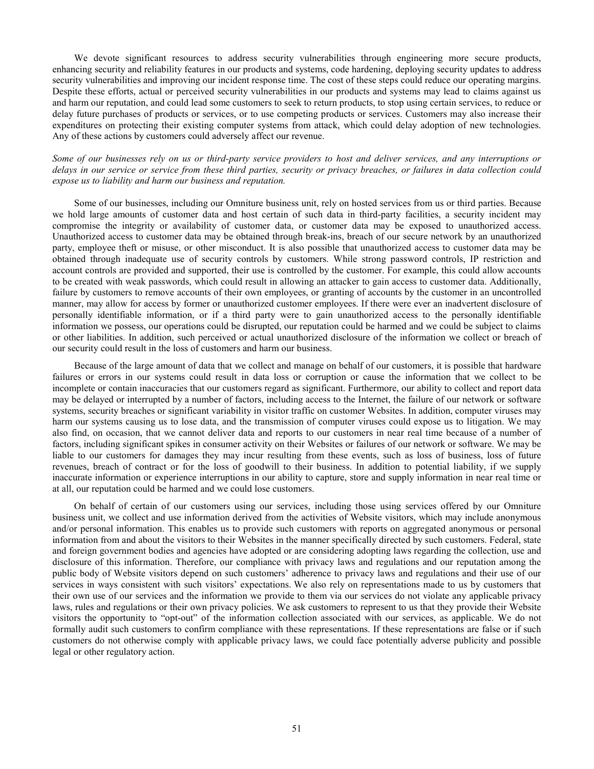We devote significant resources to address security vulnerabilities through engineering more secure products, enhancing security and reliability features in our products and systems, code hardening, deploying security updates to address security vulnerabilities and improving our incident response time. The cost of these steps could reduce our operating margins. Despite these efforts, actual or perceived security vulnerabilities in our products and systems may lead to claims against us and harm our reputation, and could lead some customers to seek to return products, to stop using certain services, to reduce or delay future purchases of products or services, or to use competing products or services. Customers may also increase their expenditures on protecting their existing computer systems from attack, which could delay adoption of new technologies. Any of these actions by customers could adversely affect our revenue.

*Some of our businesses rely on us or third-party service providers to host and deliver services, and any interruptions or delays in our service or service from these third parties, security or privacy breaches, or failures in data collection could expose us to liability and harm our business and reputation.*

Some of our businesses, including our Omniture business unit, rely on hosted services from us or third parties. Because we hold large amounts of customer data and host certain of such data in third-party facilities, a security incident may compromise the integrity or availability of customer data, or customer data may be exposed to unauthorized access. Unauthorized access to customer data may be obtained through break-ins, breach of our secure network by an unauthorized party, employee theft or misuse, or other misconduct. It is also possible that unauthorized access to customer data may be obtained through inadequate use of security controls by customers. While strong password controls, IP restriction and account controls are provided and supported, their use is controlled by the customer. For example, this could allow accounts to be created with weak passwords, which could result in allowing an attacker to gain access to customer data. Additionally, failure by customers to remove accounts of their own employees, or granting of accounts by the customer in an uncontrolled manner, may allow for access by former or unauthorized customer employees. If there were ever an inadvertent disclosure of personally identifiable information, or if a third party were to gain unauthorized access to the personally identifiable information we possess, our operations could be disrupted, our reputation could be harmed and we could be subject to claims or other liabilities. In addition, such perceived or actual unauthorized disclosure of the information we collect or breach of our security could result in the loss of customers and harm our business.

Because of the large amount of data that we collect and manage on behalf of our customers, it is possible that hardware failures or errors in our systems could result in data loss or corruption or cause the information that we collect to be incomplete or contain inaccuracies that our customers regard as significant. Furthermore, our ability to collect and report data may be delayed or interrupted by a number of factors, including access to the Internet, the failure of our network or software systems, security breaches or significant variability in visitor traffic on customer Websites. In addition, computer viruses may harm our systems causing us to lose data, and the transmission of computer viruses could expose us to litigation. We may also find, on occasion, that we cannot deliver data and reports to our customers in near real time because of a number of factors, including significant spikes in consumer activity on their Websites or failures of our network or software. We may be liable to our customers for damages they may incur resulting from these events, such as loss of business, loss of future revenues, breach of contract or for the loss of goodwill to their business. In addition to potential liability, if we supply inaccurate information or experience interruptions in our ability to capture, store and supply information in near real time or at all, our reputation could be harmed and we could lose customers.

On behalf of certain of our customers using our services, including those using services offered by our Omniture business unit, we collect and use information derived from the activities of Website visitors, which may include anonymous and/or personal information. This enables us to provide such customers with reports on aggregated anonymous or personal information from and about the visitors to their Websites in the manner specifically directed by such customers. Federal, state and foreign government bodies and agencies have adopted or are considering adopting laws regarding the collection, use and disclosure of this information. Therefore, our compliance with privacy laws and regulations and our reputation among the public body of Website visitors depend on such customers' adherence to privacy laws and regulations and their use of our services in ways consistent with such visitors' expectations. We also rely on representations made to us by customers that their own use of our services and the information we provide to them via our services do not violate any applicable privacy laws, rules and regulations or their own privacy policies. We ask customers to represent to us that they provide their Website visitors the opportunity to "opt-out" of the information collection associated with our services, as applicable. We do not formally audit such customers to confirm compliance with these representations. If these representations are false or if such customers do not otherwise comply with applicable privacy laws, we could face potentially adverse publicity and possible legal or other regulatory action.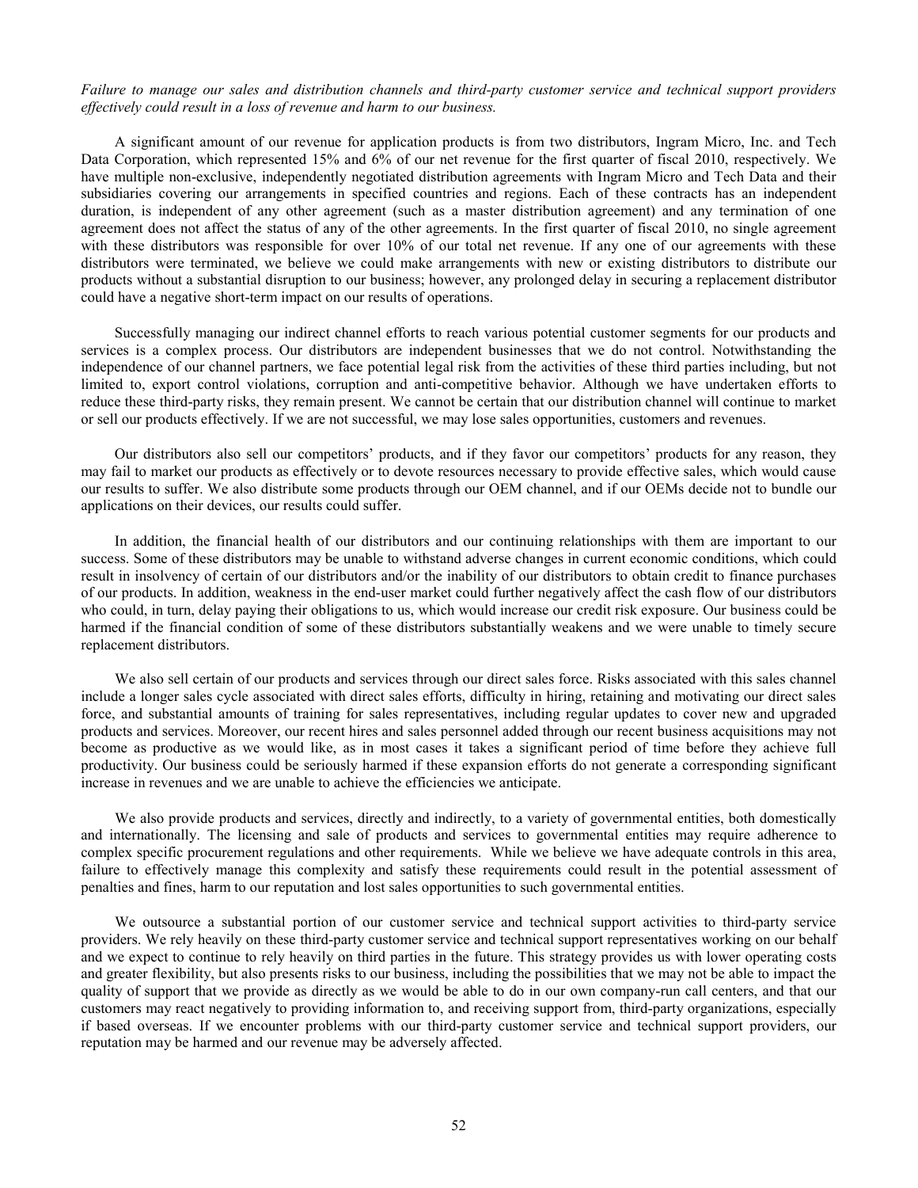*Failure to manage our sales and distribution channels and third-party customer service and technical support providers effectively could result in a loss of revenue and harm to our business.*

A significant amount of our revenue for application products is from two distributors, Ingram Micro, Inc. and Tech Data Corporation, which represented 15% and 6% of our net revenue for the first quarter of fiscal 2010, respectively. We have multiple non-exclusive, independently negotiated distribution agreements with Ingram Micro and Tech Data and their subsidiaries covering our arrangements in specified countries and regions. Each of these contracts has an independent duration, is independent of any other agreement (such as a master distribution agreement) and any termination of one agreement does not affect the status of any of the other agreements. In the first quarter of fiscal 2010, no single agreement with these distributors was responsible for over 10% of our total net revenue. If any one of our agreements with these distributors were terminated, we believe we could make arrangements with new or existing distributors to distribute our products without a substantial disruption to our business; however, any prolonged delay in securing a replacement distributor could have a negative short-term impact on our results of operations.

Successfully managing our indirect channel efforts to reach various potential customer segments for our products and services is a complex process. Our distributors are independent businesses that we do not control. Notwithstanding the independence of our channel partners, we face potential legal risk from the activities of these third parties including, but not limited to, export control violations, corruption and anti-competitive behavior. Although we have undertaken efforts to reduce these third-party risks, they remain present. We cannot be certain that our distribution channel will continue to market or sell our products effectively. If we are not successful, we may lose sales opportunities, customers and revenues.

Our distributors also sell our competitors' products, and if they favor our competitors' products for any reason, they may fail to market our products as effectively or to devote resources necessary to provide effective sales, which would cause our results to suffer. We also distribute some products through our OEM channel, and if our OEMs decide not to bundle our applications on their devices, our results could suffer.

In addition, the financial health of our distributors and our continuing relationships with them are important to our success. Some of these distributors may be unable to withstand adverse changes in current economic conditions, which could result in insolvency of certain of our distributors and/or the inability of our distributors to obtain credit to finance purchases of our products. In addition, weakness in the end-user market could further negatively affect the cash flow of our distributors who could, in turn, delay paying their obligations to us, which would increase our credit risk exposure. Our business could be harmed if the financial condition of some of these distributors substantially weakens and we were unable to timely secure replacement distributors.

We also sell certain of our products and services through our direct sales force. Risks associated with this sales channel include a longer sales cycle associated with direct sales efforts, difficulty in hiring, retaining and motivating our direct sales force, and substantial amounts of training for sales representatives, including regular updates to cover new and upgraded products and services. Moreover, our recent hires and sales personnel added through our recent business acquisitions may not become as productive as we would like, as in most cases it takes a significant period of time before they achieve full productivity. Our business could be seriously harmed if these expansion efforts do not generate a corresponding significant increase in revenues and we are unable to achieve the efficiencies we anticipate.

We also provide products and services, directly and indirectly, to a variety of governmental entities, both domestically and internationally. The licensing and sale of products and services to governmental entities may require adherence to complex specific procurement regulations and other requirements. While we believe we have adequate controls in this area, failure to effectively manage this complexity and satisfy these requirements could result in the potential assessment of penalties and fines, harm to our reputation and lost sales opportunities to such governmental entities.

We outsource a substantial portion of our customer service and technical support activities to third-party service providers. We rely heavily on these third-party customer service and technical support representatives working on our behalf and we expect to continue to rely heavily on third parties in the future. This strategy provides us with lower operating costs and greater flexibility, but also presents risks to our business, including the possibilities that we may not be able to impact the quality of support that we provide as directly as we would be able to do in our own company-run call centers, and that our customers may react negatively to providing information to, and receiving support from, third-party organizations, especially if based overseas. If we encounter problems with our third-party customer service and technical support providers, our reputation may be harmed and our revenue may be adversely affected.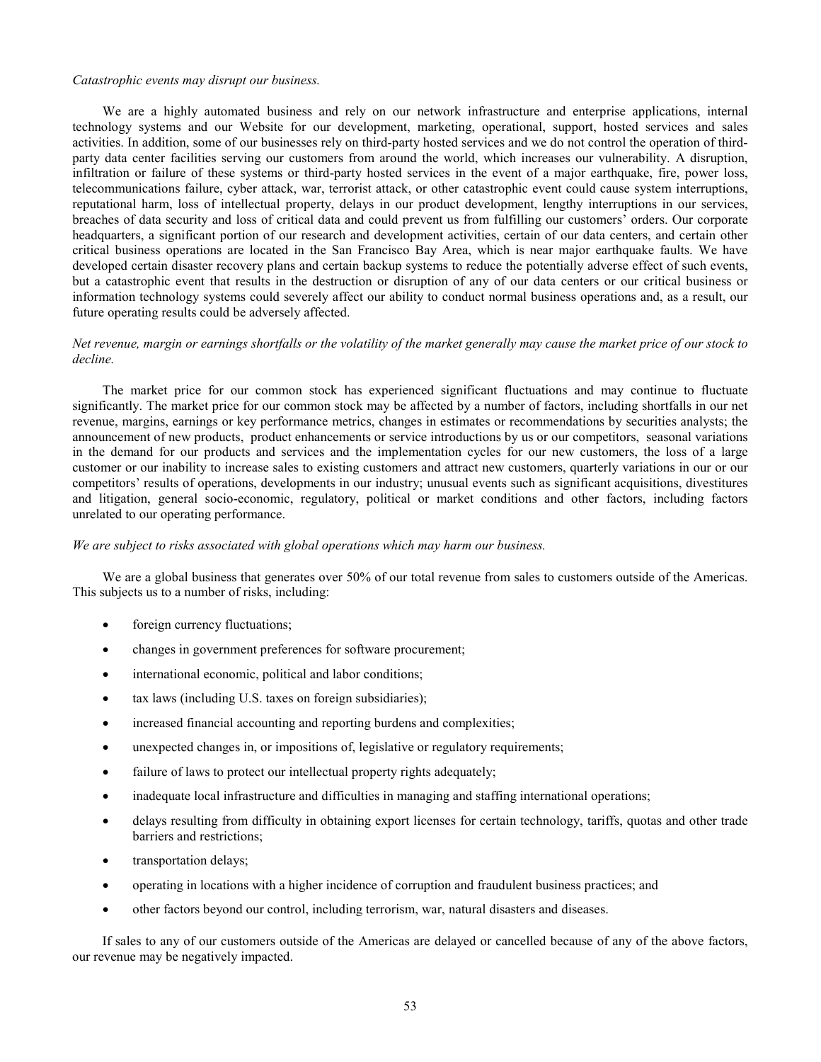*Catastrophic events may disrupt our business.*

We are a highly automated business and rely on our network infrastructure and enterprise applications, internal technology systems and our Website for our development, marketing, operational, support, hosted services and sales activities. In addition, some of our businesses rely on third-party hosted services and we do not control the operation of third-party data center facilities serving our customers from around the world, which increases our vulnerability. A disruption, infiltration or failure of these systems or third-party hosted services in the event of a major earthquake, fire, power loss, telecommunications failure, cyber attack, war, terrorist attack, or other catastrophic event could cause system interruptions, reputational harm, loss of intellectual property, delays in our product development, lengthy interruptions in our services, breaches of data security and loss of critical data and could prevent us from fulfilling our customers' orders. Our corporate headquarters, a significant portion of our research and development activities, certain of our data centers, and certain other critical business operations are located in the San Francisco Bay Area, which is near major earthquake faults. We have developed certain disaster recovery plans and certain backup systems to reduce the potentially adverse effect of such events, but a catastrophic event that results in the destruction or disruption of any of our data centers or our critical business or information technology systems could severely affect our ability to conduct normal business operations and, as a result, our future operating results could be adversely affected.

*Net revenue, margin or earnings shortfalls or the volatility of the market generally may cause the market price of our stock to decline.*

The market price for our common stock has experienced significant fluctuations and may continue to fluctuate significantly. The market price for our common stock may be affected by a number of factors, including shortfalls in our net revenue, margins, earnings or key performance metrics, changes in estimates or recommendations by securities analysts; the announcement of new products, product enhancements or service introductions by us or our competitors, seasonal variations in the demand for our products and services and the implementation cycles for our new customers, the loss of a large customer or our inability to increase sales to existing customers and attract new customers, quarterly variations in our or our competitors' results of operations, developments in our industry; unusual events such as significant acquisitions, divestitures and litigation, general socio-economic, regulatory, political or market conditions and other factors, including factors unrelated to our operating performance.

*We are subject to risks associated with global operations which may harm our business.*

We are a global business that generates over 50% of our total revenue from sales to customers outside of the Americas. This subjects us to a number of risks, including:

- foreign currency fluctuations;
- changes in government preferences for software procurement;
- international economic, political and labor conditions;
- tax laws (including U.S. taxes on foreign subsidiaries);
- increased financial accounting and reporting burdens and complexities;
- unexpected changes in, or impositions of, legislative or regulatory requirements;
- failure of laws to protect our intellectual property rights adequately;
- inadequate local infrastructure and difficulties in managing and staffing international operations;
- delays resulting from difficulty in obtaining export licenses for certain technology, tariffs, quotas and other trade barriers and restrictions;
- transportation delays;
- operating in locations with a higher incidence of corruption and fraudulent business practices; and
- other factors beyond our control, including terrorism, war, natural disasters and diseases.

If sales to any of our customers outside of the Americas are delayed or cancelled because of any of the above factors, our revenue may be negatively impacted.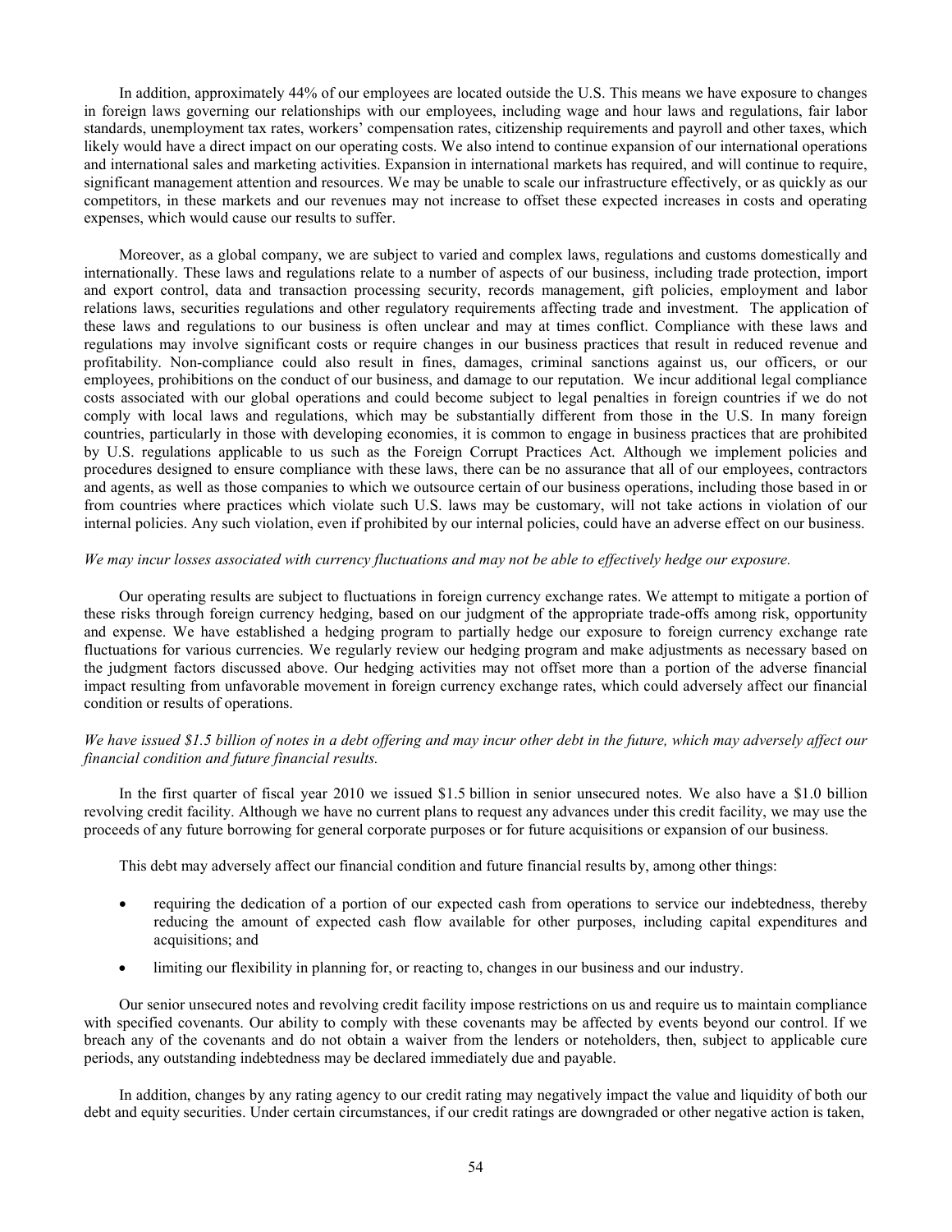In addition, approximately 44% of our employees are located outside the U.S. This means we have exposure to changes in foreign laws governing our relationships with our employees, including wage and hour laws and regulations, fair labor standards, unemployment tax rates, workers' compensation rates, citizenship requirements and payroll and other taxes, which likely would have a direct impact on our operating costs. We also intend to continue expansion of our international operations and international sales and marketing activities. Expansion in international markets has required, and will continue to require, significant management attention and resources. We may be unable to scale our infrastructure effectively, or as quickly as our competitors, in these markets and our revenues may not increase to offset these expected increases in costs and operating expenses, which would cause our results to suffer.

Moreover, as a global company, we are subject to varied and complex laws, regulations and customs domestically and internationally. These laws and regulations relate to a number of aspects of our business, including trade protection, import and export control, data and transaction processing security, records management, gift policies, employment and labor relations laws, securities regulations and other regulatory requirements affecting trade and investment. The application of these laws and regulations to our business is often unclear and may at times conflict. Compliance with these laws and regulations may involve significant costs or require changes in our business practices that result in reduced revenue and profitability. Non-compliance could also result in fines, damages, criminal sanctions against us, our officers, or our employees, prohibitions on the conduct of our business, and damage to our reputation. We incur additional legal compliance costs associated with our global operations and could become subject to legal penalties in foreign countries if we do not comply with local laws and regulations, which may be substantially different from those in the U.S. In many foreign countries, particularly in those with developing economies, it is common to engage in business practices that are prohibited by U.S. regulations applicable to us such as the Foreign Corrupt Practices Act. Although we implement policies and procedures designed to ensure compliance with these laws, there can be no assurance that all of our employees, contractors and agents, as well as those companies to which we outsource certain of our business operations, including those based in or from countries where practices which violate such U.S. laws may be customary, will not take actions in violation of our internal policies. Any such violation, even if prohibited by our internal policies, could have an adverse effect on our business.

*We may incur losses associated with currency fluctuations and may not be able to effectively hedge our exposure.*

Our operating results are subject to fluctuations in foreign currency exchange rates. We attempt to mitigate a portion of these risks through foreign currency hedging, based on our judgment of the appropriate trade-offs among risk, opportunity and expense. We have established a hedging program to partially hedge our exposure to foreign currency exchange rate fluctuations for various currencies. We regularly review our hedging program and make adjustments as necessary based on the judgment factors discussed above. Our hedging activities may not offset more than a portion of the adverse financial impact resulting from unfavorable movement in foreign currency exchange rates, which could adversely affect our financial condition or results of operations.

*We have issued $1.5 billion of notes in a debt offering and may incur other debt in the future, which may adversely affect our financial condition and future financial results.*

In the first quarter of fiscal year 2010 we issued $1.5 billion in senior unsecured notes. We also have a $1.0 billion revolving credit facility. Although we have no current plans to request any advances under this credit facility, we may use the proceeds of any future borrowing for general corporate purposes or for future acquisitions or expansion of our business.

This debt may adversely affect our financial condition and future financial results by, among other things:

- requiring the dedication of a portion of our expected cash from operations to service our indebtedness, thereby reducing the amount of expected cash flow available for other purposes, including capital expenditures and acquisitions; and
- limiting our flexibility in planning for, or reacting to, changes in our business and our industry.

Our senior unsecured notes and revolving credit facility impose restrictions on us and require us to maintain compliance with specified covenants. Our ability to comply with these covenants may be affected by events beyond our control. If we breach any of the covenants and do not obtain a waiver from the lenders or noteholders, then, subject to applicable cure periods, any outstanding indebtedness may be declared immediately due and payable.

In addition, changes by any rating agency to our credit rating may negatively impact the value and liquidity of both our debt and equity securities. Under certain circumstances, if our credit ratings are downgraded or other negative action is taken,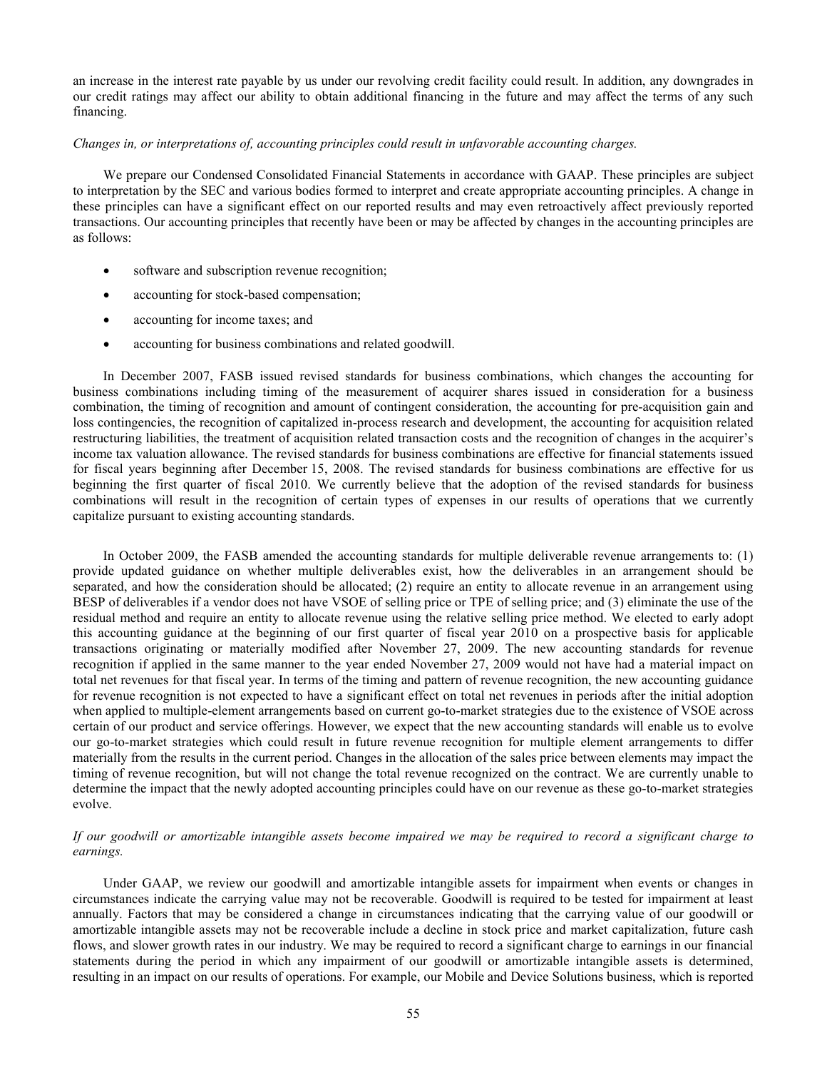an increase in the interest rate payable by us under our revolving credit facility could result. In addition, any downgrades in our credit ratings may affect our ability to obtain additional financing in the future and may affect the terms of any such financing.

*Changes in, or interpretations of, accounting principles could result in unfavorable accounting charges.*

We prepare our Condensed Consolidated Financial Statements in accordance with GAAP. These principles are subject to interpretation by the SEC and various bodies formed to interpret and create appropriate accounting principles. A change in these principles can have a significant effect on our reported results and may even retroactively affect previously reported transactions. Our accounting principles that recently have been or may be affected by changes in the accounting principles are as follows:

- software and subscription revenue recognition;
- accounting for stock-based compensation;
- accounting for income taxes; and
- accounting for business combinations and related goodwill.

In December 2007, FASB issued revised standards for business combinations, which changes the accounting for business combinations including timing of the measurement of acquirer shares issued in consideration for a business combination, the timing of recognition and amount of contingent consideration, the accounting for pre-acquisition gain and loss contingencies, the recognition of capitalized in-process research and development, the accounting for acquisition related restructuring liabilities, the treatment of acquisition related transaction costs and the recognition of changes in the acquirer's income tax valuation allowance. The revised standards for business combinations are effective for financial statements issued for fiscal years beginning after December 15, 2008. The revised standards for business combinations are effective for us beginning the first quarter of fiscal 2010. We currently believe that the adoption of the revised standards for business combinations will result in the recognition of certain types of expenses in our results of operations that we currently capitalize pursuant to existing accounting standards.

In October 2009, the FASB amended the accounting standards for multiple deliverable revenue arrangements to: (1) provide updated guidance on whether multiple deliverables exist, how the deliverables in an arrangement should be separated, and how the consideration should be allocated; (2) require an entity to allocate revenue in an arrangement using BESP of deliverables if a vendor does not have VSOE of selling price or TPE of selling price; and (3) eliminate the use of the residual method and require an entity to allocate revenue using the relative selling price method. We elected to early adopt this accounting guidance at the beginning of our first quarter of fiscal year 2010 on a prospective basis for applicable transactions originating or materially modified after November 27, 2009. The new accounting standards for revenue recognition if applied in the same manner to the year ended November 27, 2009 would not have had a material impact on total net revenues for that fiscal year. In terms of the timing and pattern of revenue recognition, the new accounting guidance for revenue recognition is not expected to have a significant effect on total net revenues in periods after the initial adoption when applied to multiple-element arrangements based on current go-to-market strategies due to the existence of VSOE across certain of our product and service offerings. However, we expect that the new accounting standards will enable us to evolve our go-to-market strategies which could result in future revenue recognition for multiple element arrangements to differ materially from the results in the current period. Changes in the allocation of the sales price between elements may impact the timing of revenue recognition, but will not change the total revenue recognized on the contract. We are currently unable to determine the impact that the newly adopted accounting principles could have on our revenue as these go-to-market strategies evolve.

*If our goodwill or amortizable intangible assets become impaired we may be required to record a significant charge to earnings.*

Under GAAP, we review our goodwill and amortizable intangible assets for impairment when events or changes in circumstances indicate the carrying value may not be recoverable. Goodwill is required to be tested for impairment at least annually. Factors that may be considered a change in circumstances indicating that the carrying value of our goodwill or amortizable intangible assets may not be recoverable include a decline in stock price and market capitalization, future cash flows, and slower growth rates in our industry. We may be required to record a significant charge to earnings in our financial statements during the period in which any impairment of our goodwill or amortizable intangible assets is determined, resulting in an impact on our results of operations. For example, our Mobile and Device Solutions business, which is reported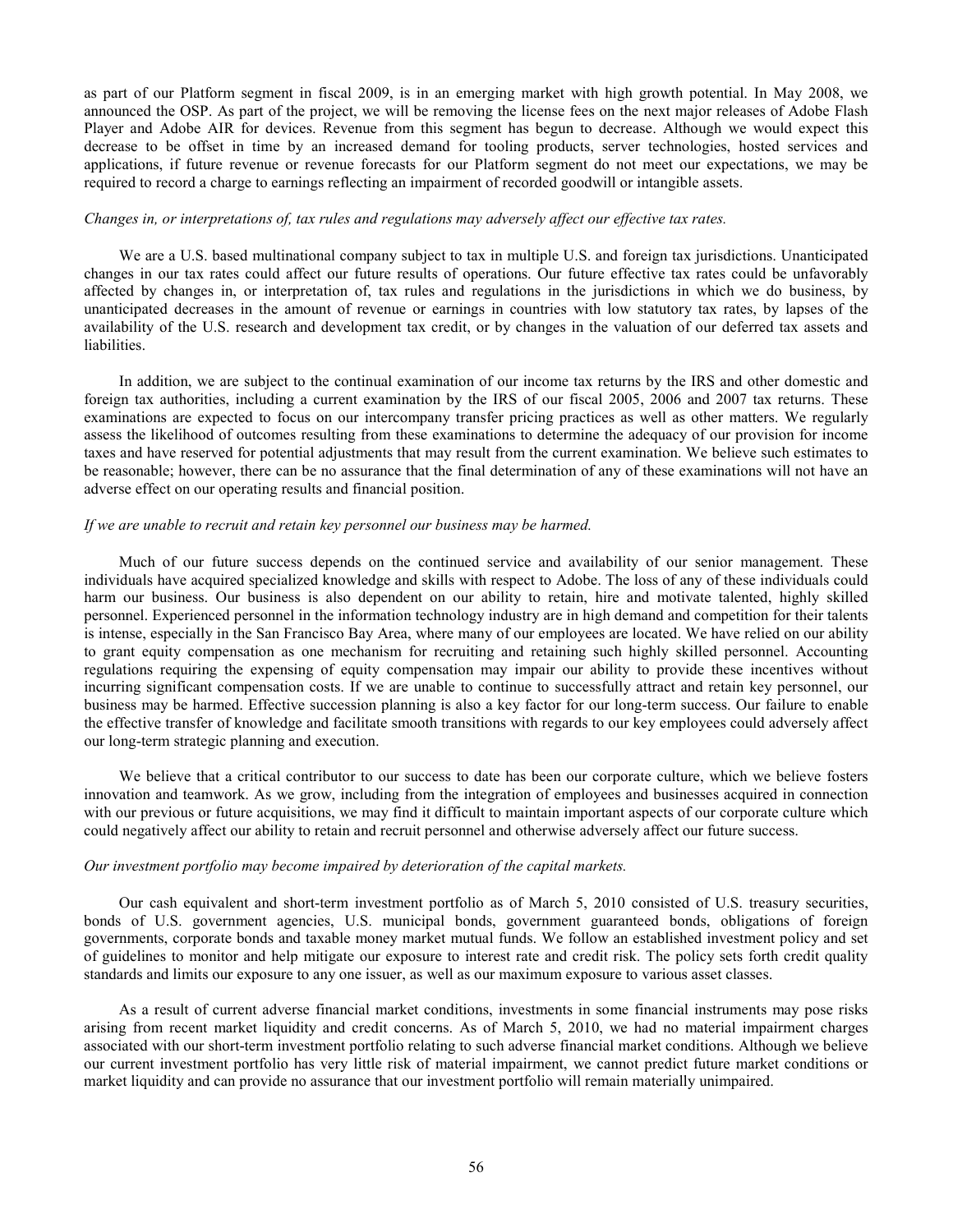as part of our Platform segment in fiscal 2009, is in an emerging market with high growth potential. In May 2008, we announced the OSP. As part of the project, we will be removing the license fees on the next major releases of Adobe Flash Player and Adobe AIR for devices. Revenue from this segment has begun to decrease. Although we would expect this decrease to be offset in time by an increased demand for tooling products, server technologies, hosted services and applications, if future revenue or revenue forecasts for our Platform segment do not meet our expectations, we may be required to record a charge to earnings reflecting an impairment of recorded goodwill or intangible assets.

*Changes in, or interpretations of, tax rules and regulations may adversely affect our effective tax rates.*

We are a U.S. based multinational company subject to tax in multiple U.S. and foreign tax jurisdictions. Unanticipated changes in our tax rates could affect our future results of operations. Our future effective tax rates could be unfavorably affected by changes in, or interpretation of, tax rules and regulations in the jurisdictions in which we do business, by unanticipated decreases in the amount of revenue or earnings in countries with low statutory tax rates, by lapses of the availability of the U.S. research and development tax credit, or by changes in the valuation of our deferred tax assets and liabilities.

In addition, we are subject to the continual examination of our income tax returns by the IRS and other domestic and foreign tax authorities, including a current examination by the IRS of our fiscal 2005, 2006 and 2007 tax returns. These examinations are expected to focus on our intercompany transfer pricing practices as well as other matters. We regularly assess the likelihood of outcomes resulting from these examinations to determine the adequacy of our provision for income taxes and have reserved for potential adjustments that may result from the current examination. We believe such estimates to be reasonable; however, there can be no assurance that the final determination of any of these examinations will not have an adverse effect on our operating results and financial position.

*If we are unable to recruit and retain key personnel our business may be harmed.*

Much of our future success depends on the continued service and availability of our senior management. These individuals have acquired specialized knowledge and skills with respect to Adobe. The loss of any of these individuals could harm our business. Our business is also dependent on our ability to retain, hire and motivate talented, highly skilled personnel. Experienced personnel in the information technology industry are in high demand and competition for their talents is intense, especially in the San Francisco Bay Area, where many of our employees are located. We have relied on our ability to grant equity compensation as one mechanism for recruiting and retaining such highly skilled personnel. Accounting regulations requiring the expensing of equity compensation may impair our ability to provide these incentives without incurring significant compensation costs. If we are unable to continue to successfully attract and retain key personnel, our business may be harmed. Effective succession planning is also a key factor for our long-term success. Our failure to enable the effective transfer of knowledge and facilitate smooth transitions with regards to our key employees could adversely affect our long-term strategic planning and execution.

We believe that a critical contributor to our success to date has been our corporate culture, which we believe fosters innovation and teamwork. As we grow, including from the integration of employees and businesses acquired in connection with our previous or future acquisitions, we may find it difficult to maintain important aspects of our corporate culture which could negatively affect our ability to retain and recruit personnel and otherwise adversely affect our future success.

*Our investment portfolio may become impaired by deterioration of the capital markets.*

Our cash equivalent and short-term investment portfolio as of March 5, 2010 consisted of U.S. treasury securities, bonds of U.S. government agencies, U.S. municipal bonds, government guaranteed bonds, obligations of foreign governments, corporate bonds and taxable money market mutual funds. We follow an established investment policy and set of guidelines to monitor and help mitigate our exposure to interest rate and credit risk. The policy sets forth credit quality standards and limits our exposure to any one issuer, as well as our maximum exposure to various asset classes.

As a result of current adverse financial market conditions, investments in some financial instruments may pose risks arising from recent market liquidity and credit concerns. As of March 5, 2010, we had no material impairment charges associated with our short-term investment portfolio relating to such adverse financial market conditions. Although we believe our current investment portfolio has very little risk of material impairment, we cannot predict future market conditions or market liquidity and can provide no assurance that our investment portfolio will remain materially unimpaired.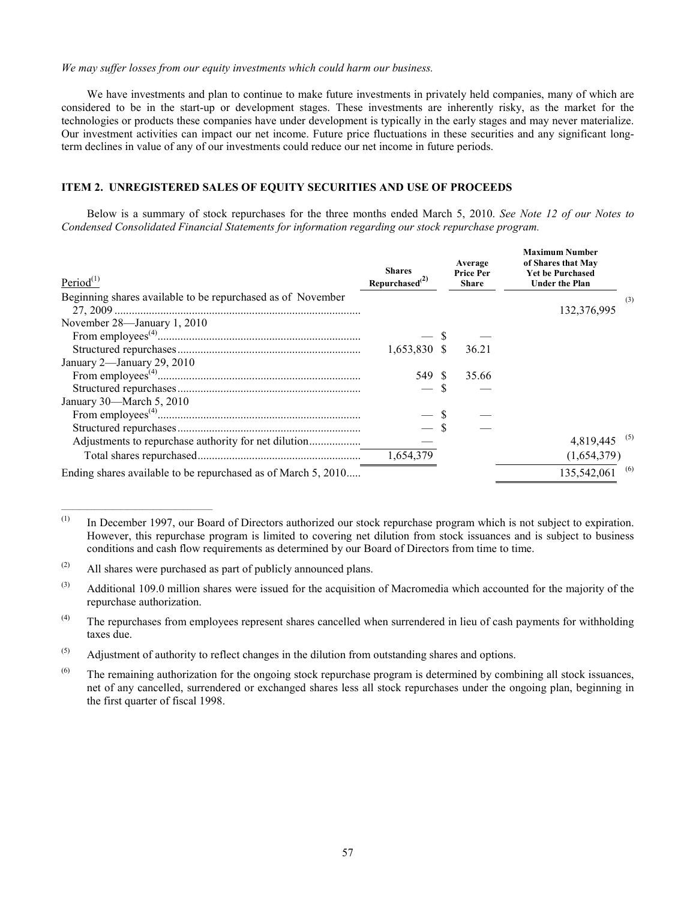*We may suffer losses from our equity investments which could harm our business.*

We have investments and plan to continue to make future investments in privately held companies, many of which are considered to be in the start-up or development stages. These investments are inherently risky, as the market for the technologies or products these companies have under development is typically in the early stages and may never materialize. Our investment activities can impact our net income. Future price fluctuations in these securities and any significant long-term declines in value of any of our investments could reduce our net income in future periods.

## ITEM 2. UNREGISTERED SALES OF EQUITY SECURITIES AND USE OF PROCEEDS

Below is a summary of stock repurchases for the three months ended March 5, 2010. *See Note 12 of our Notes to Condensed Consolidated Financial Statements for information regarding our stock repurchase program.*

| Period[(1)] | Shares Repurchased[(2)] | Average Price Per Share | Maximum Number of Shares that May Yet be Purchased Under the Plan |
|---|---|---|---|
| Beginning shares available to be repurchased as of November 27, 2009 | | | 132,376,995 [(3)] |
| November 28—January 1, 2010 | | | |
| From employees[(4)] | — | $ — | |
| Structured repurchases | 1,653,830 | $ 36.21 | |
| January 2—January 29, 2010 | | | |
| From employees[(4)] | 549 | $ 35.66 | |
| Structured repurchases | — | $ — | |
| January 30—March 5, 2010 | | | |
| From employees[(4)] | — | $ — | |
| Structured repurchases | — | $ — | |
| Adjustments to repurchase authority for net dilution | — | | 4,819,445 [(5)] |
| Total shares repurchased | 1,654,379 | | (1,654,379) |
| Ending shares available to be repurchased as of March 5, 2010 | | | 135,542,061 [(6)] |

(1) In December 1997, our Board of Directors authorized our stock repurchase program which is not subject to expiration. However, this repurchase program is limited to covering net dilution from stock issuances and is subject to business conditions and cash flow requirements as determined by our Board of Directors from time to time.

(2) All shares were purchased as part of publicly announced plans.

(3) Additional 109.0 million shares were issued for the acquisition of Macromedia which accounted for the majority of the repurchase authorization.

(4) The repurchases from employees represent shares cancelled when surrendered in lieu of cash payments for withholding taxes due.

(5) Adjustment of authority to reflect changes in the dilution from outstanding shares and options.

(6) The remaining authorization for the ongoing stock repurchase program is determined by combining all stock issuances, net of any cancelled, surrendered or exchanged shares less all stock repurchases under the ongoing plan, beginning in the first quarter of fiscal 1998.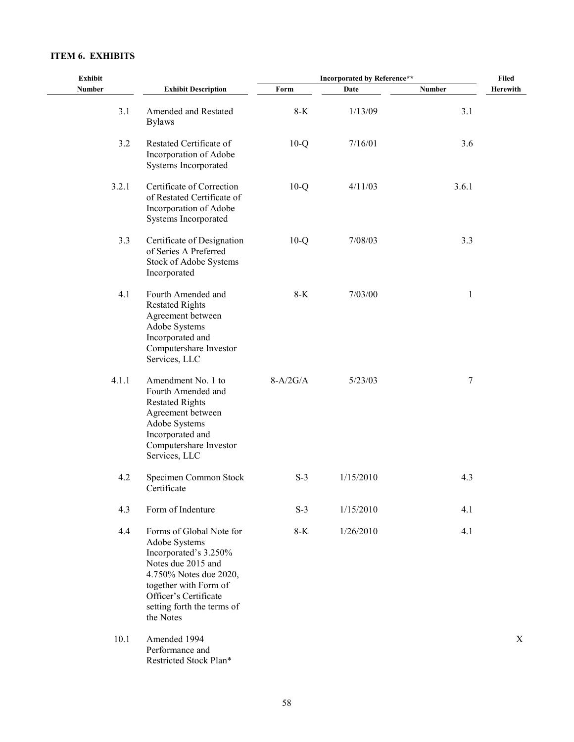**ITEM 6. EXHIBITS**

| Exhibit Number | Exhibit Description | Incorporated by Reference** | | | Filed Herewith |
|---|---|---|---|---|---|
| | | Form | Date | Number | |
| 3.1 | Amended and Restated Bylaws | 8-K | 1/13/09 | 3.1 | |
| 3.2 | Restated Certificate of Incorporation of Adobe Systems Incorporated | 10-Q | 7/16/01 | 3.6 | |
| 3.2.1 | Certificate of Correction of Restated Certificate of Incorporation of Adobe Systems Incorporated | 10-Q | 4/11/03 | 3.6.1 | |
| 3.3 | Certificate of Designation of Series A Preferred Stock of Adobe Systems Incorporated | 10-Q | 7/08/03 | 3.3 | |
| 4.1 | Fourth Amended and Restated Rights Agreement between Adobe Systems Incorporated and Computershare Investor Services, LLC | 8-K | 7/03/00 | 1 | |
| 4.1.1 | Amendment No. 1 to Fourth Amended and Restated Rights Agreement between Adobe Systems Incorporated and Computershare Investor Services, LLC | 8-A/2G/A | 5/23/03 | 7 | |
| 4.2 | Specimen Common Stock Certificate | S-3 | 1/15/2010 | 4.3 | |
| 4.3 | Form of Indenture | S-3 | 1/15/2010 | 4.1 | |
| 4.4 | Forms of Global Note for Adobe Systems Incorporated's 3.250% Notes due 2015 and 4.750% Notes due 2020, together with Form of Officer's Certificate setting forth the terms of the Notes | 8-K | 1/26/2010 | 4.1 | |
| 10.1 | Amended 1994 Performance and Restricted Stock Plan* | | | | X |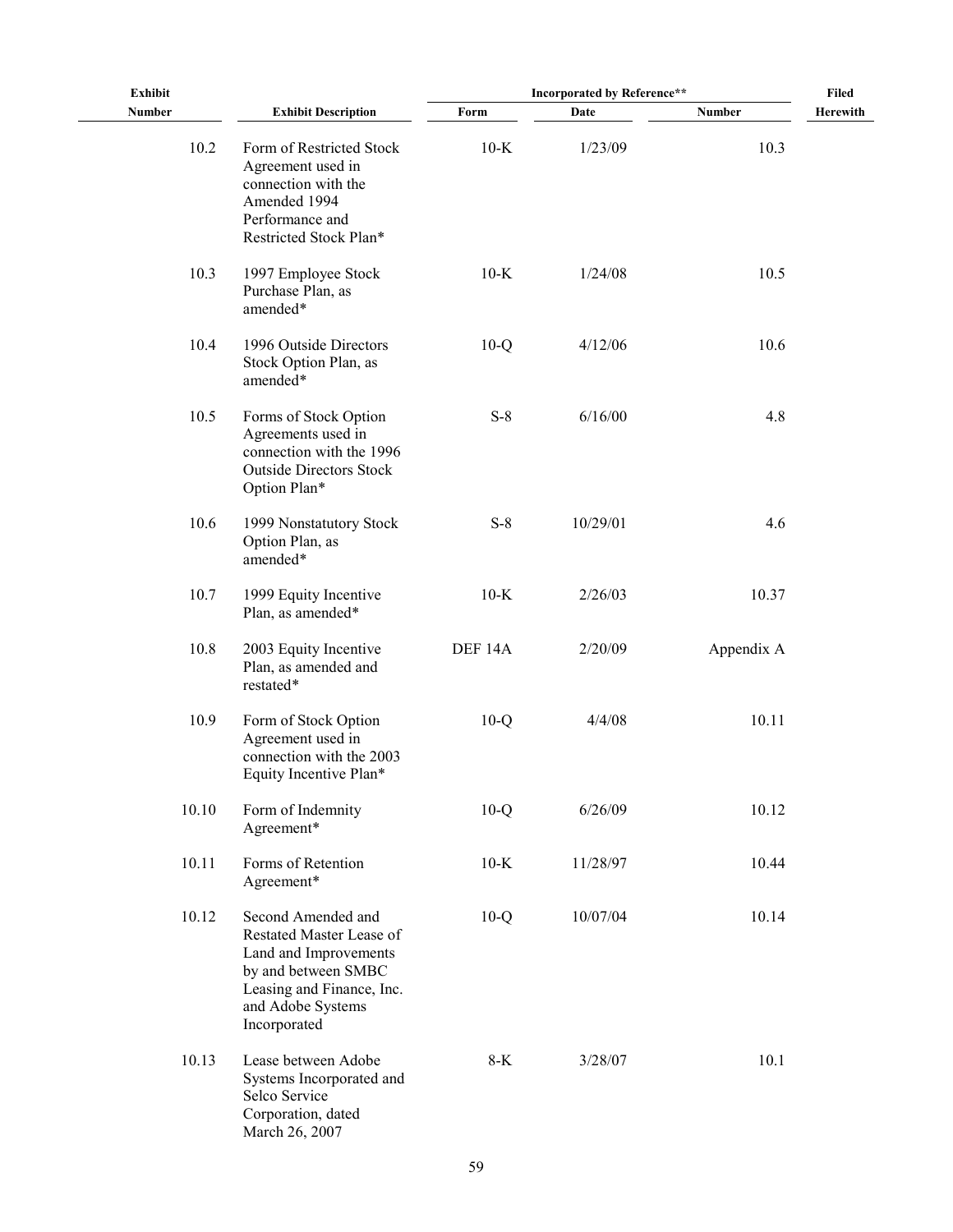| Exhibit Number | Exhibit Description | Incorporated by Reference** | | | Filed Herewith |
|---|---|---|---|---|---|
| | | Form | Date | Number | |
| 10.2 | Form of Restricted Stock Agreement used in connection with the Amended 1994 Performance and Restricted Stock Plan* | 10-K | 1/23/09 | 10.3 | |
| 10.3 | 1997 Employee Stock Purchase Plan, as amended* | 10-K | 1/24/08 | 10.5 | |
| 10.4 | 1996 Outside Directors Stock Option Plan, as amended* | 10-Q | 4/12/06 | 10.6 | |
| 10.5 | Forms of Stock Option Agreements used in connection with the 1996 Outside Directors Stock Option Plan* | S-8 | 6/16/00 | 4.8 | |
| 10.6 | 1999 Nonstatutory Stock Option Plan, as amended* | S-8 | 10/29/01 | 4.6 | |
| 10.7 | 1999 Equity Incentive Plan, as amended* | 10-K | 2/26/03 | 10.37 | |
| 10.8 | 2003 Equity Incentive Plan, as amended and restated* | DEF 14A | 2/20/09 | Appendix A | |
| 10.9 | Form of Stock Option Agreement used in connection with the 2003 Equity Incentive Plan* | 10-Q | 4/4/08 | 10.11 | |
| 10.10 | Form of Indemnity Agreement* | 10-Q | 6/26/09 | 10.12 | |
| 10.11 | Forms of Retention Agreement* | 10-K | 11/28/97 | 10.44 | |
| 10.12 | Second Amended and Restated Master Lease of Land and Improvements by and between SMBC Leasing and Finance, Inc. and Adobe Systems Incorporated | 10-Q | 10/07/04 | 10.14 | |
| 10.13 | Lease between Adobe Systems Incorporated and Selco Service Corporation, dated March 26, 2007 | 8-K | 3/28/07 | 10.1 | |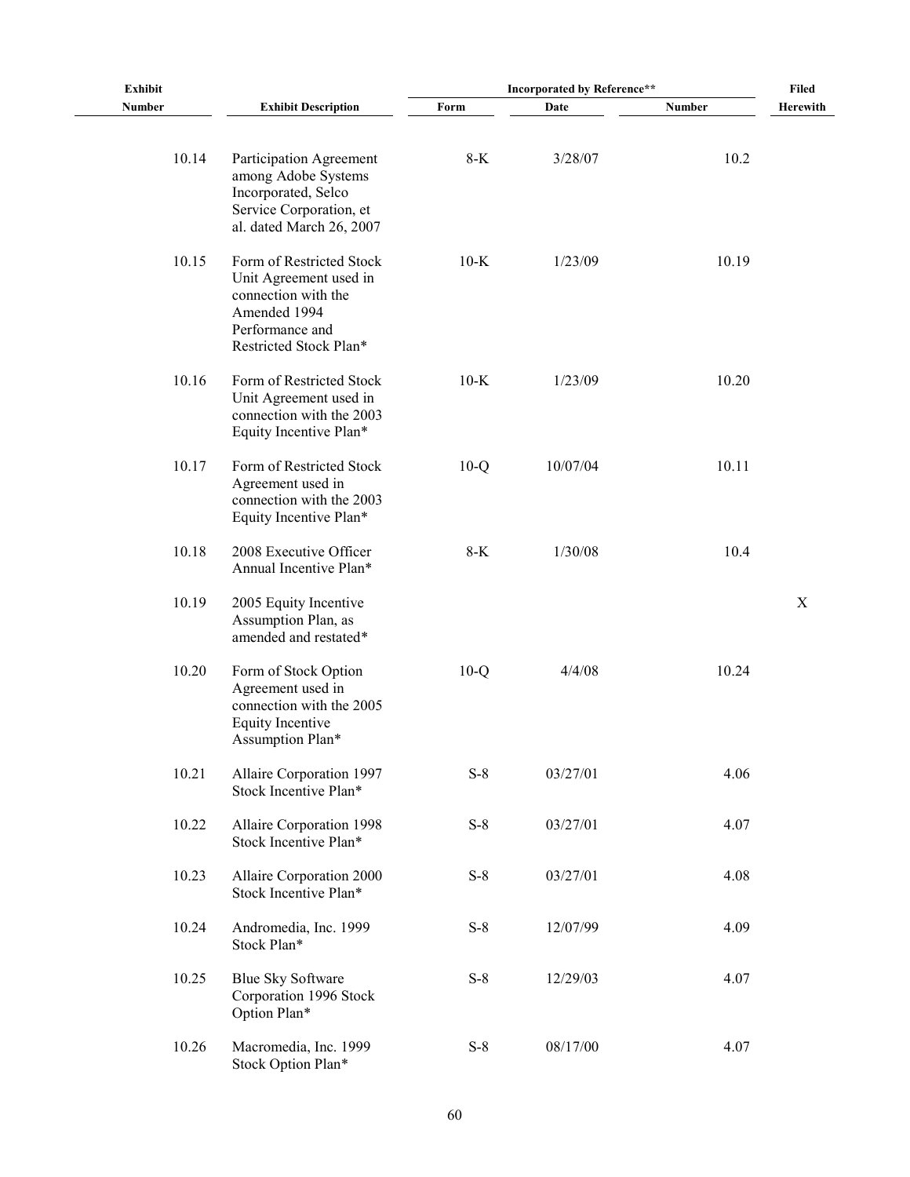| Exhibit Number | Exhibit Description | Incorporated by Reference** Form | Date | Number | Filed Herewith |
|---|---|---|---|---|---|
| 10.14 | Participation Agreement among Adobe Systems Incorporated, Selco Service Corporation, et al. dated March 26, 2007 | 8-K | 3/28/07 | 10.2 | |
| 10.15 | Form of Restricted Stock Unit Agreement used in connection with the Amended 1994 Performance and Restricted Stock Plan* | 10-K | 1/23/09 | 10.19 | |
| 10.16 | Form of Restricted Stock Unit Agreement used in connection with the 2003 Equity Incentive Plan* | 10-K | 1/23/09 | 10.20 | |
| 10.17 | Form of Restricted Stock Agreement used in connection with the 2003 Equity Incentive Plan* | 10-Q | 10/07/04 | 10.11 | |
| 10.18 | 2008 Executive Officer Annual Incentive Plan* | 8-K | 1/30/08 | 10.4 | |
| 10.19 | 2005 Equity Incentive Assumption Plan, as amended and restated* | | | | X |
| 10.20 | Form of Stock Option Agreement used in connection with the 2005 Equity Incentive Assumption Plan* | 10-Q | 4/4/08 | 10.24 | |
| 10.21 | Allaire Corporation 1997 Stock Incentive Plan* | S-8 | 03/27/01 | 4.06 | |
| 10.22 | Allaire Corporation 1998 Stock Incentive Plan* | S-8 | 03/27/01 | 4.07 | |
| 10.23 | Allaire Corporation 2000 Stock Incentive Plan* | S-8 | 03/27/01 | 4.08 | |
| 10.24 | Andromedia, Inc. 1999 Stock Plan* | S-8 | 12/07/99 | 4.09 | |
| 10.25 | Blue Sky Software Corporation 1996 Stock Option Plan* | S-8 | 12/29/03 | 4.07 | |
| 10.26 | Macromedia, Inc. 1999 Stock Option Plan* | S-8 | 08/17/00 | 4.07 | |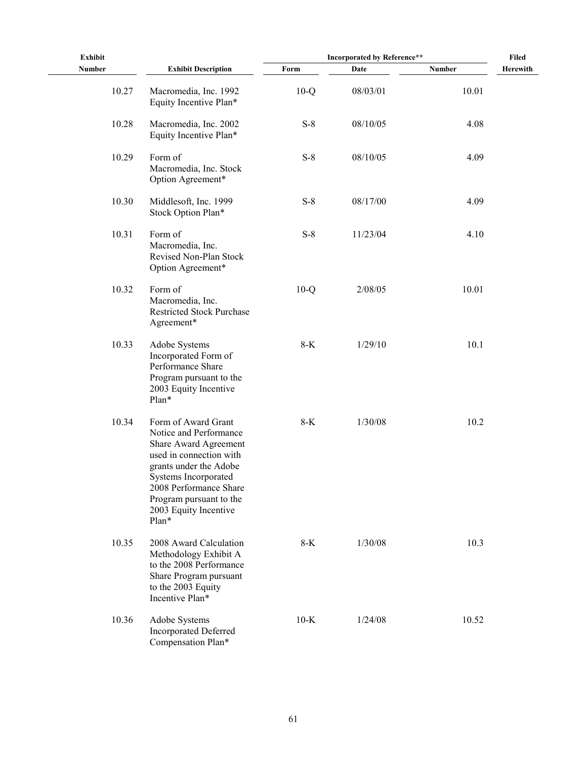| Exhibit Number | Exhibit Description | Incorporated by Reference** | | | Filed Herewith |
|---|---|---|---|---|---|
| | | Form | Date | Number | |
| 10.27 | Macromedia, Inc. 1992 Equity Incentive Plan* | 10-Q | 08/03/01 | 10.01 | |
| 10.28 | Macromedia, Inc. 2002 Equity Incentive Plan* | S-8 | 08/10/05 | 4.08 | |
| 10.29 | Form of Macromedia, Inc. Stock Option Agreement* | S-8 | 08/10/05 | 4.09 | |
| 10.30 | Middlesoft, Inc. 1999 Stock Option Plan* | S-8 | 08/17/00 | 4.09 | |
| 10.31 | Form of Macromedia, Inc. Revised Non-Plan Stock Option Agreement* | S-8 | 11/23/04 | 4.10 | |
| 10.32 | Form of Macromedia, Inc. Restricted Stock Purchase Agreement* | 10-Q | 2/08/05 | 10.01 | |
| 10.33 | Adobe Systems Incorporated Form of Performance Share Program pursuant to the 2003 Equity Incentive Plan* | 8-K | 1/29/10 | 10.1 | |
| 10.34 | Form of Award Grant Notice and Performance Share Award Agreement used in connection with grants under the Adobe Systems Incorporated 2008 Performance Share Program pursuant to the 2003 Equity Incentive Plan* | 8-K | 1/30/08 | 10.2 | |
| 10.35 | 2008 Award Calculation Methodology Exhibit A to the 2008 Performance Share Program pursuant to the 2003 Equity Incentive Plan* | 8-K | 1/30/08 | 10.3 | |
| 10.36 | Adobe Systems Incorporated Deferred Compensation Plan* | 10-K | 1/24/08 | 10.52 | |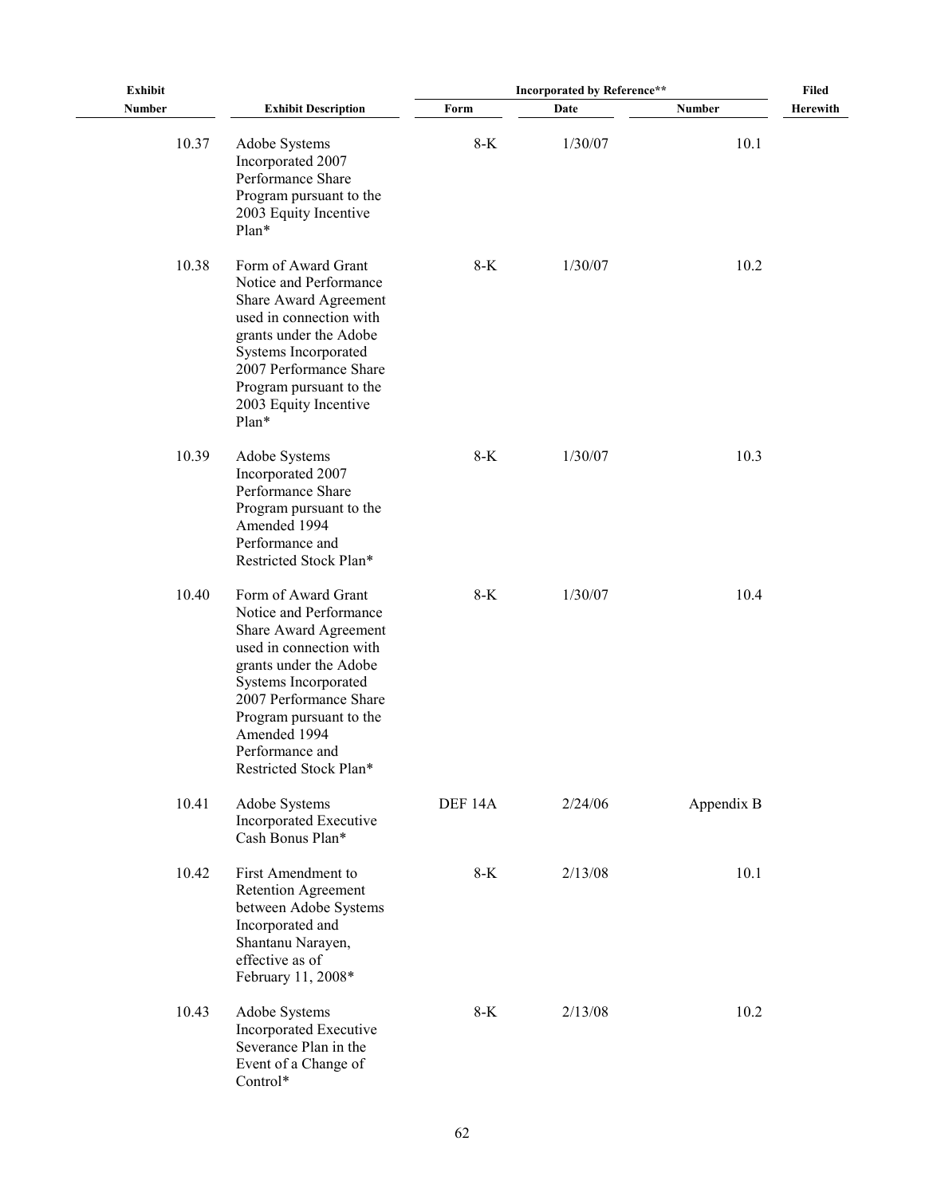| Exhibit Number | Exhibit Description | Incorporated by Reference** | | | Filed Herewith |
|---|---|---|---|---|---|
| | | Form | Date | Number | |
| 10.37 | Adobe Systems Incorporated 2007 Performance Share Program pursuant to the 2003 Equity Incentive Plan* | 8-K | 1/30/07 | 10.1 | |
| 10.38 | Form of Award Grant Notice and Performance Share Award Agreement used in connection with grants under the Adobe Systems Incorporated 2007 Performance Share Program pursuant to the 2003 Equity Incentive Plan* | 8-K | 1/30/07 | 10.2 | |
| 10.39 | Adobe Systems Incorporated 2007 Performance Share Program pursuant to the Amended 1994 Performance and Restricted Stock Plan* | 8-K | 1/30/07 | 10.3 | |
| 10.40 | Form of Award Grant Notice and Performance Share Award Agreement used in connection with grants under the Adobe Systems Incorporated 2007 Performance Share Program pursuant to the Amended 1994 Performance and Restricted Stock Plan* | 8-K | 1/30/07 | 10.4 | |
| 10.41 | Adobe Systems Incorporated Executive Cash Bonus Plan* | DEF 14A | 2/24/06 | Appendix B | |
| 10.42 | First Amendment to Retention Agreement between Adobe Systems Incorporated and Shantanu Narayen, effective as of February 11, 2008* | 8-K | 2/13/08 | 10.1 | |
| 10.43 | Adobe Systems Incorporated Executive Severance Plan in the Event of a Change of Control* | 8-K | 2/13/08 | 10.2 | |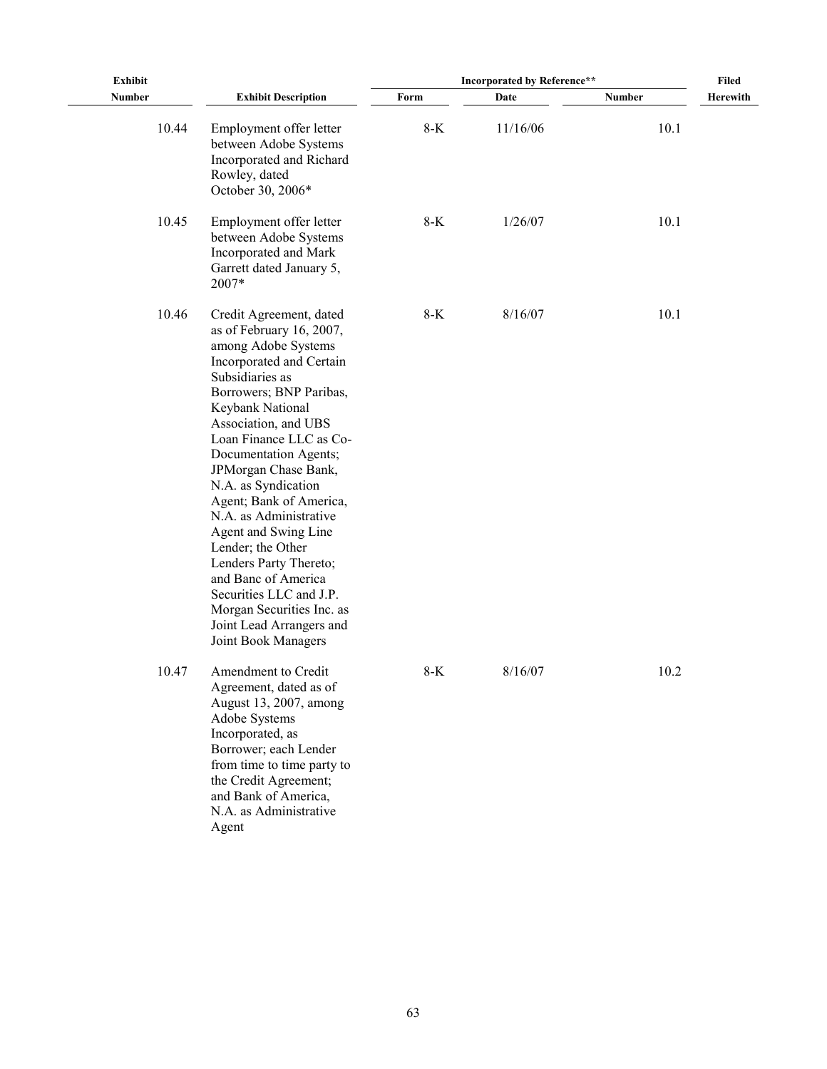| Exhibit Number | Exhibit Description | Incorporated by Reference** | | | Filed Herewith |
|---|---|---|---|---|---|
| | | Form | Date | Number | |
| 10.44 | Employment offer letter between Adobe Systems Incorporated and Richard Rowley, dated October 30, 2006* | 8-K | 11/16/06 | 10.1 | |
| 10.45 | Employment offer letter between Adobe Systems Incorporated and Mark Garrett dated January 5, 2007* | 8-K | 1/26/07 | 10.1 | |
| 10.46 | Credit Agreement, dated as of February 16, 2007, among Adobe Systems Incorporated and Certain Subsidiaries as Borrowers; BNP Paribas, Keybank National Association, and UBS Loan Finance LLC as Co-Documentation Agents; JPMorgan Chase Bank, N.A. as Syndication Agent; Bank of America, N.A. as Administrative Agent and Swing Line Lender; the Other Lenders Party Thereto; and Banc of America Securities LLC and J.P. Morgan Securities Inc. as Joint Lead Arrangers and Joint Book Managers | 8-K | 8/16/07 | 10.1 | |
| 10.47 | Amendment to Credit Agreement, dated as of August 13, 2007, among Adobe Systems Incorporated, as Borrower; each Lender from time to time party to the Credit Agreement; and Bank of America, N.A. as Administrative Agent | 8-K | 8/16/07 | 10.2 | |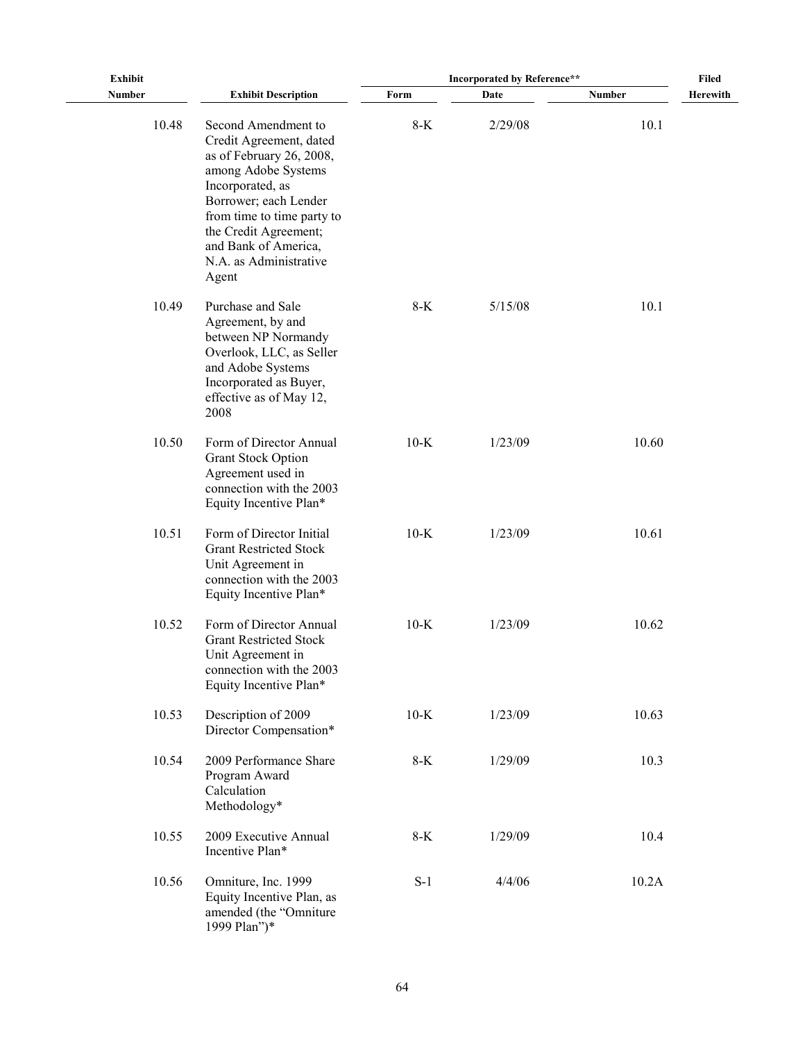| Exhibit Number | Exhibit Description | Incorporated by Reference** | | | Filed Herewith |
|---|---|---|---|---|---|
| | | Form | Date | Number | |
| 10.48 | Second Amendment to Credit Agreement, dated as of February 26, 2008, among Adobe Systems Incorporated, as Borrower; each Lender from time to time party to the Credit Agreement; and Bank of America, N.A. as Administrative Agent | 8-K | 2/29/08 | 10.1 | |
| 10.49 | Purchase and Sale Agreement, by and between NP Normandy Overlook, LLC, as Seller and Adobe Systems Incorporated as Buyer, effective as of May 12, 2008 | 8-K | 5/15/08 | 10.1 | |
| 10.50 | Form of Director Annual Grant Stock Option Agreement used in connection with the 2003 Equity Incentive Plan* | 10-K | 1/23/09 | 10.60 | |
| 10.51 | Form of Director Initial Grant Restricted Stock Unit Agreement in connection with the 2003 Equity Incentive Plan* | 10-K | 1/23/09 | 10.61 | |
| 10.52 | Form of Director Annual Grant Restricted Stock Unit Agreement in connection with the 2003 Equity Incentive Plan* | 10-K | 1/23/09 | 10.62 | |
| 10.53 | Description of 2009 Director Compensation* | 10-K | 1/23/09 | 10.63 | |
| 10.54 | 2009 Performance Share Program Award Calculation Methodology* | 8-K | 1/29/09 | 10.3 | |
| 10.55 | 2009 Executive Annual Incentive Plan* | 8-K | 1/29/09 | 10.4 | |
| 10.56 | Omniture, Inc. 1999 Equity Incentive Plan, as amended (the "Omniture 1999 Plan")* | S-1 | 4/4/06 | 10.2A | |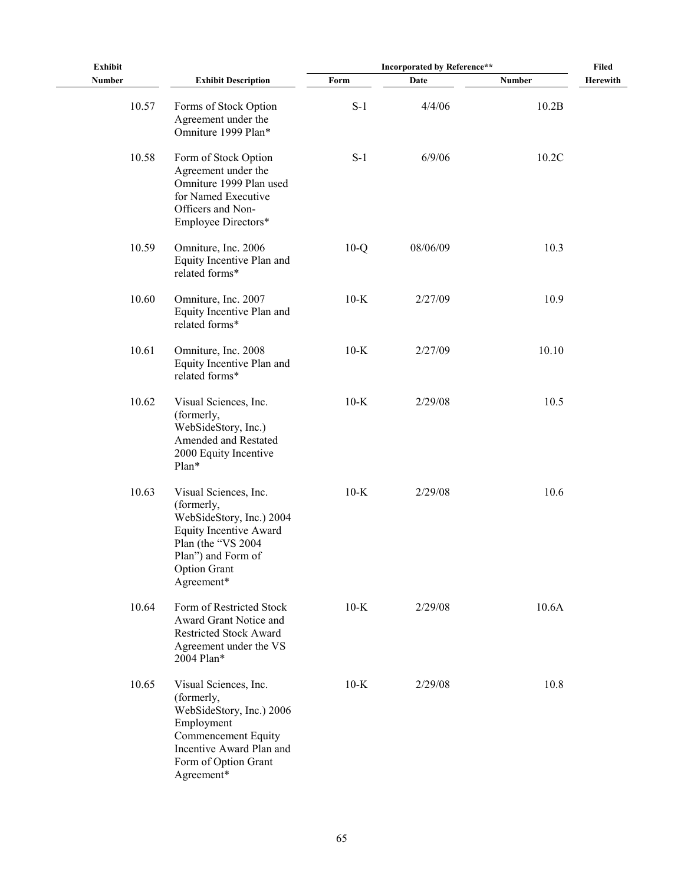| Exhibit Number | Exhibit Description | Incorporated by Reference** | | | Filed Herewith |
|---|---|---|---|---|---|
| | | Form | Date | Number | |
| 10.57 | Forms of Stock Option Agreement under the Omniture 1999 Plan* | S-1 | 4/4/06 | 10.2B | |
| 10.58 | Form of Stock Option Agreement under the Omniture 1999 Plan used for Named Executive Officers and Non-Employee Directors* | S-1 | 6/9/06 | 10.2C | |
| 10.59 | Omniture, Inc. 2006 Equity Incentive Plan and related forms* | 10-Q | 08/06/09 | 10.3 | |
| 10.60 | Omniture, Inc. 2007 Equity Incentive Plan and related forms* | 10-K | 2/27/09 | 10.9 | |
| 10.61 | Omniture, Inc. 2008 Equity Incentive Plan and related forms* | 10-K | 2/27/09 | 10.10 | |
| 10.62 | Visual Sciences, Inc. (formerly, WebSideStory, Inc.) Amended and Restated 2000 Equity Incentive Plan* | 10-K | 2/29/08 | 10.5 | |
| 10.63 | Visual Sciences, Inc. (formerly, WebSideStory, Inc.) 2004 Equity Incentive Award Plan (the "VS 2004 Plan") and Form of Option Grant Agreement* | 10-K | 2/29/08 | 10.6 | |
| 10.64 | Form of Restricted Stock Award Grant Notice and Restricted Stock Award Agreement under the VS 2004 Plan* | 10-K | 2/29/08 | 10.6A | |
| 10.65 | Visual Sciences, Inc. (formerly, WebSideStory, Inc.) 2006 Employment Commencement Equity Incentive Award Plan and Form of Option Grant Agreement* | 10-K | 2/29/08 | 10.8 | |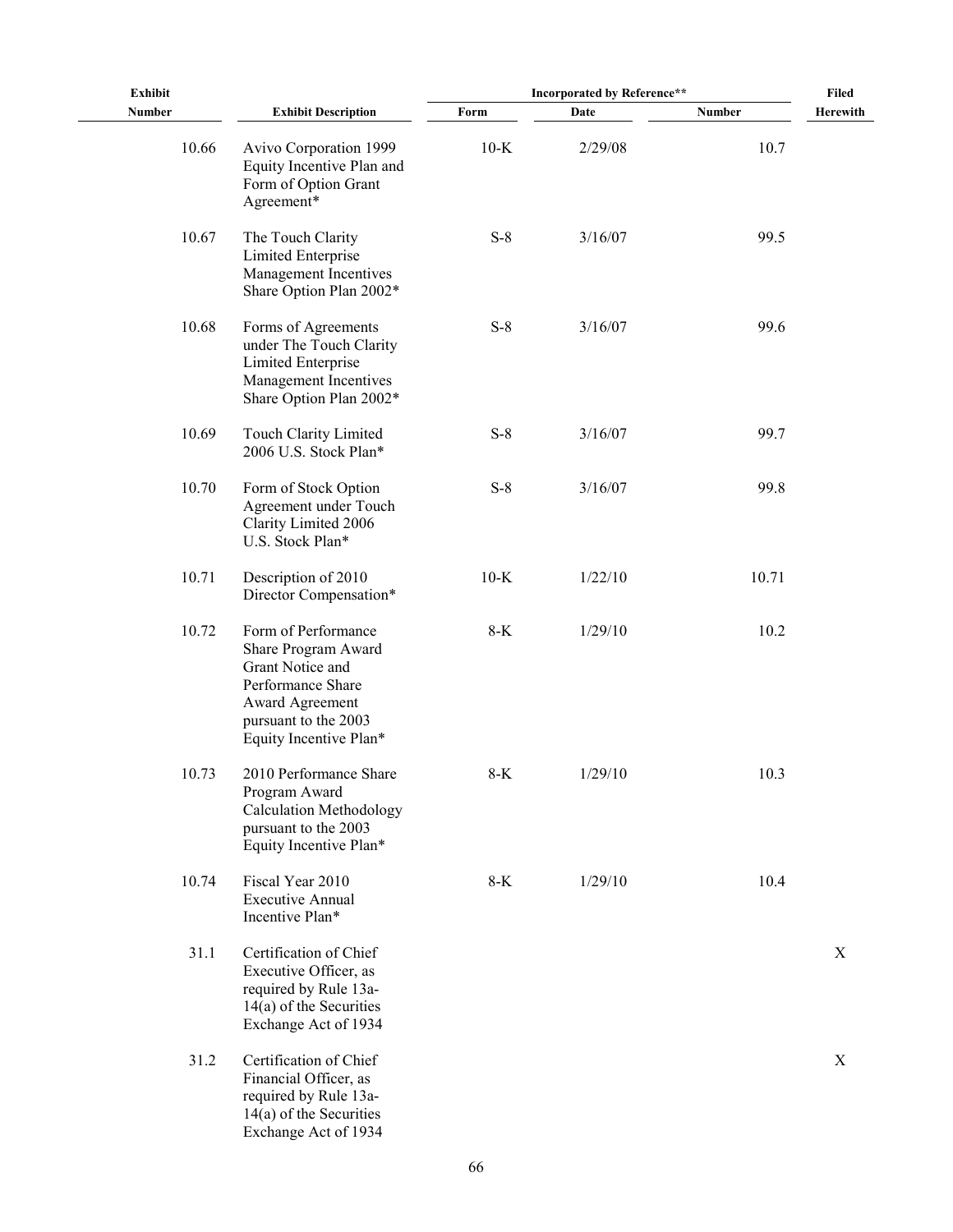| Exhibit Number | Exhibit Description | Incorporated by Reference** | | | Filed Herewith |
| --- | --- | --- | --- | --- | --- |
| | | Form | Date | Number | |
| 10.66 | Avivo Corporation 1999 Equity Incentive Plan and Form of Option Grant Agreement* | 10-K | 2/29/08 | 10.7 | |
| 10.67 | The Touch Clarity Limited Enterprise Management Incentives Share Option Plan 2002* | S-8 | 3/16/07 | 99.5 | |
| 10.68 | Forms of Agreements under The Touch Clarity Limited Enterprise Management Incentives Share Option Plan 2002* | S-8 | 3/16/07 | 99.6 | |
| 10.69 | Touch Clarity Limited 2006 U.S. Stock Plan* | S-8 | 3/16/07 | 99.7 | |
| 10.70 | Form of Stock Option Agreement under Touch Clarity Limited 2006 U.S. Stock Plan* | S-8 | 3/16/07 | 99.8 | |
| 10.71 | Description of 2010 Director Compensation* | 10-K | 1/22/10 | 10.71 | |
| 10.72 | Form of Performance Share Program Award Grant Notice and Performance Share Award Agreement pursuant to the 2003 Equity Incentive Plan* | 8-K | 1/29/10 | 10.2 | |
| 10.73 | 2010 Performance Share Program Award Calculation Methodology pursuant to the 2003 Equity Incentive Plan* | 8-K | 1/29/10 | 10.3 | |
| 10.74 | Fiscal Year 2010 Executive Annual Incentive Plan* | 8-K | 1/29/10 | 10.4 | |
| 31.1 | Certification of Chief Executive Officer, as required by Rule 13a-14(a) of the Securities Exchange Act of 1934 | | | | X |
| 31.2 | Certification of Chief Financial Officer, as required by Rule 13a-14(a) of the Securities Exchange Act of 1934 | | | | X |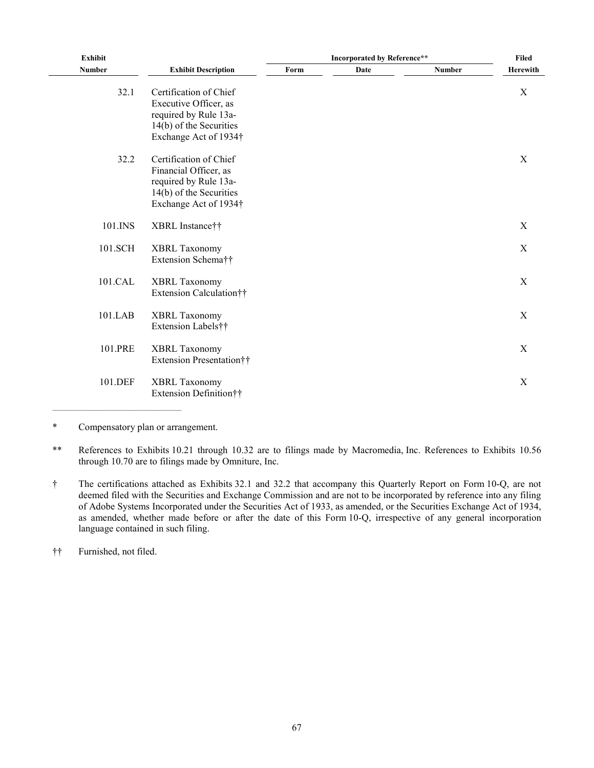| Exhibit Number | Exhibit Description | Incorporated by Reference** | | | Filed Herewith |
|---|---|---|---|---|---|
| | | Form | Date | Number | |
| 32.1 | Certification of Chief Executive Officer, as required by Rule 13a-14(b) of the Securities Exchange Act of 1934† | | | | X |
| 32.2 | Certification of Chief Financial Officer, as required by Rule 13a-14(b) of the Securities Exchange Act of 1934† | | | | X |
| 101.INS | XBRL Instance†† | | | | X |
| 101.SCH | XBRL Taxonomy Extension Schema†† | | | | X |
| 101.CAL | XBRL Taxonomy Extension Calculation†† | | | | X |
| 101.LAB | XBRL Taxonomy Extension Labels†† | | | | X |
| 101.PRE | XBRL Taxonomy Extension Presentation†† | | | | X |
| 101.DEF | XBRL Taxonomy Extension Definition†† | | | | X |

\* Compensatory plan or arrangement.

** References to Exhibits 10.21 through 10.32 are to filings made by Macromedia, Inc. References to Exhibits 10.56 through 10.70 are to filings made by Omniture, Inc.

† The certifications attached as Exhibits 32.1 and 32.2 that accompany this Quarterly Report on Form 10-Q, are not deemed filed with the Securities and Exchange Commission and are not to be incorporated by reference into any filing of Adobe Systems Incorporated under the Securities Act of 1933, as amended, or the Securities Exchange Act of 1934, as amended, whether made before or after the date of this Form 10-Q, irrespective of any general incorporation language contained in such filing.

†† Furnished, not filed.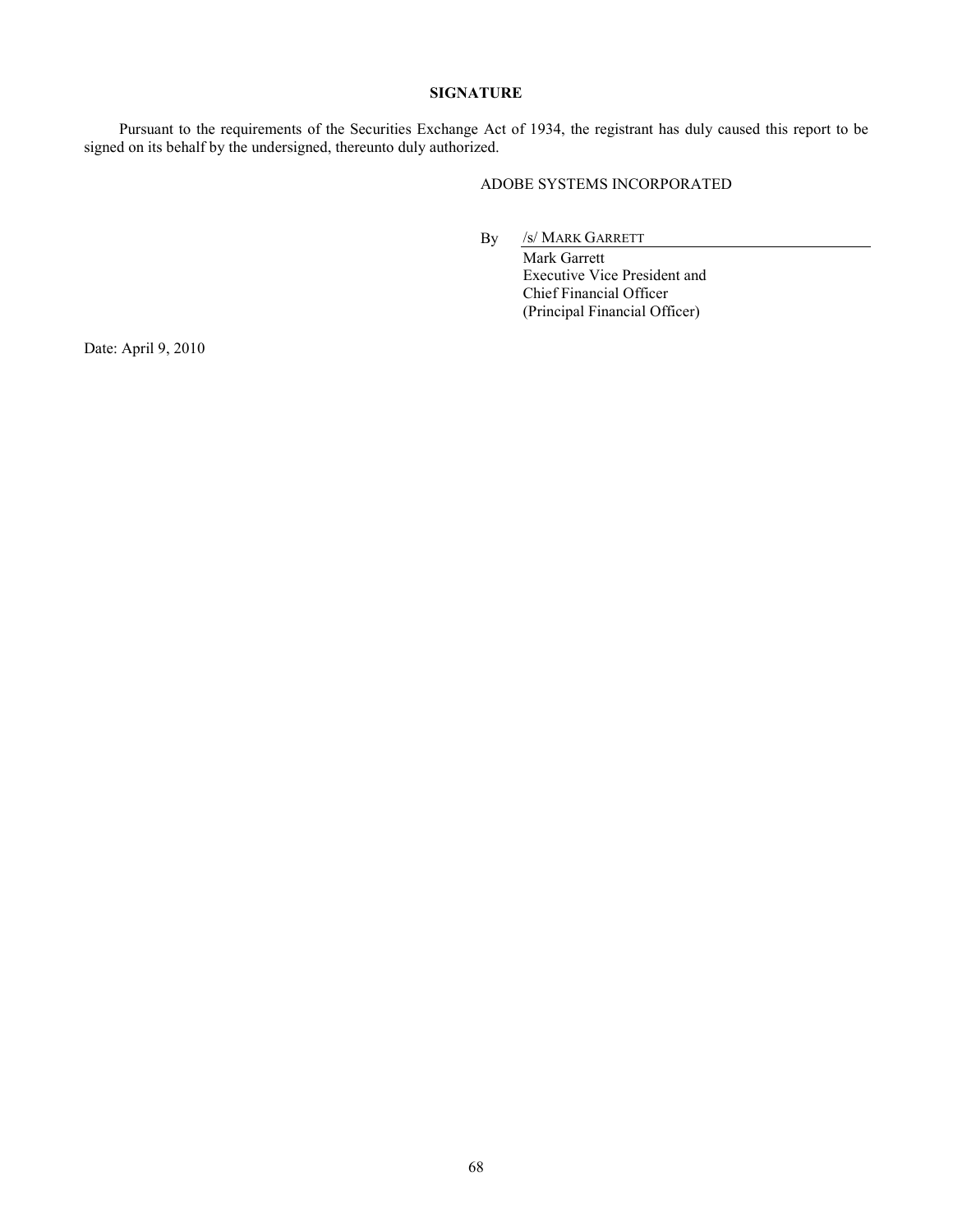**SIGNATURE**

Pursuant to the requirements of the Securities Exchange Act of 1934, the registrant has duly caused this report to be signed on its behalf by the undersigned, thereunto duly authorized.

ADOBE SYSTEMS INCORPORATED

By /s/ MARK GARRETT

Mark Garrett
Executive Vice President and
Chief Financial Officer
(Principal Financial Officer)

Date: April 9, 2010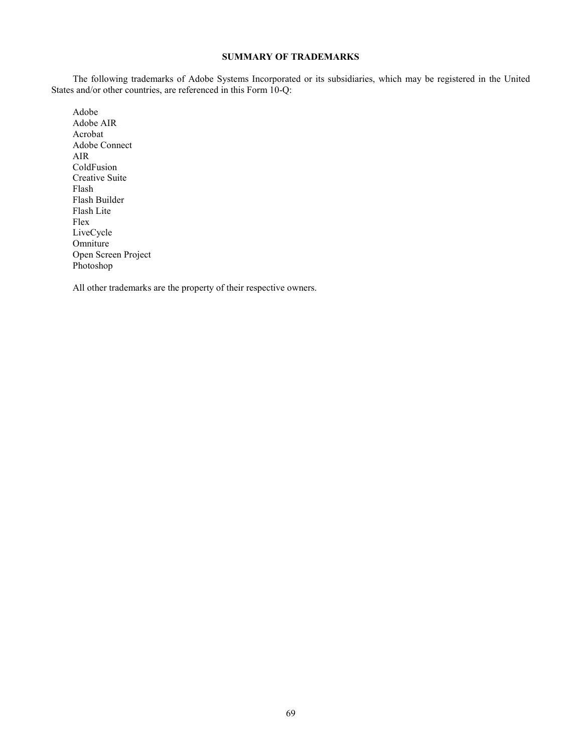## SUMMARY OF TRADEMARKS

The following trademarks of Adobe Systems Incorporated or its subsidiaries, which may be registered in the United States and/or other countries, are referenced in this Form 10-Q:

Adobe
Adobe AIR
Acrobat
Adobe Connect
AIR
ColdFusion
Creative Suite
Flash
Flash Builder
Flash Lite
Flex
LiveCycle
Omniture
Open Screen Project
Photoshop

All other trademarks are the property of their respective owners.